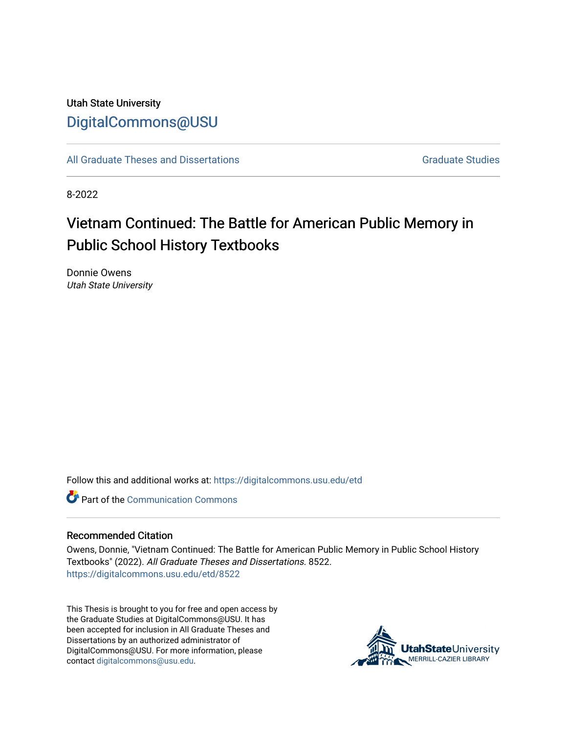Utah State University

DigitalCommons@USU

All Graduate Theses and Dissertations

Graduate Studies

8-2022

# Vietnam Continued: The Battle for American Public Memory in Public School History Textbooks

Donnie Owens
*Utah State University*

Follow this and additional works at: https://digitalcommons.usu.edu/etd

Part of the Communication Commons

## Recommended Citation

Owens, Donnie, "Vietnam Continued: The Battle for American Public Memory in Public School History Textbooks" (2022). *All Graduate Theses and Dissertations*. 8522.
https://digitalcommons.usu.edu/etd/8522

This Thesis is brought to you for free and open access by the Graduate Studies at DigitalCommons@USU. It has been accepted for inclusion in All Graduate Theses and Dissertations by an authorized administrator of DigitalCommons@USU. For more information, please contact digitalcommons@usu.edu.

UtahStateUniversity
MERRILL-CAZIER LIBRARY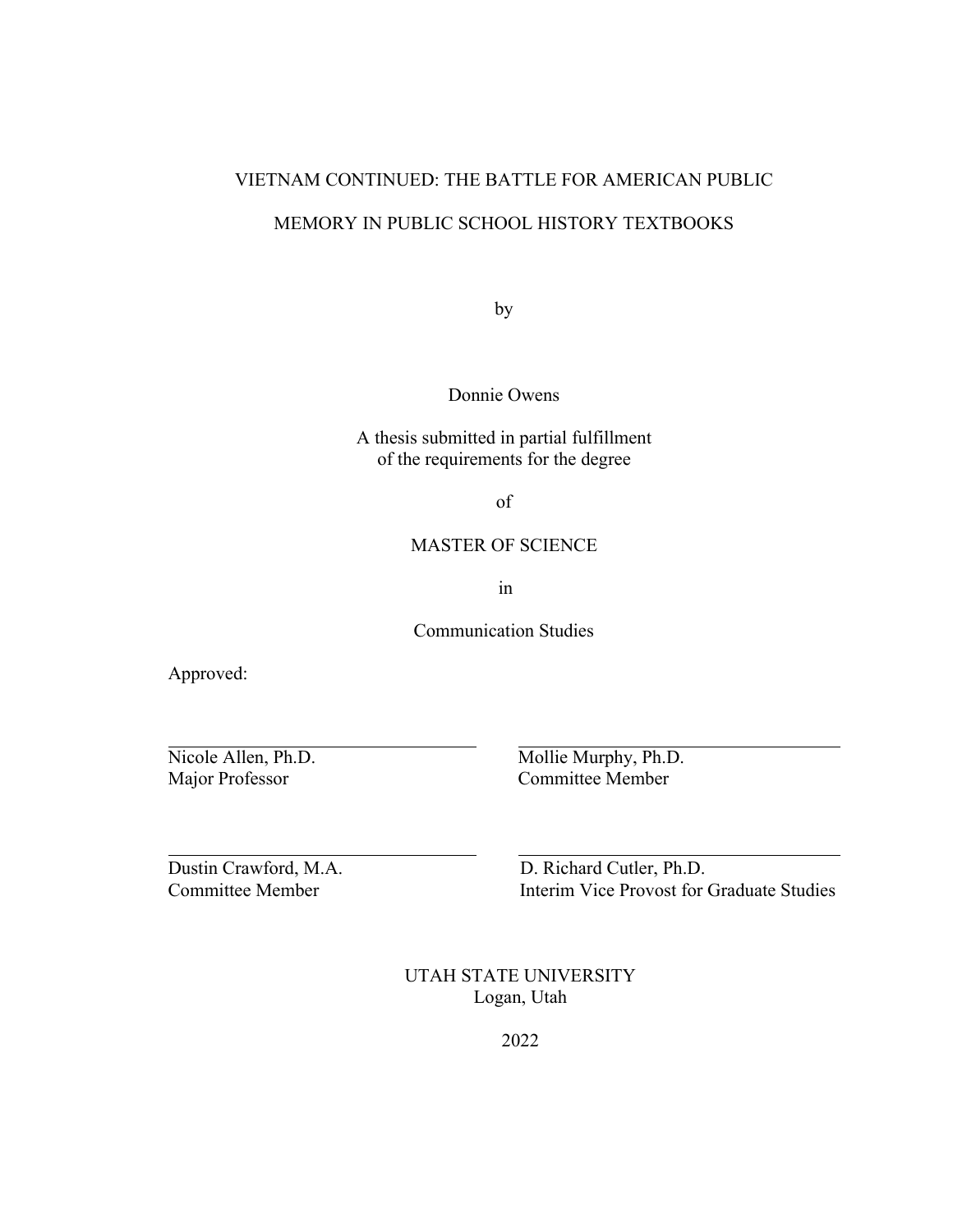# VIETNAM CONTINUED: THE BATTLE FOR AMERICAN PUBLIC MEMORY IN PUBLIC SCHOOL HISTORY TEXTBOOKS

by

Donnie Owens

A thesis submitted in partial fulfillment
of the requirements for the degree

of

MASTER OF SCIENCE

in

Communication Studies

Approved:

| | |
|---|---|
| Nicole Allen, Ph.D.<br>Major Professor | Mollie Murphy, Ph.D.<br>Committee Member |
| Dustin Crawford, M.A.<br>Committee Member | D. Richard Cutler, Ph.D.<br>Interim Vice Provost for Graduate Studies |

UTAH STATE UNIVERSITY
Logan, Utah

2022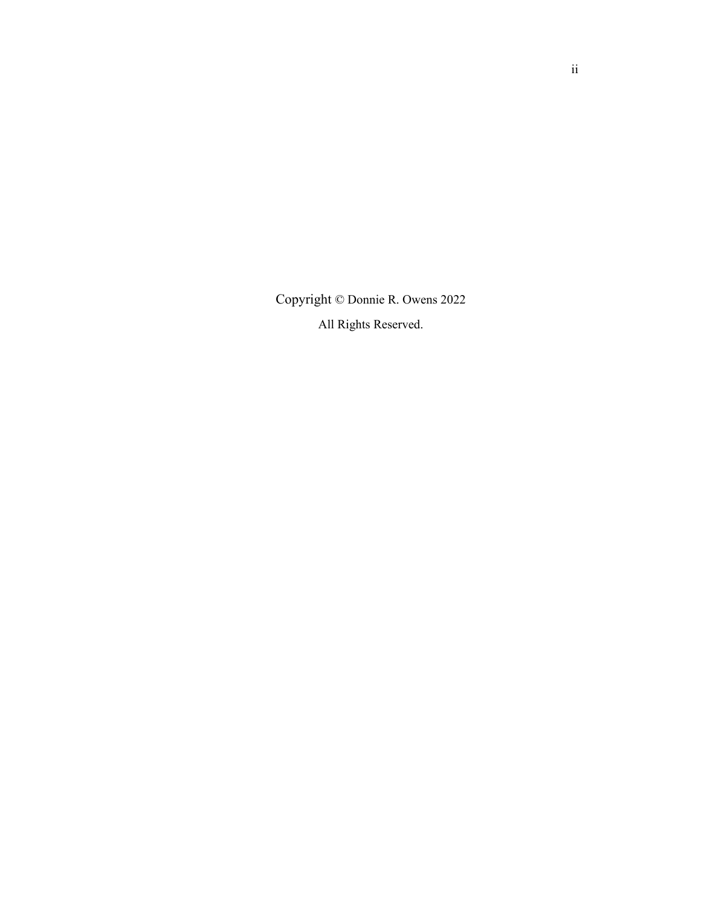Copyright © Donnie R. Owens 2022

All Rights Reserved.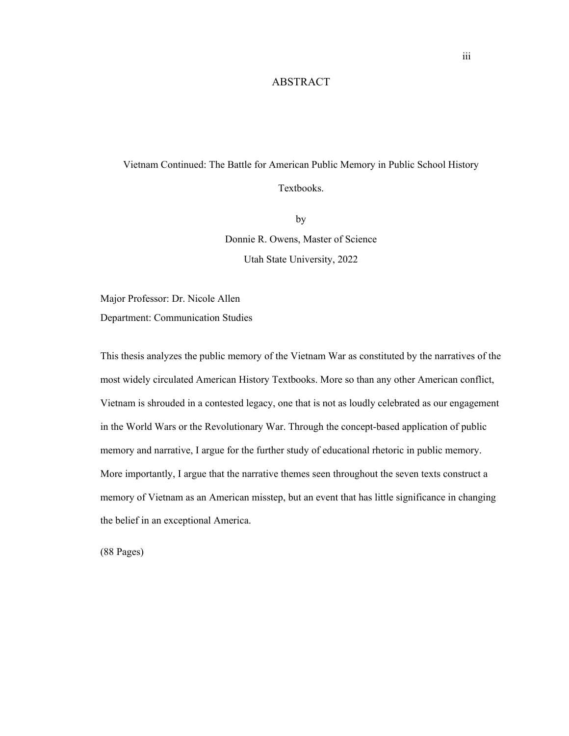# ABSTRACT

Vietnam Continued: The Battle for American Public Memory in Public School History Textbooks.

by

Donnie R. Owens, Master of Science

Utah State University, 2022

Major Professor: Dr. Nicole Allen
Department: Communication Studies

This thesis analyzes the public memory of the Vietnam War as constituted by the narratives of the most widely circulated American History Textbooks. More so than any other American conflict, Vietnam is shrouded in a contested legacy, one that is not as loudly celebrated as our engagement in the World Wars or the Revolutionary War. Through the concept-based application of public memory and narrative, I argue for the further study of educational rhetoric in public memory. More importantly, I argue that the narrative themes seen throughout the seven texts construct a memory of Vietnam as an American misstep, but an event that has little significance in changing the belief in an exceptional America.

(88 Pages)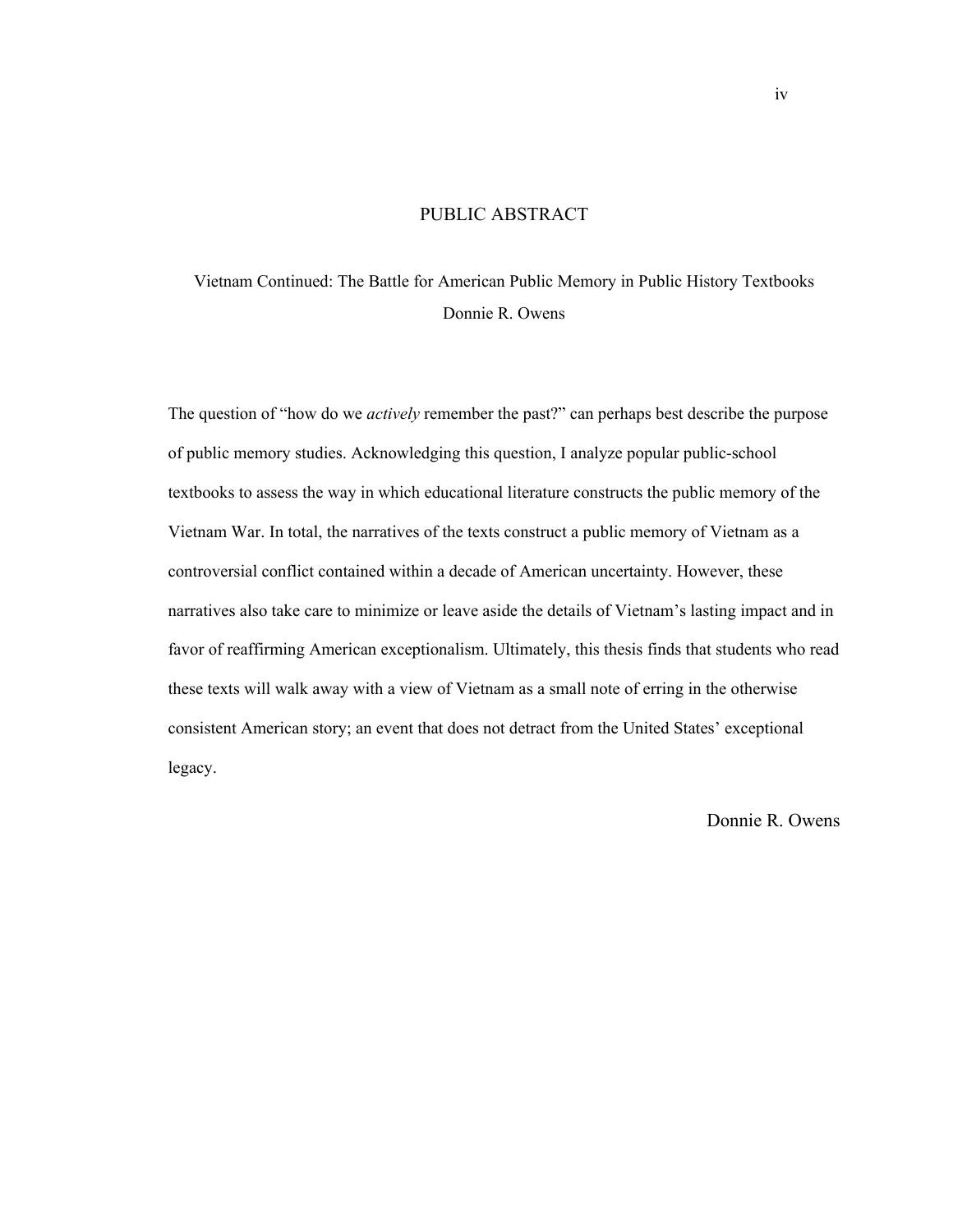# PUBLIC ABSTRACT

Vietnam Continued: The Battle for American Public Memory in Public History Textbooks

Donnie R. Owens

The question of "how do we *actively* remember the past?" can perhaps best describe the purpose of public memory studies. Acknowledging this question, I analyze popular public-school textbooks to assess the way in which educational literature constructs the public memory of the Vietnam War. In total, the narratives of the texts construct a public memory of Vietnam as a controversial conflict contained within a decade of American uncertainty. However, these narratives also take care to minimize or leave aside the details of Vietnam's lasting impact and in favor of reaffirming American exceptionalism. Ultimately, this thesis finds that students who read these texts will walk away with a view of Vietnam as a small note of erring in the otherwise consistent American story; an event that does not detract from the United States' exceptional legacy.

Donnie R. Owens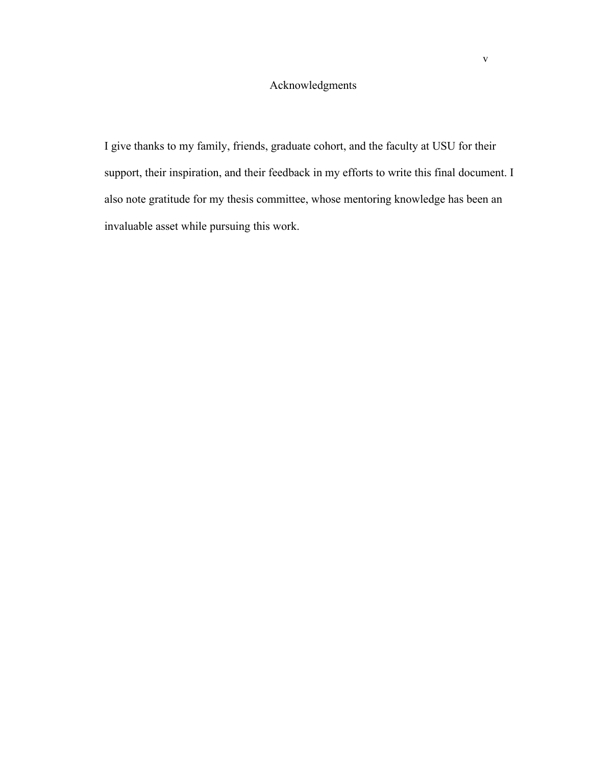# Acknowledgments

I give thanks to my family, friends, graduate cohort, and the faculty at USU for their support, their inspiration, and their feedback in my efforts to write this final document. I also note gratitude for my thesis committee, whose mentoring knowledge has been an invaluable asset while pursuing this work.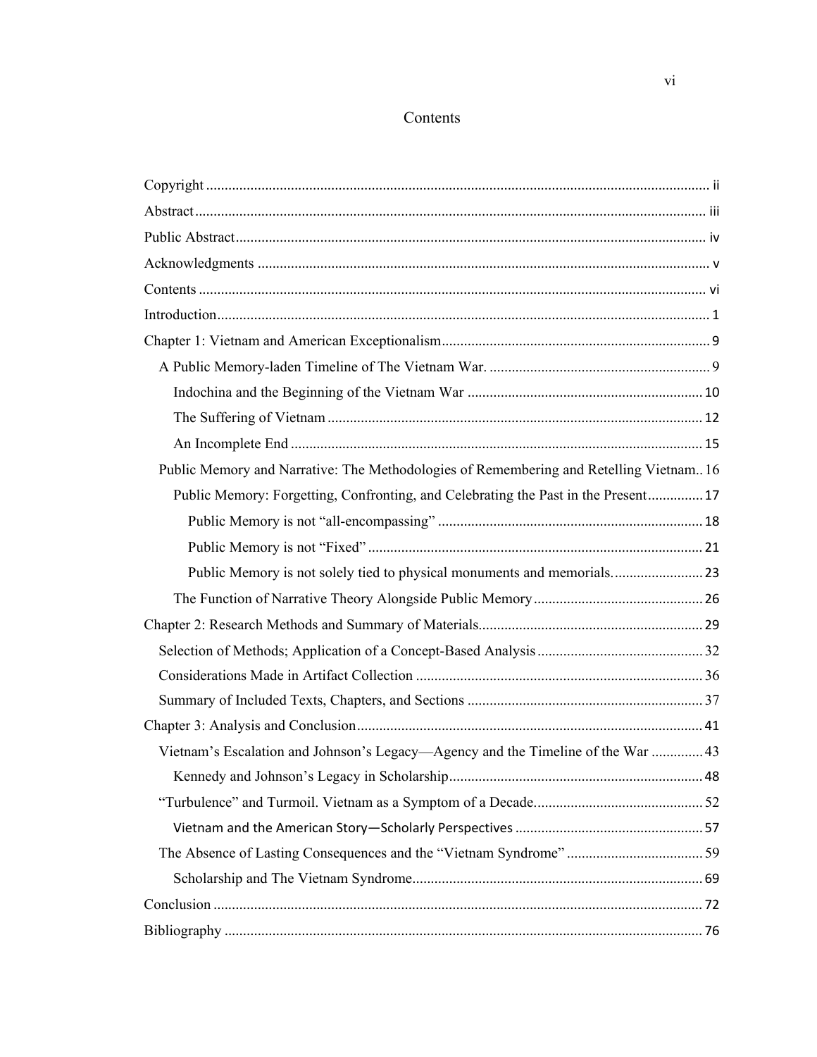# Contents

Copyright ... ii

Abstract ... iii

Public Abstract ... iv

Acknowledgments ... v

Contents ... vi

Introduction ... 1

Chapter 1: Vietnam and American Exceptionalism ... 9

- A Public Memory-laden Timeline of The Vietnam War. ... 9
  - Indochina and the Beginning of the Vietnam War ... 10
  - The Suffering of Vietnam ... 12
  - An Incomplete End ... 15
- Public Memory and Narrative: The Methodologies of Remembering and Retelling Vietnam ... 16
  - Public Memory: Forgetting, Confronting, and Celebrating the Past in the Present ... 17
    - Public Memory is not "all-encompassing" ... 18
    - Public Memory is not "Fixed" ... 21
    - Public Memory is not solely tied to physical monuments and memorials. ... 23
  - The Function of Narrative Theory Alongside Public Memory ... 26

Chapter 2: Research Methods and Summary of Materials ... 29

- Selection of Methods; Application of a Concept-Based Analysis ... 32
- Considerations Made in Artifact Collection ... 36
- Summary of Included Texts, Chapters, and Sections ... 37

Chapter 3: Analysis and Conclusion ... 41

- Vietnam's Escalation and Johnson's Legacy—Agency and the Timeline of the War ... 43
  - Kennedy and Johnson's Legacy in Scholarship ... 48
- "Turbulence" and Turmoil. Vietnam as a Symptom of a Decade. ... 52
  - Vietnam and the American Story—Scholarly Perspectives ... 57
- The Absence of Lasting Consequences and the "Vietnam Syndrome" ... 59
  - Scholarship and The Vietnam Syndrome ... 69

Conclusion ... 72

Bibliography ... 76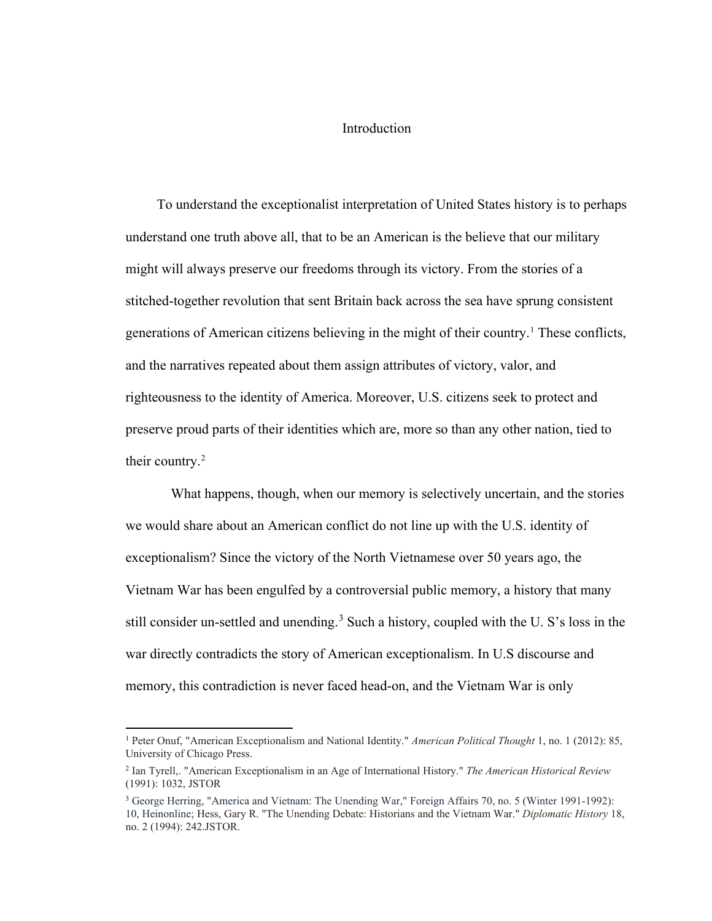# Introduction

To understand the exceptionalist interpretation of United States history is to perhaps understand one truth above all, that to be an American is the believe that our military might will always preserve our freedoms through its victory. From the stories of a stitched-together revolution that sent Britain back across the sea have sprung consistent generations of American citizens believing in the might of their country.[1] These conflicts, and the narratives repeated about them assign attributes of victory, valor, and righteousness to the identity of America. Moreover, U.S. citizens seek to protect and preserve proud parts of their identities which are, more so than any other nation, tied to their country.[2]

What happens, though, when our memory is selectively uncertain, and the stories we would share about an American conflict do not line up with the U.S. identity of exceptionalism? Since the victory of the North Vietnamese over 50 years ago, the Vietnam War has been engulfed by a controversial public memory, a history that many still consider un-settled and unending.[3] Such a history, coupled with the U. S's loss in the war directly contradicts the story of American exceptionalism. In U.S discourse and memory, this contradiction is never faced head-on, and the Vietnam War is only

---

[1] Peter Onuf, "American Exceptionalism and National Identity." *American Political Thought* 1, no. 1 (2012): 85, University of Chicago Press.

[2] Ian Tyrell,. "American Exceptionalism in an Age of International History." *The American Historical Review* (1991): 1032, JSTOR

[3] George Herring, "America and Vietnam: The Unending War," Foreign Affairs 70, no. 5 (Winter 1991-1992): 10, Heinonline; Hess, Gary R. "The Unending Debate: Historians and the Vietnam War." *Diplomatic History* 18, no. 2 (1994): 242.JSTOR.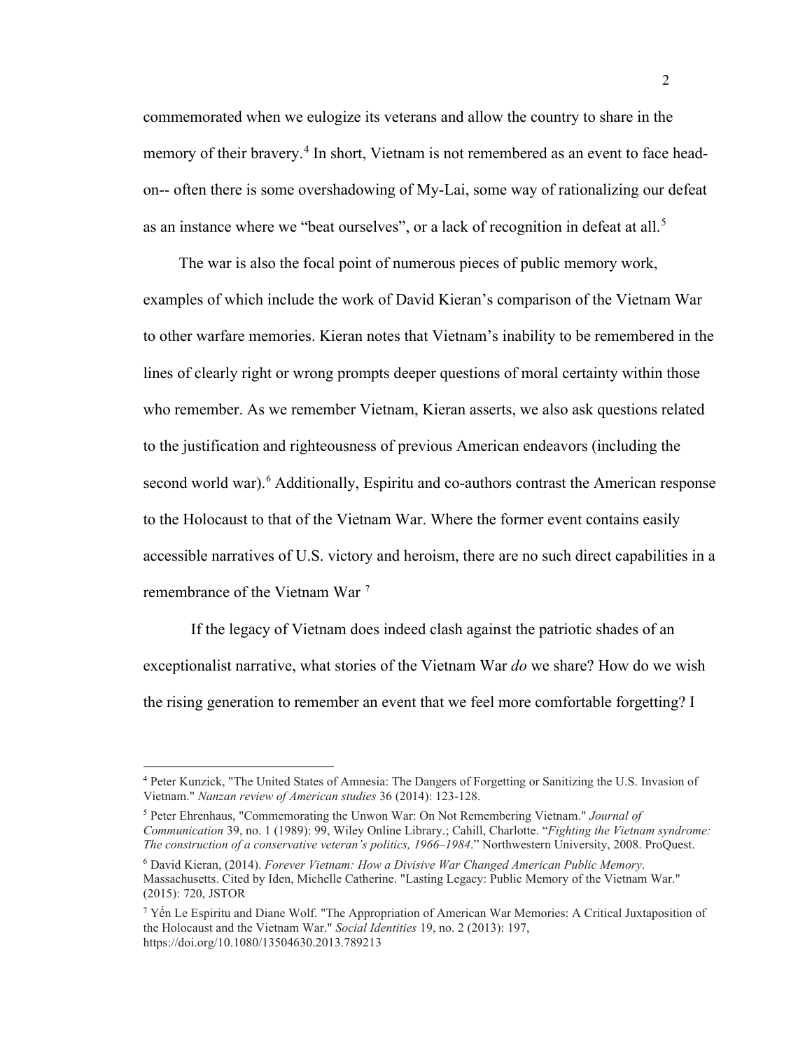commemorated when we eulogize its veterans and allow the country to share in the memory of their bravery.[4] In short, Vietnam is not remembered as an event to face head-on-- often there is some overshadowing of My-Lai, some way of rationalizing our defeat as an instance where we "beat ourselves", or a lack of recognition in defeat at all.[5]

The war is also the focal point of numerous pieces of public memory work, examples of which include the work of David Kieran's comparison of the Vietnam War to other warfare memories. Kieran notes that Vietnam's inability to be remembered in the lines of clearly right or wrong prompts deeper questions of moral certainty within those who remember. As we remember Vietnam, Kieran asserts, we also ask questions related to the justification and righteousness of previous American endeavors (including the second world war).[6] Additionally, Espiritu and co-authors contrast the American response to the Holocaust to that of the Vietnam War. Where the former event contains easily accessible narratives of U.S. victory and heroism, there are no such direct capabilities in a remembrance of the Vietnam War [7]

If the legacy of Vietnam does indeed clash against the patriotic shades of an exceptionalist narrative, what stories of the Vietnam War *do* we share? How do we wish the rising generation to remember an event that we feel more comfortable forgetting? I

---

[4] Peter Kunzick, "The United States of Amnesia: The Dangers of Forgetting or Sanitizing the U.S. Invasion of Vietnam." *Nanzan review of American studies* 36 (2014): 123-128.

[5] Peter Ehrenhaus, "Commemorating the Unwon War: On Not Remembering Vietnam." *Journal of Communication* 39, no. 1 (1989): 99, Wiley Online Library.; Cahill, Charlotte. "*Fighting the Vietnam syndrome: The construction of a conservative veteran's politics, 1966–1984*." Northwestern University, 2008. ProQuest.

[6] David Kieran, (2014). *Forever Vietnam: How a Divisive War Changed American Public Memory*. Massachusetts. Cited by Iden, Michelle Catherine. "Lasting Legacy: Public Memory of the Vietnam War." (2015): 720, JSTOR

[7] Yến Le Espiritu and Diane Wolf. "The Appropriation of American War Memories: A Critical Juxtaposition of the Holocaust and the Vietnam War." *Social Identities* 19, no. 2 (2013): 197, https://doi.org/10.1080/13504630.2013.789213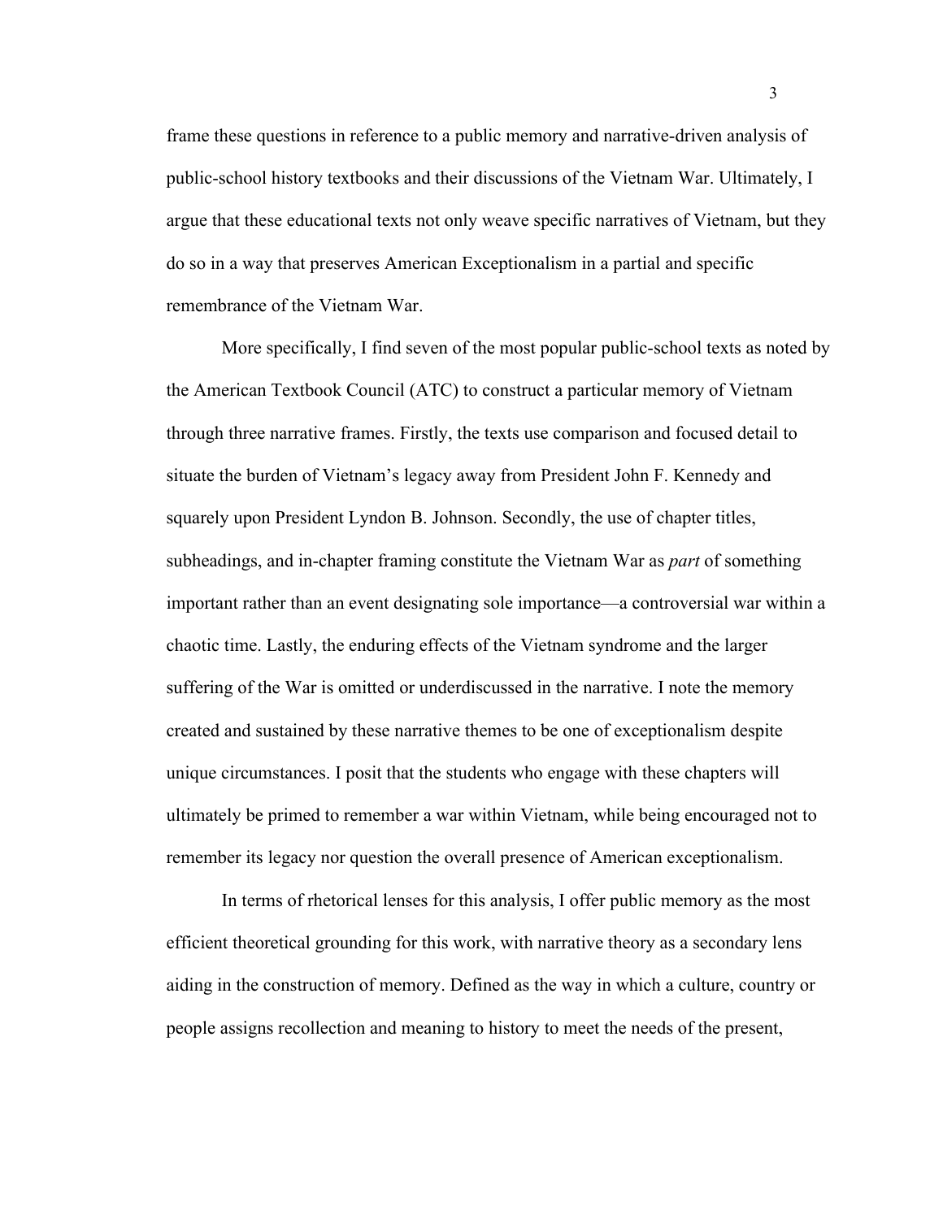frame these questions in reference to a public memory and narrative-driven analysis of public-school history textbooks and their discussions of the Vietnam War. Ultimately, I argue that these educational texts not only weave specific narratives of Vietnam, but they do so in a way that preserves American Exceptionalism in a partial and specific remembrance of the Vietnam War.

More specifically, I find seven of the most popular public-school texts as noted by the American Textbook Council (ATC) to construct a particular memory of Vietnam through three narrative frames. Firstly, the texts use comparison and focused detail to situate the burden of Vietnam's legacy away from President John F. Kennedy and squarely upon President Lyndon B. Johnson. Secondly, the use of chapter titles, subheadings, and in-chapter framing constitute the Vietnam War as *part* of something important rather than an event designating sole importance—a controversial war within a chaotic time. Lastly, the enduring effects of the Vietnam syndrome and the larger suffering of the War is omitted or underdiscussed in the narrative. I note the memory created and sustained by these narrative themes to be one of exceptionalism despite unique circumstances. I posit that the students who engage with these chapters will ultimately be primed to remember a war within Vietnam, while being encouraged not to remember its legacy nor question the overall presence of American exceptionalism.

In terms of rhetorical lenses for this analysis, I offer public memory as the most efficient theoretical grounding for this work, with narrative theory as a secondary lens aiding in the construction of memory. Defined as the way in which a culture, country or people assigns recollection and meaning to history to meet the needs of the present,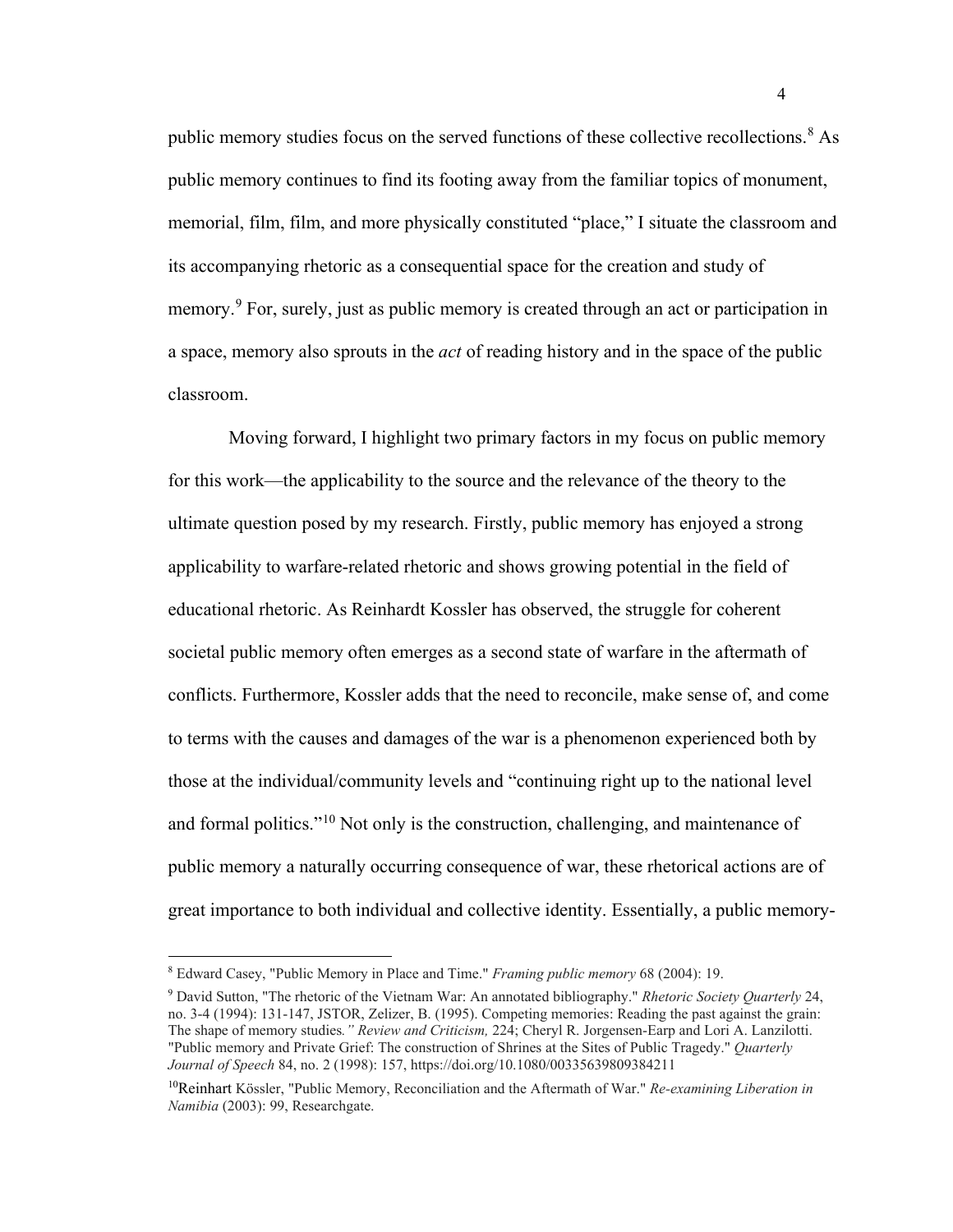public memory studies focus on the served functions of these collective recollections.[8] As public memory continues to find its footing away from the familiar topics of monument, memorial, film, film, and more physically constituted "place," I situate the classroom and its accompanying rhetoric as a consequential space for the creation and study of memory.[9] For, surely, just as public memory is created through an act or participation in a space, memory also sprouts in the *act* of reading history and in the space of the public classroom.

Moving forward, I highlight two primary factors in my focus on public memory for this work—the applicability to the source and the relevance of the theory to the ultimate question posed by my research. Firstly, public memory has enjoyed a strong applicability to warfare-related rhetoric and shows growing potential in the field of educational rhetoric. As Reinhardt Kossler has observed, the struggle for coherent societal public memory often emerges as a second state of warfare in the aftermath of conflicts. Furthermore, Kossler adds that the need to reconcile, make sense of, and come to terms with the causes and damages of the war is a phenomenon experienced both by those at the individual/community levels and "continuing right up to the national level and formal politics."[10] Not only is the construction, challenging, and maintenance of public memory a naturally occurring consequence of war, these rhetorical actions are of great importance to both individual and collective identity. Essentially, a public memory-

---

[8] Edward Casey, "Public Memory in Place and Time." *Framing public memory* 68 (2004): 19.

[9] David Sutton, "The rhetoric of the Vietnam War: An annotated bibliography." *Rhetoric Society Quarterly* 24, no. 3-4 (1994): 131-147, JSTOR, Zelizer, B. (1995). Competing memories: Reading the past against the grain: The shape of memory studies*." Review and Criticism,* 224; Cheryl R. Jorgensen-Earp and Lori A. Lanzilotti. "Public memory and Private Grief: The construction of Shrines at the Sites of Public Tragedy." *Quarterly Journal of Speech* 84, no. 2 (1998): 157, https://doi.org/10.1080/00335639809384211

[10] Reinhart Kössler, "Public Memory, Reconciliation and the Aftermath of War." *Re-examining Liberation in Namibia* (2003): 99, Researchgate.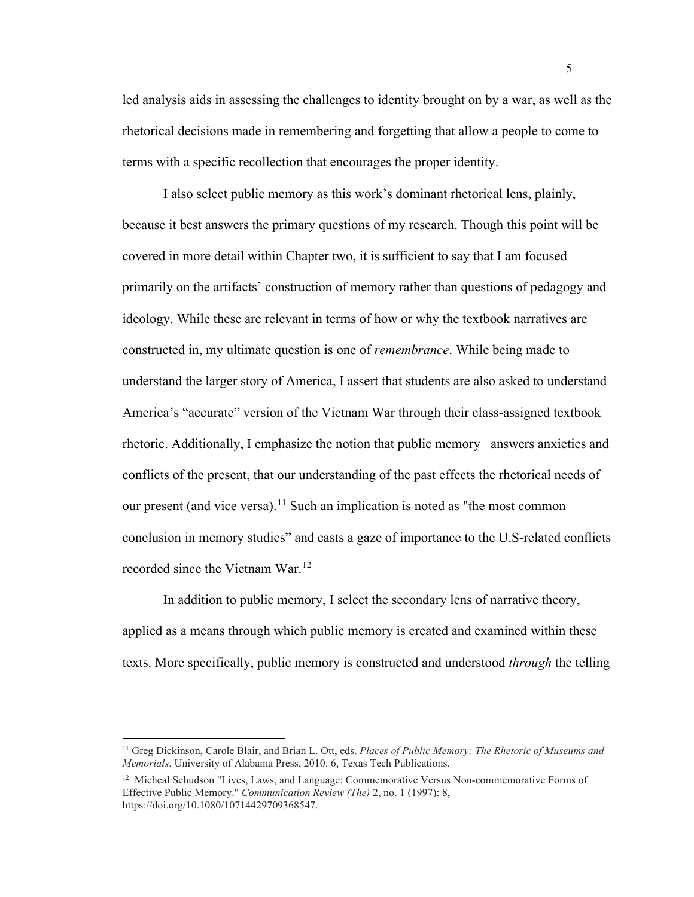led analysis aids in assessing the challenges to identity brought on by a war, as well as the rhetorical decisions made in remembering and forgetting that allow a people to come to terms with a specific recollection that encourages the proper identity.

I also select public memory as this work's dominant rhetorical lens, plainly, because it best answers the primary questions of my research. Though this point will be covered in more detail within Chapter two, it is sufficient to say that I am focused primarily on the artifacts' construction of memory rather than questions of pedagogy and ideology. While these are relevant in terms of how or why the textbook narratives are constructed in, my ultimate question is one of *remembrance*. While being made to understand the larger story of America, I assert that students are also asked to understand America's "accurate" version of the Vietnam War through their class-assigned textbook rhetoric. Additionally, I emphasize the notion that public memory answers anxieties and conflicts of the present, that our understanding of the past effects the rhetorical needs of our present (and vice versa).[11] Such an implication is noted as "the most common conclusion in memory studies" and casts a gaze of importance to the U.S-related conflicts recorded since the Vietnam War.[12]

In addition to public memory, I select the secondary lens of narrative theory, applied as a means through which public memory is created and examined within these texts. More specifically, public memory is constructed and understood *through* the telling

---

[11] Greg Dickinson, Carole Blair, and Brian L. Ott, eds. *Places of Public Memory: The Rhetoric of Museums and Memorials*. University of Alabama Press, 2010. 6, Texas Tech Publications.

[12] Micheal Schudson "Lives, Laws, and Language: Commemorative Versus Non-commemorative Forms of Effective Public Memory." *Communication Review (The)* 2, no. 1 (1997): 8, https://doi.org/10.1080/10714429709368547.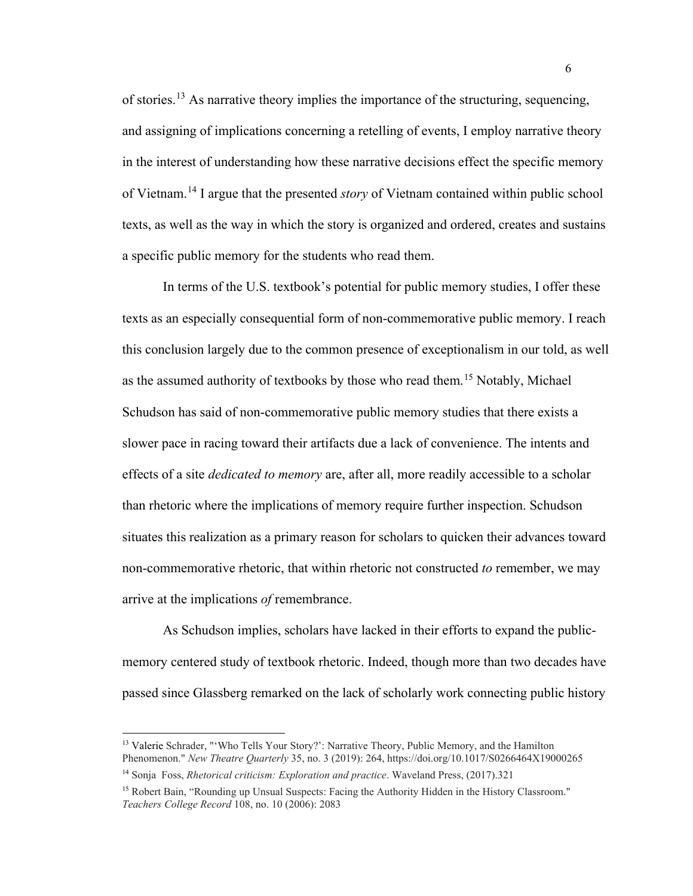of stories.[13] As narrative theory implies the importance of the structuring, sequencing, and assigning of implications concerning a retelling of events, I employ narrative theory in the interest of understanding how these narrative decisions effect the specific memory of Vietnam.[14] I argue that the presented *story* of Vietnam contained within public school texts, as well as the way in which the story is organized and ordered, creates and sustains a specific public memory for the students who read them.

In terms of the U.S. textbook's potential for public memory studies, I offer these texts as an especially consequential form of non-commemorative public memory. I reach this conclusion largely due to the common presence of exceptionalism in our told, as well as the assumed authority of textbooks by those who read them.[15] Notably, Michael Schudson has said of non-commemorative public memory studies that there exists a slower pace in racing toward their artifacts due a lack of convenience. The intents and effects of a site *dedicated to memory* are, after all, more readily accessible to a scholar than rhetoric where the implications of memory require further inspection. Schudson situates this realization as a primary reason for scholars to quicken their advances toward non-commemorative rhetoric, that within rhetoric not constructed *to* remember, we may arrive at the implications *of* remembrance.

As Schudson implies, scholars have lacked in their efforts to expand the public-memory centered study of textbook rhetoric. Indeed, though more than two decades have passed since Glassberg remarked on the lack of scholarly work connecting public history

---

[13] Valerie Schrader, "'Who Tells Your Story?': Narrative Theory, Public Memory, and the Hamilton Phenomenon." *New Theatre Quarterly* 35, no. 3 (2019): 264, https://doi.org/10.1017/S0266464X19000265

[14] Sonja Foss, *Rhetorical criticism: Exploration and practice*. Waveland Press, (2017).321

[15] Robert Bain, "Rounding up Unsual Suspects: Facing the Authority Hidden in the History Classroom." *Teachers College Record* 108, no. 10 (2006): 2083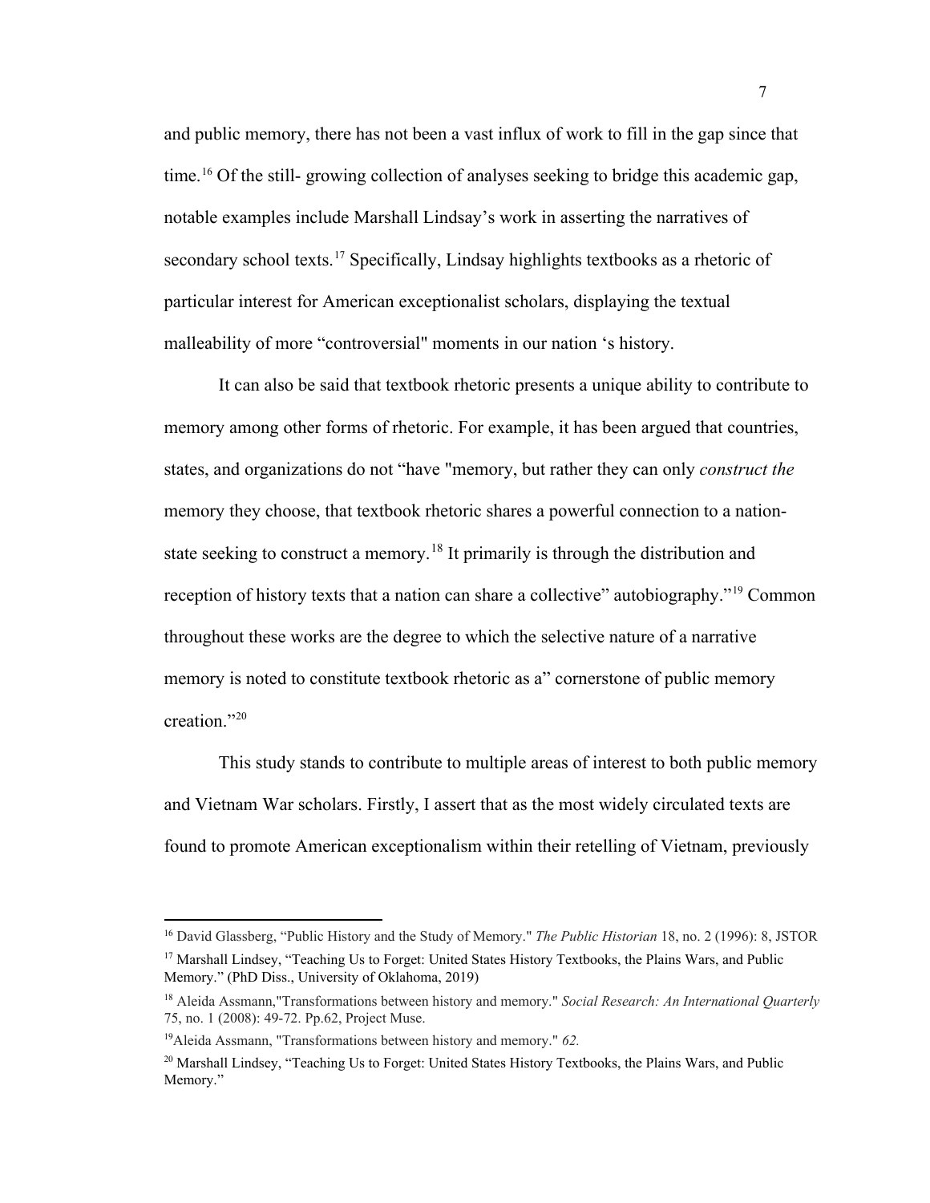and public memory, there has not been a vast influx of work to fill in the gap since that time.[16] Of the still- growing collection of analyses seeking to bridge this academic gap, notable examples include Marshall Lindsay's work in asserting the narratives of secondary school texts.[17] Specifically, Lindsay highlights textbooks as a rhetoric of particular interest for American exceptionalist scholars, displaying the textual malleability of more "controversial" moments in our nation 's history.

It can also be said that textbook rhetoric presents a unique ability to contribute to memory among other forms of rhetoric. For example, it has been argued that countries, states, and organizations do not "have "memory, but rather they can only *construct the* memory they choose, that textbook rhetoric shares a powerful connection to a nation-state seeking to construct a memory.[18] It primarily is through the distribution and reception of history texts that a nation can share a collective" autobiography."[19] Common throughout these works are the degree to which the selective nature of a narrative memory is noted to constitute textbook rhetoric as a" cornerstone of public memory creation."[20]

This study stands to contribute to multiple areas of interest to both public memory and Vietnam War scholars. Firstly, I assert that as the most widely circulated texts are found to promote American exceptionalism within their retelling of Vietnam, previously

---

[16] David Glassberg, "Public History and the Study of Memory." *The Public Historian* 18, no. 2 (1996): 8, JSTOR

[17] Marshall Lindsey, "Teaching Us to Forget: United States History Textbooks, the Plains Wars, and Public Memory." (PhD Diss., University of Oklahoma, 2019)

[18] Aleida Assmann,"Transformations between history and memory." *Social Research: An International Quarterly* 75, no. 1 (2008): 49-72. Pp.62, Project Muse.

[19] Aleida Assmann, "Transformations between history and memory." *62.*

[20] Marshall Lindsey, "Teaching Us to Forget: United States History Textbooks, the Plains Wars, and Public Memory."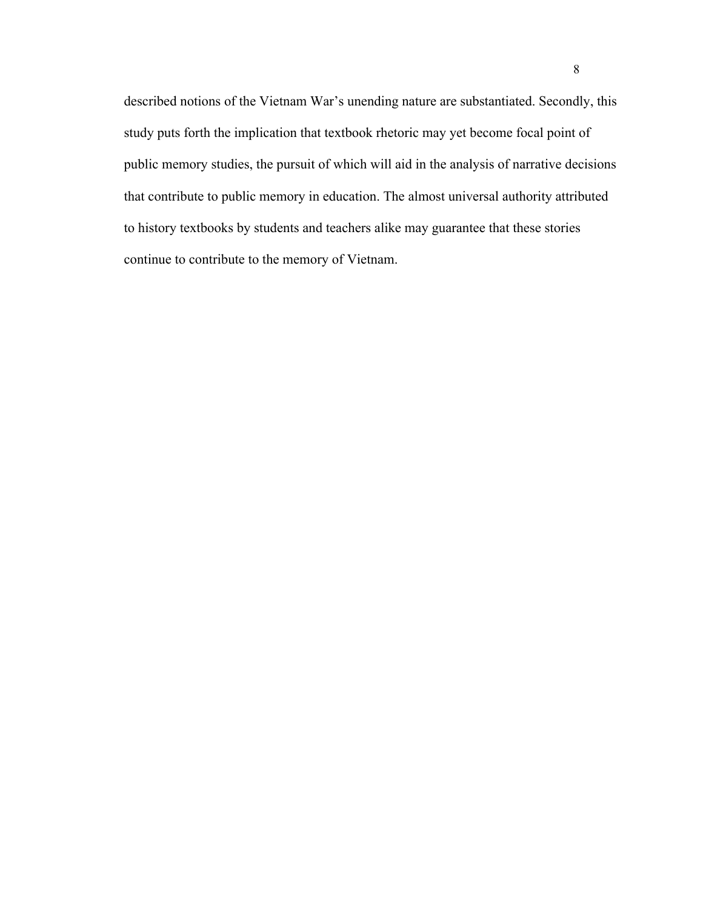described notions of the Vietnam War's unending nature are substantiated. Secondly, this study puts forth the implication that textbook rhetoric may yet become focal point of public memory studies, the pursuit of which will aid in the analysis of narrative decisions that contribute to public memory in education. The almost universal authority attributed to history textbooks by students and teachers alike may guarantee that these stories continue to contribute to the memory of Vietnam.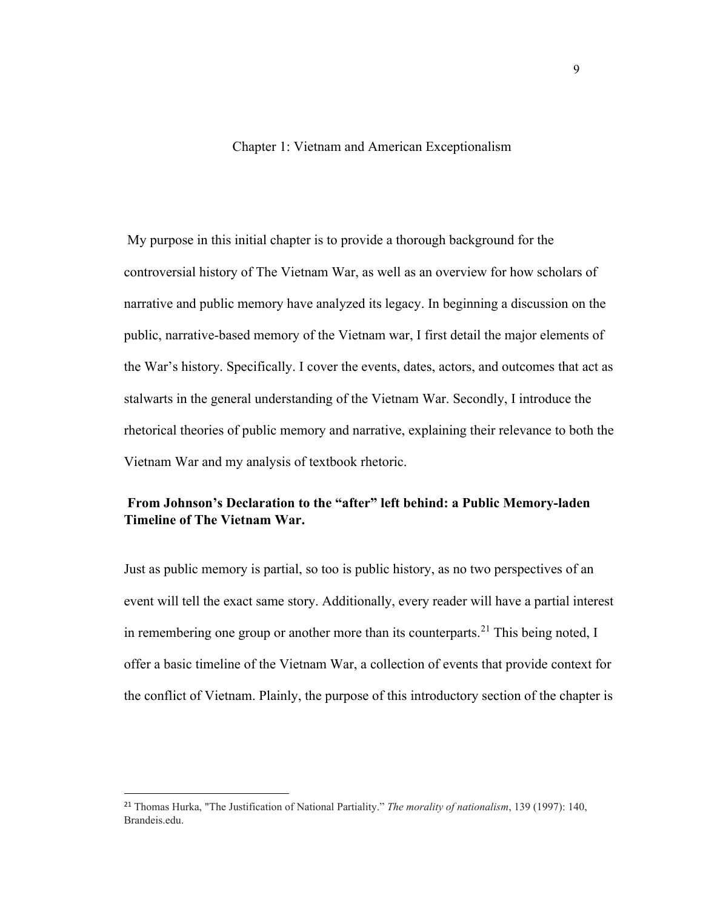# Chapter 1: Vietnam and American Exceptionalism

My purpose in this initial chapter is to provide a thorough background for the controversial history of The Vietnam War, as well as an overview for how scholars of narrative and public memory have analyzed its legacy. In beginning a discussion on the public, narrative-based memory of the Vietnam war, I first detail the major elements of the War's history. Specifically. I cover the events, dates, actors, and outcomes that act as stalwarts in the general understanding of the Vietnam War. Secondly, I introduce the rhetorical theories of public memory and narrative, explaining their relevance to both the Vietnam War and my analysis of textbook rhetoric.

## From Johnson's Declaration to the "after" left behind: a Public Memory-laden Timeline of The Vietnam War.

Just as public memory is partial, so too is public history, as no two perspectives of an event will tell the exact same story. Additionally, every reader will have a partial interest in remembering one group or another more than its counterparts.[21] This being noted, I offer a basic timeline of the Vietnam War, a collection of events that provide context for the conflict of Vietnam. Plainly, the purpose of this introductory section of the chapter is

---

[21] Thomas Hurka, "The Justification of National Partiality." *The morality of nationalism*, 139 (1997): 140, Brandeis.edu.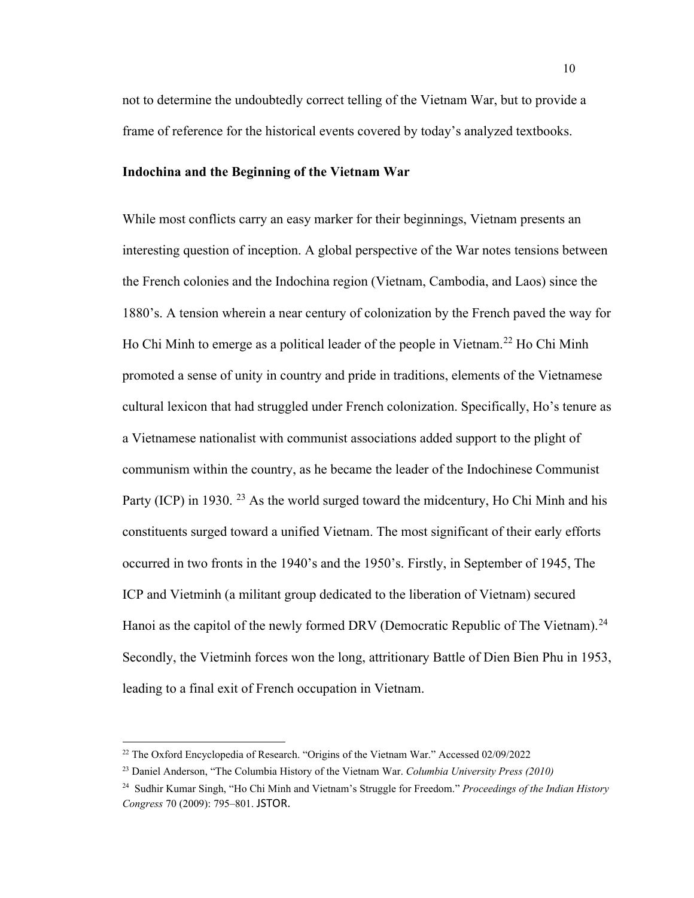not to determine the undoubtedly correct telling of the Vietnam War, but to provide a frame of reference for the historical events covered by today's analyzed textbooks.

**Indochina and the Beginning of the Vietnam War**

While most conflicts carry an easy marker for their beginnings, Vietnam presents an interesting question of inception. A global perspective of the War notes tensions between the French colonies and the Indochina region (Vietnam, Cambodia, and Laos) since the 1880's. A tension wherein a near century of colonization by the French paved the way for Ho Chi Minh to emerge as a political leader of the people in Vietnam.[22] Ho Chi Minh promoted a sense of unity in country and pride in traditions, elements of the Vietnamese cultural lexicon that had struggled under French colonization. Specifically, Ho's tenure as a Vietnamese nationalist with communist associations added support to the plight of communism within the country, as he became the leader of the Indochinese Communist Party (ICP) in 1930. [23] As the world surged toward the midcentury, Ho Chi Minh and his constituents surged toward a unified Vietnam. The most significant of their early efforts occurred in two fronts in the 1940's and the 1950's. Firstly, in September of 1945, The ICP and Vietminh (a militant group dedicated to the liberation of Vietnam) secured Hanoi as the capitol of the newly formed DRV (Democratic Republic of The Vietnam).[24] Secondly, the Vietminh forces won the long, attritionary Battle of Dien Bien Phu in 1953, leading to a final exit of French occupation in Vietnam.

---

[22] The Oxford Encyclopedia of Research. "Origins of the Vietnam War." Accessed 02/09/2022

[23] Daniel Anderson, "The Columbia History of the Vietnam War. *Columbia University Press (2010)*

[24] Sudhir Kumar Singh, "Ho Chi Minh and Vietnam's Struggle for Freedom." *Proceedings of the Indian History Congress* 70 (2009): 795–801. JSTOR.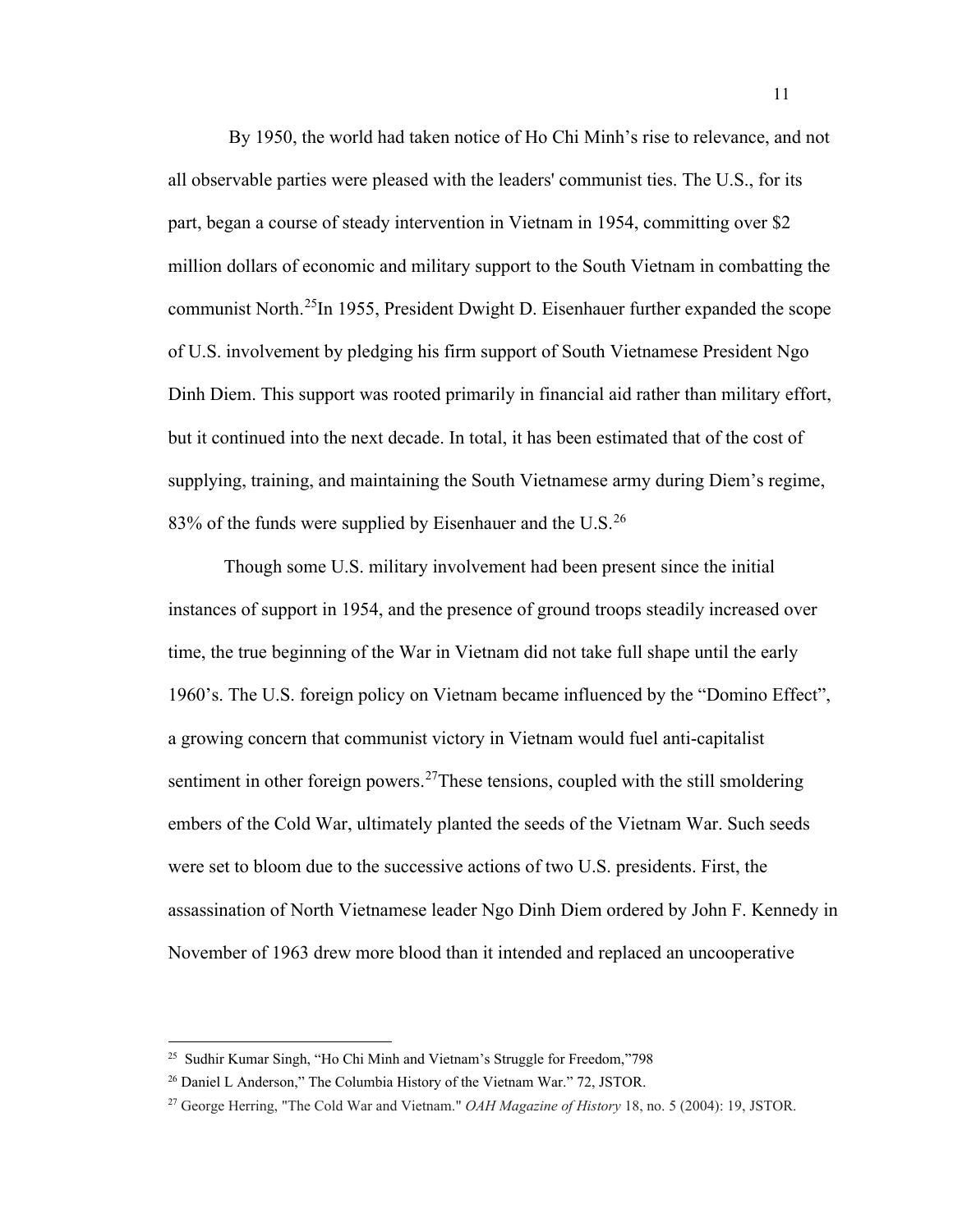By 1950, the world had taken notice of Ho Chi Minh's rise to relevance, and not all observable parties were pleased with the leaders' communist ties. The U.S., for its part, began a course of steady intervention in Vietnam in 1954, committing over $2 million dollars of economic and military support to the South Vietnam in combatting the communist North.[25]In 1955, President Dwight D. Eisenhauer further expanded the scope of U.S. involvement by pledging his firm support of South Vietnamese President Ngo Dinh Diem. This support was rooted primarily in financial aid rather than military effort, but it continued into the next decade. In total, it has been estimated that of the cost of supplying, training, and maintaining the South Vietnamese army during Diem's regime, 83% of the funds were supplied by Eisenhauer and the U.S.[26]

Though some U.S. military involvement had been present since the initial instances of support in 1954, and the presence of ground troops steadily increased over time, the true beginning of the War in Vietnam did not take full shape until the early 1960's. The U.S. foreign policy on Vietnam became influenced by the "Domino Effect", a growing concern that communist victory in Vietnam would fuel anti-capitalist sentiment in other foreign powers.[27]These tensions, coupled with the still smoldering embers of the Cold War, ultimately planted the seeds of the Vietnam War. Such seeds were set to bloom due to the successive actions of two U.S. presidents. First, the assassination of North Vietnamese leader Ngo Dinh Diem ordered by John F. Kennedy in November of 1963 drew more blood than it intended and replaced an uncooperative

---

[25] Sudhir Kumar Singh, "Ho Chi Minh and Vietnam's Struggle for Freedom,"798

[26] Daniel L Anderson," The Columbia History of the Vietnam War." 72, JSTOR.

[27] George Herring, "The Cold War and Vietnam." *OAH Magazine of History* 18, no. 5 (2004): 19, JSTOR.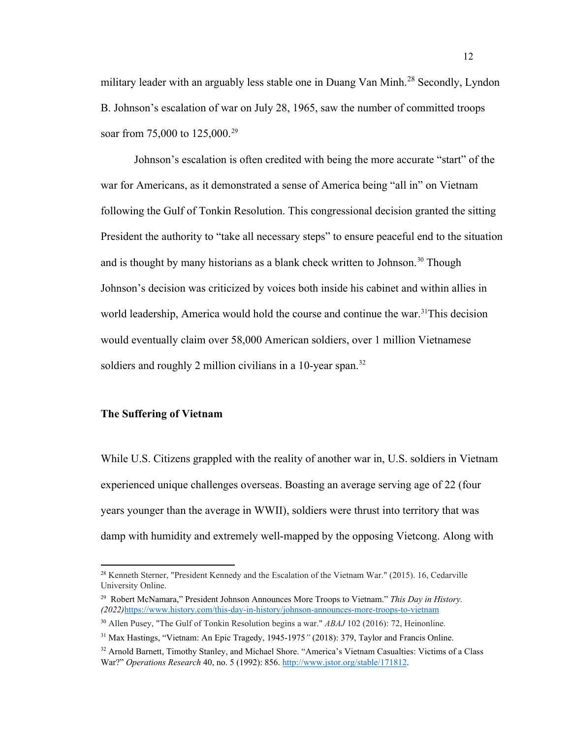military leader with an arguably less stable one in Duang Van Minh.[28] Secondly, Lyndon B. Johnson's escalation of war on July 28, 1965, saw the number of committed troops soar from 75,000 to 125,000.[29]

Johnson's escalation is often credited with being the more accurate "start" of the war for Americans, as it demonstrated a sense of America being "all in" on Vietnam following the Gulf of Tonkin Resolution. This congressional decision granted the sitting President the authority to "take all necessary steps" to ensure peaceful end to the situation and is thought by many historians as a blank check written to Johnson.[30] Though Johnson's decision was criticized by voices both inside his cabinet and within allies in world leadership, America would hold the course and continue the war.[31]This decision would eventually claim over 58,000 American soldiers, over 1 million Vietnamese soldiers and roughly 2 million civilians in a 10-year span.[32]

**The Suffering of Vietnam**

While U.S. Citizens grappled with the reality of another war in, U.S. soldiers in Vietnam experienced unique challenges overseas. Boasting an average serving age of 22 (four years younger than the average in WWII), soldiers were thrust into territory that was damp with humidity and extremely well-mapped by the opposing Vietcong. Along with

---

[28] Kenneth Sterner, "President Kennedy and the Escalation of the Vietnam War." (2015). 16, Cedarville University Online.

[29] Robert McNamara," President Johnson Announces More Troops to Vietnam." *This Day in History. (2022)*https://www.history.com/this-day-in-history/johnson-announces-more-troops-to-vietnam

[30] Allen Pusey, "The Gulf of Tonkin Resolution begins a war." *ABAJ* 102 (2016): 72, Heinonline.

[31] Max Hastings, "Vietnam: An Epic Tragedy, 1945-1975*"* (2018): 379, Taylor and Francis Online.

[32] Arnold Barnett, Timothy Stanley, and Michael Shore. "America's Vietnam Casualties: Victims of a Class War?" *Operations Research* 40, no. 5 (1992): 856. http://www.jstor.org/stable/171812.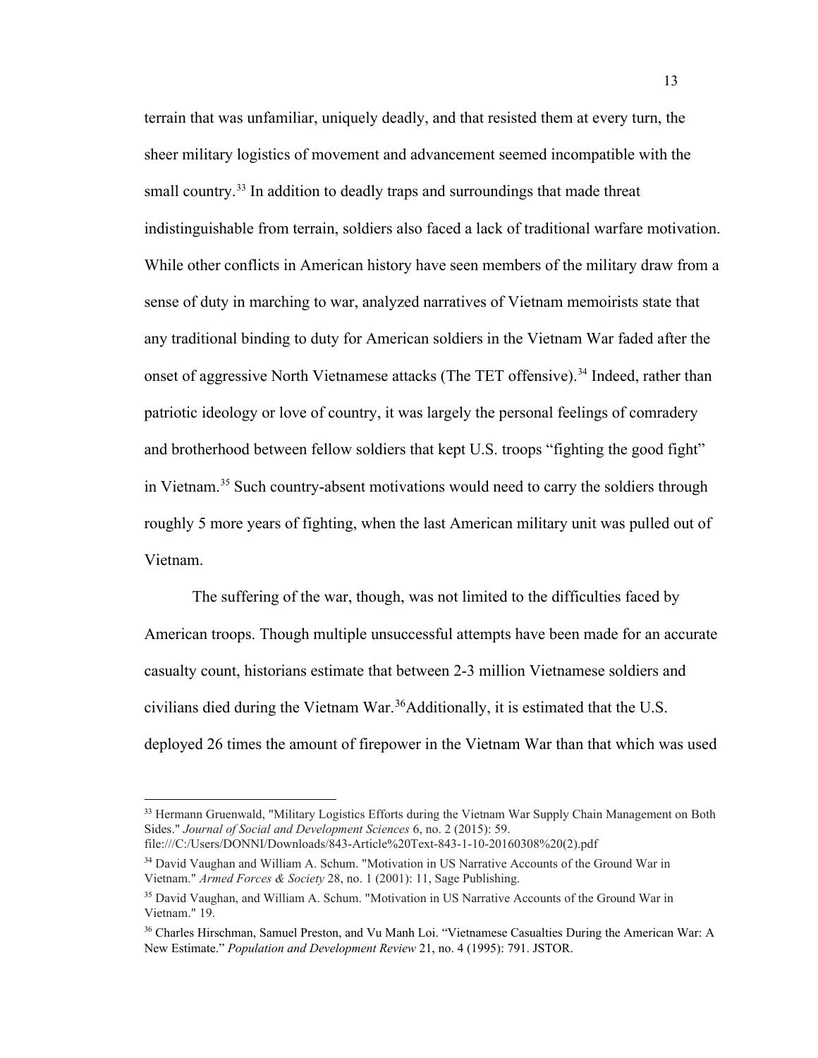terrain that was unfamiliar, uniquely deadly, and that resisted them at every turn, the sheer military logistics of movement and advancement seemed incompatible with the small country.[33] In addition to deadly traps and surroundings that made threat indistinguishable from terrain, soldiers also faced a lack of traditional warfare motivation. While other conflicts in American history have seen members of the military draw from a sense of duty in marching to war, analyzed narratives of Vietnam memoirists state that any traditional binding to duty for American soldiers in the Vietnam War faded after the onset of aggressive North Vietnamese attacks (The TET offensive).[34] Indeed, rather than patriotic ideology or love of country, it was largely the personal feelings of comradery and brotherhood between fellow soldiers that kept U.S. troops "fighting the good fight" in Vietnam.[35] Such country-absent motivations would need to carry the soldiers through roughly 5 more years of fighting, when the last American military unit was pulled out of Vietnam.

The suffering of the war, though, was not limited to the difficulties faced by American troops. Though multiple unsuccessful attempts have been made for an accurate casualty count, historians estimate that between 2-3 million Vietnamese soldiers and civilians died during the Vietnam War.[36]Additionally, it is estimated that the U.S. deployed 26 times the amount of firepower in the Vietnam War than that which was used

---

[33] Hermann Gruenwald, "Military Logistics Efforts during the Vietnam War Supply Chain Management on Both Sides." *Journal of Social and Development Sciences* 6, no. 2 (2015): 59. file:///C:/Users/DONNI/Downloads/843-Article%20Text-843-1-10-20160308%20(2).pdf

[34] David Vaughan and William A. Schum. "Motivation in US Narrative Accounts of the Ground War in Vietnam." *Armed Forces & Society* 28, no. 1 (2001): 11, Sage Publishing.

[35] David Vaughan, and William A. Schum. "Motivation in US Narrative Accounts of the Ground War in Vietnam." 19.

[36] Charles Hirschman, Samuel Preston, and Vu Manh Loi. "Vietnamese Casualties During the American War: A New Estimate." *Population and Development Review* 21, no. 4 (1995): 791. JSTOR.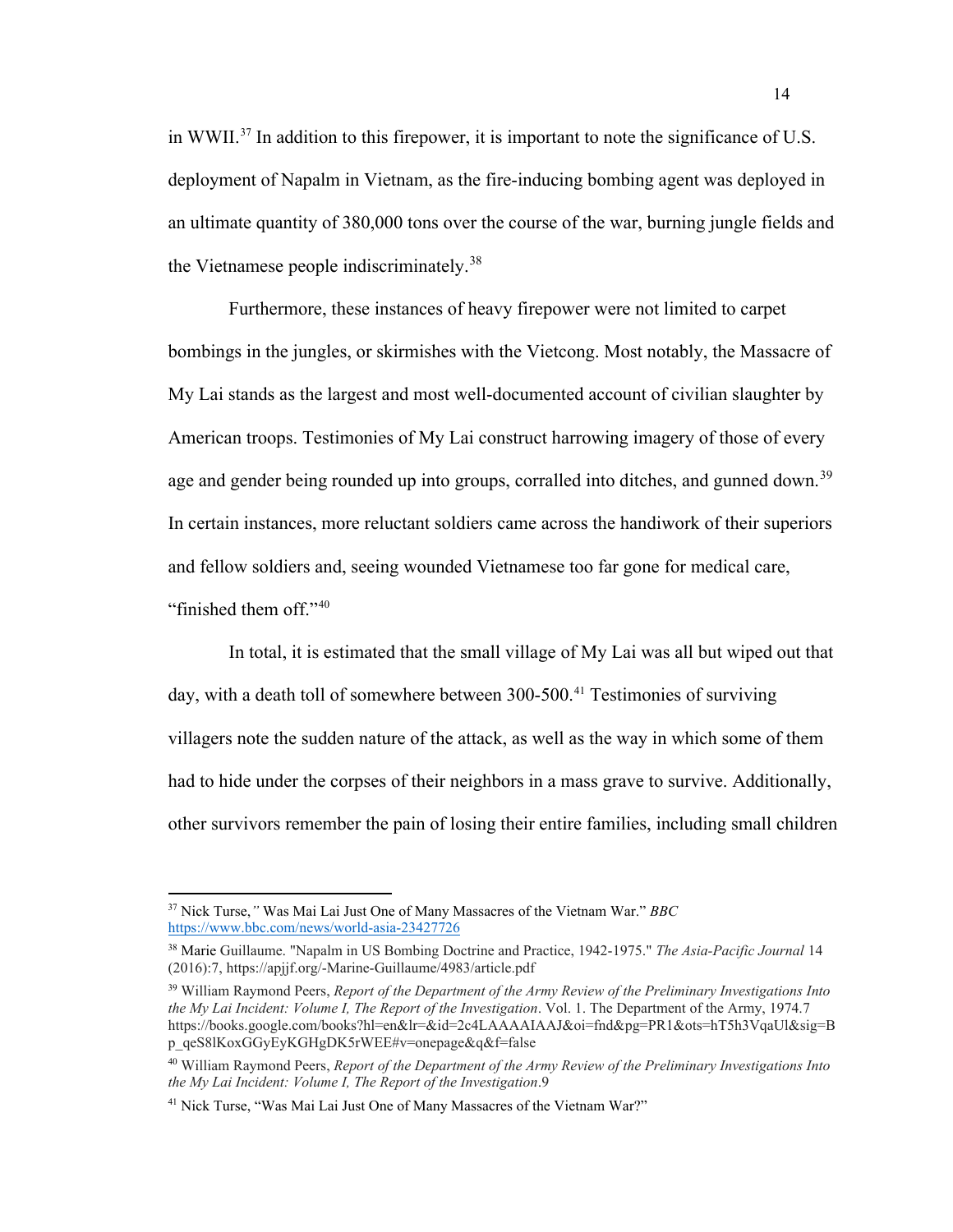in WWII.[37] In addition to this firepower, it is important to note the significance of U.S. deployment of Napalm in Vietnam, as the fire-inducing bombing agent was deployed in an ultimate quantity of 380,000 tons over the course of the war, burning jungle fields and the Vietnamese people indiscriminately.[38]

Furthermore, these instances of heavy firepower were not limited to carpet bombings in the jungles, or skirmishes with the Vietcong. Most notably, the Massacre of My Lai stands as the largest and most well-documented account of civilian slaughter by American troops. Testimonies of My Lai construct harrowing imagery of those of every age and gender being rounded up into groups, corralled into ditches, and gunned down.[39] In certain instances, more reluctant soldiers came across the handiwork of their superiors and fellow soldiers and, seeing wounded Vietnamese too far gone for medical care, "finished them off."[40]

In total, it is estimated that the small village of My Lai was all but wiped out that day, with a death toll of somewhere between 300-500.[41] Testimonies of surviving villagers note the sudden nature of the attack, as well as the way in which some of them had to hide under the corpses of their neighbors in a mass grave to survive. Additionally, other survivors remember the pain of losing their entire families, including small children

---

[37] Nick Turse," Was Mai Lai Just One of Many Massacres of the Vietnam War." *BBC* https://www.bbc.com/news/world-asia-23427726

[38] Marie Guillaume. "Napalm in US Bombing Doctrine and Practice, 1942-1975." *The Asia-Pacific Journal* 14 (2016):7, https://apjjf.org/-Marine-Guillaume/4983/article.pdf

[39] William Raymond Peers, *Report of the Department of the Army Review of the Preliminary Investigations Into the My Lai Incident: Volume I, The Report of the Investigation*. Vol. 1. The Department of the Army, 1974.7 https://books.google.com/books?hl=en&lr=&id=2c4LAAAAIAAJ&oi=fnd&pg=PR1&ots=hT5h3VqaUl&sig=Bp_qeS8lKoxGGyEyKGHgDK5rWEE#v=onepage&q&f=false

[40] William Raymond Peers, *Report of the Department of the Army Review of the Preliminary Investigations Into the My Lai Incident: Volume I, The Report of the Investigation*.9

[41] Nick Turse, "Was Mai Lai Just One of Many Massacres of the Vietnam War?"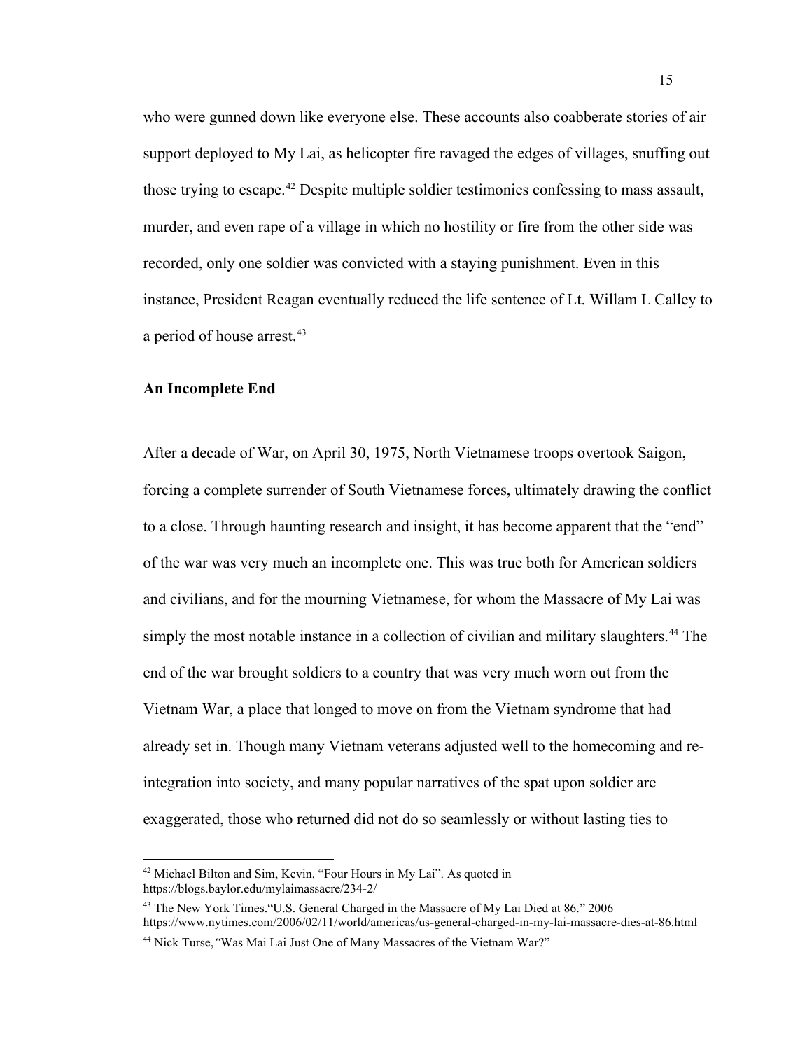who were gunned down like everyone else. These accounts also coabberate stories of air support deployed to My Lai, as helicopter fire ravaged the edges of villages, snuffing out those trying to escape.[42] Despite multiple soldier testimonies confessing to mass assault, murder, and even rape of a village in which no hostility or fire from the other side was recorded, only one soldier was convicted with a staying punishment. Even in this instance, President Reagan eventually reduced the life sentence of Lt. Willam L Calley to a period of house arrest.[43]

**An Incomplete End**

After a decade of War, on April 30, 1975, North Vietnamese troops overtook Saigon, forcing a complete surrender of South Vietnamese forces, ultimately drawing the conflict to a close. Through haunting research and insight, it has become apparent that the "end" of the war was very much an incomplete one. This was true both for American soldiers and civilians, and for the mourning Vietnamese, for whom the Massacre of My Lai was simply the most notable instance in a collection of civilian and military slaughters.[44] The end of the war brought soldiers to a country that was very much worn out from the Vietnam War, a place that longed to move on from the Vietnam syndrome that had already set in. Though many Vietnam veterans adjusted well to the homecoming and re-integration into society, and many popular narratives of the spat upon soldier are exaggerated, those who returned did not do so seamlessly or without lasting ties to

---

[42] Michael Bilton and Sim, Kevin. "Four Hours in My Lai". As quoted in https://blogs.baylor.edu/mylaimassacre/234-2/

[43] The New York Times."U.S. General Charged in the Massacre of My Lai Died at 86." 2006 https://www.nytimes.com/2006/02/11/world/americas/us-general-charged-in-my-lai-massacre-dies-at-86.html

[44] Nick Turse,*"*Was Mai Lai Just One of Many Massacres of the Vietnam War?"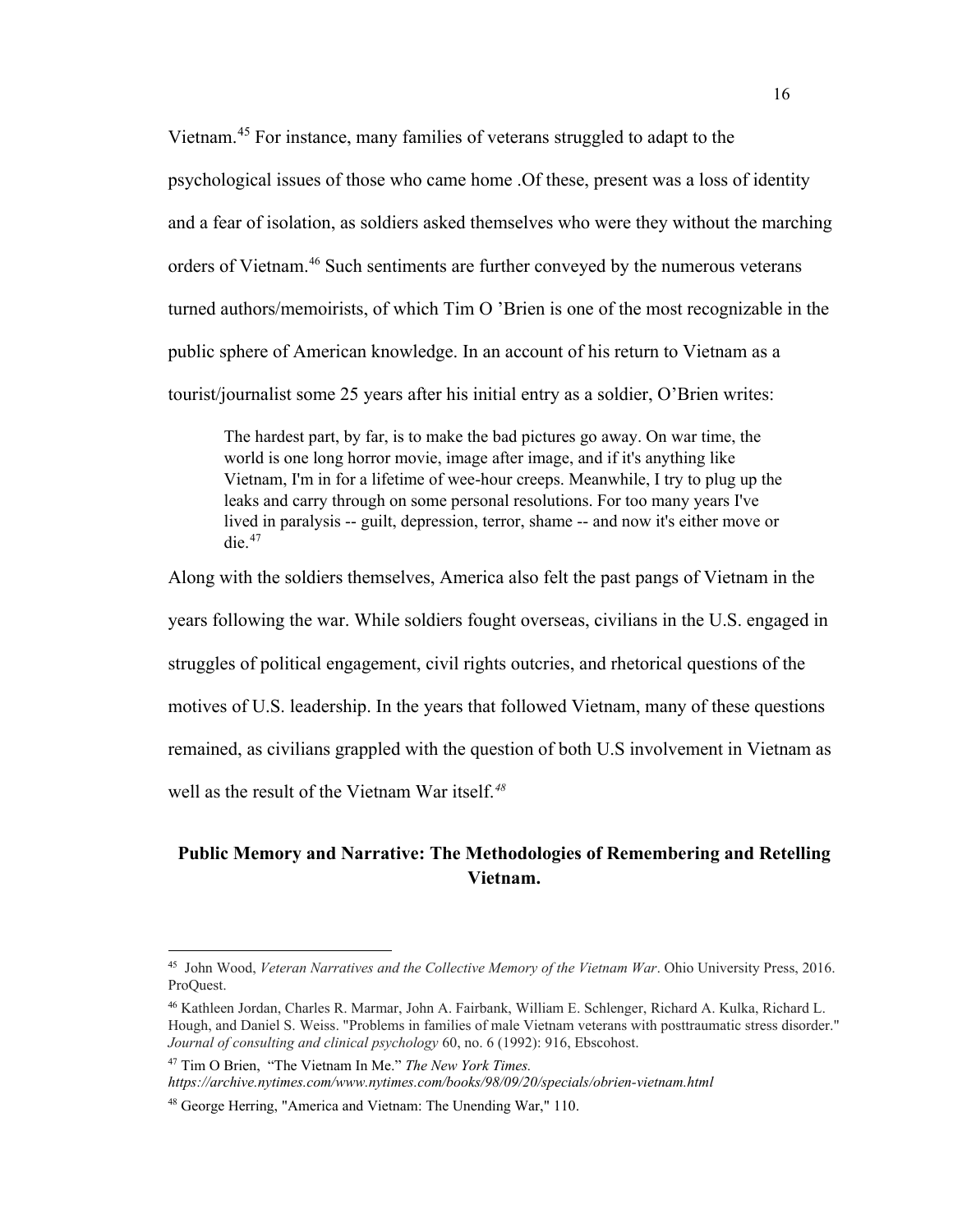Vietnam.[45] For instance, many families of veterans struggled to adapt to the psychological issues of those who came home .Of these, present was a loss of identity and a fear of isolation, as soldiers asked themselves who were they without the marching orders of Vietnam.[46] Such sentiments are further conveyed by the numerous veterans turned authors/memoirists, of which Tim O 'Brien is one of the most recognizable in the public sphere of American knowledge. In an account of his return to Vietnam as a tourist/journalist some 25 years after his initial entry as a soldier, O'Brien writes:

> The hardest part, by far, is to make the bad pictures go away. On war time, the world is one long horror movie, image after image, and if it's anything like Vietnam, I'm in for a lifetime of wee-hour creeps. Meanwhile, I try to plug up the leaks and carry through on some personal resolutions. For too many years I've lived in paralysis -- guilt, depression, terror, shame -- and now it's either move or die.[47]

Along with the soldiers themselves, America also felt the past pangs of Vietnam in the years following the war. While soldiers fought overseas, civilians in the U.S. engaged in struggles of political engagement, civil rights outcries, and rhetorical questions of the motives of U.S. leadership. In the years that followed Vietnam, many of these questions remained, as civilians grappled with the question of both U.S involvement in Vietnam as well as the result of the Vietnam War itself.[48]

## Public Memory and Narrative: The Methodologies of Remembering and Retelling Vietnam.

---

[45] John Wood, *Veteran Narratives and the Collective Memory of the Vietnam War*. Ohio University Press, 2016. ProQuest.

[46] Kathleen Jordan, Charles R. Marmar, John A. Fairbank, William E. Schlenger, Richard A. Kulka, Richard L. Hough, and Daniel S. Weiss. "Problems in families of male Vietnam veterans with posttraumatic stress disorder." *Journal of consulting and clinical psychology* 60, no. 6 (1992): 916, Ebscohost.

[47] Tim O Brien, "The Vietnam In Me." *The New York Times.* *https://archive.nytimes.com/www.nytimes.com/books/98/09/20/specials/obrien-vietnam.html*

[48] George Herring, "America and Vietnam: The Unending War," 110.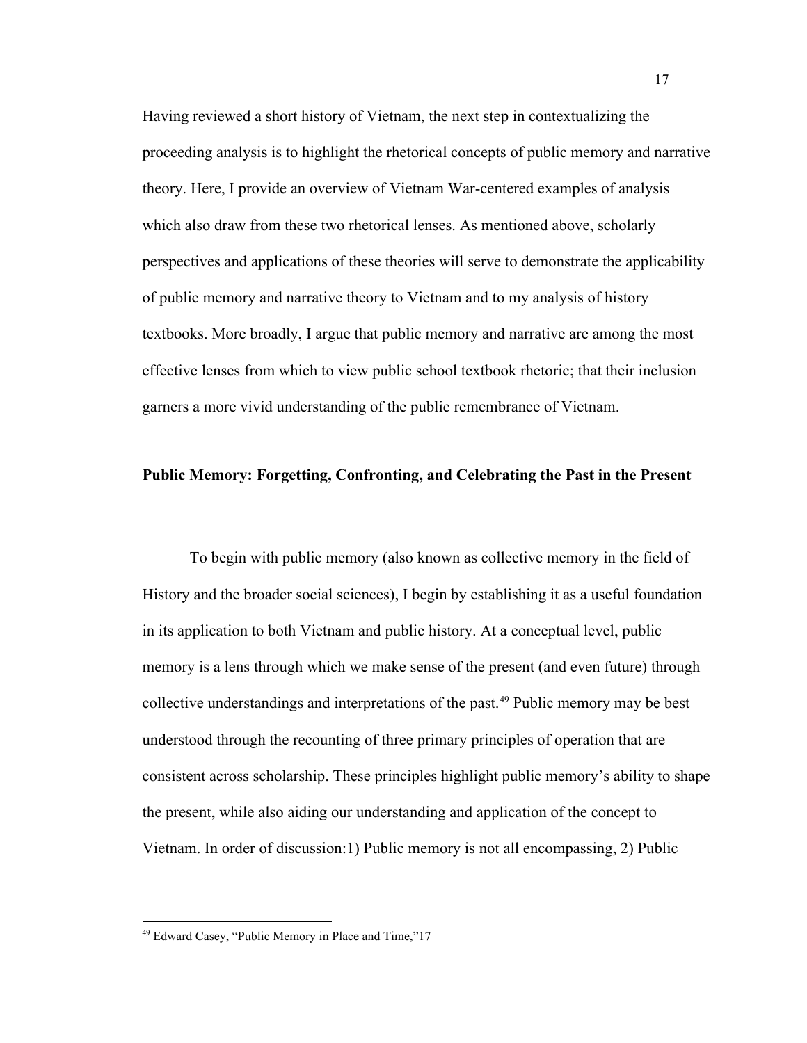Having reviewed a short history of Vietnam, the next step in contextualizing the proceeding analysis is to highlight the rhetorical concepts of public memory and narrative theory. Here, I provide an overview of Vietnam War-centered examples of analysis which also draw from these two rhetorical lenses. As mentioned above, scholarly perspectives and applications of these theories will serve to demonstrate the applicability of public memory and narrative theory to Vietnam and to my analysis of history textbooks. More broadly, I argue that public memory and narrative are among the most effective lenses from which to view public school textbook rhetoric; that their inclusion garners a more vivid understanding of the public remembrance of Vietnam.

### Public Memory: Forgetting, Confronting, and Celebrating the Past in the Present

To begin with public memory (also known as collective memory in the field of History and the broader social sciences), I begin by establishing it as a useful foundation in its application to both Vietnam and public history. At a conceptual level, public memory is a lens through which we make sense of the present (and even future) through collective understandings and interpretations of the past.[49] Public memory may be best understood through the recounting of three primary principles of operation that are consistent across scholarship. These principles highlight public memory's ability to shape the present, while also aiding our understanding and application of the concept to Vietnam. In order of discussion:1) Public memory is not all encompassing, 2) Public

[49] Edward Casey, "Public Memory in Place and Time,"17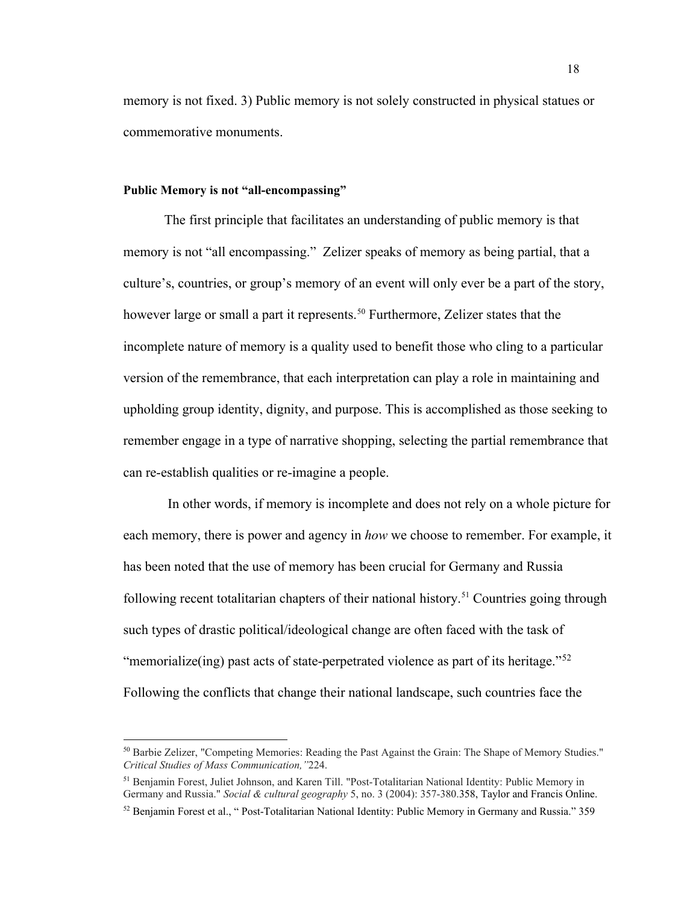memory is not fixed. 3) Public memory is not solely constructed in physical statues or commemorative monuments.

**Public Memory is not "all-encompassing"**

The first principle that facilitates an understanding of public memory is that memory is not "all encompassing." Zelizer speaks of memory as being partial, that a culture's, countries, or group's memory of an event will only ever be a part of the story, however large or small a part it represents.[50] Furthermore, Zelizer states that the incomplete nature of memory is a quality used to benefit those who cling to a particular version of the remembrance, that each interpretation can play a role in maintaining and upholding group identity, dignity, and purpose. This is accomplished as those seeking to remember engage in a type of narrative shopping, selecting the partial remembrance that can re-establish qualities or re-imagine a people.

In other words, if memory is incomplete and does not rely on a whole picture for each memory, there is power and agency in *how* we choose to remember. For example, it has been noted that the use of memory has been crucial for Germany and Russia following recent totalitarian chapters of their national history.[51] Countries going through such types of drastic political/ideological change are often faced with the task of "memorialize(ing) past acts of state-perpetrated violence as part of its heritage."[52] Following the conflicts that change their national landscape, such countries face the

---

[50] Barbie Zelizer, "Competing Memories: Reading the Past Against the Grain: The Shape of Memory Studies." *Critical Studies of Mass Communication,"*224.

[51] Benjamin Forest, Juliet Johnson, and Karen Till. "Post-Totalitarian National Identity: Public Memory in Germany and Russia." *Social & cultural geography* 5, no. 3 (2004): 357-380.358, Taylor and Francis Online.

[52] Benjamin Forest et al., " Post-Totalitarian National Identity: Public Memory in Germany and Russia." 359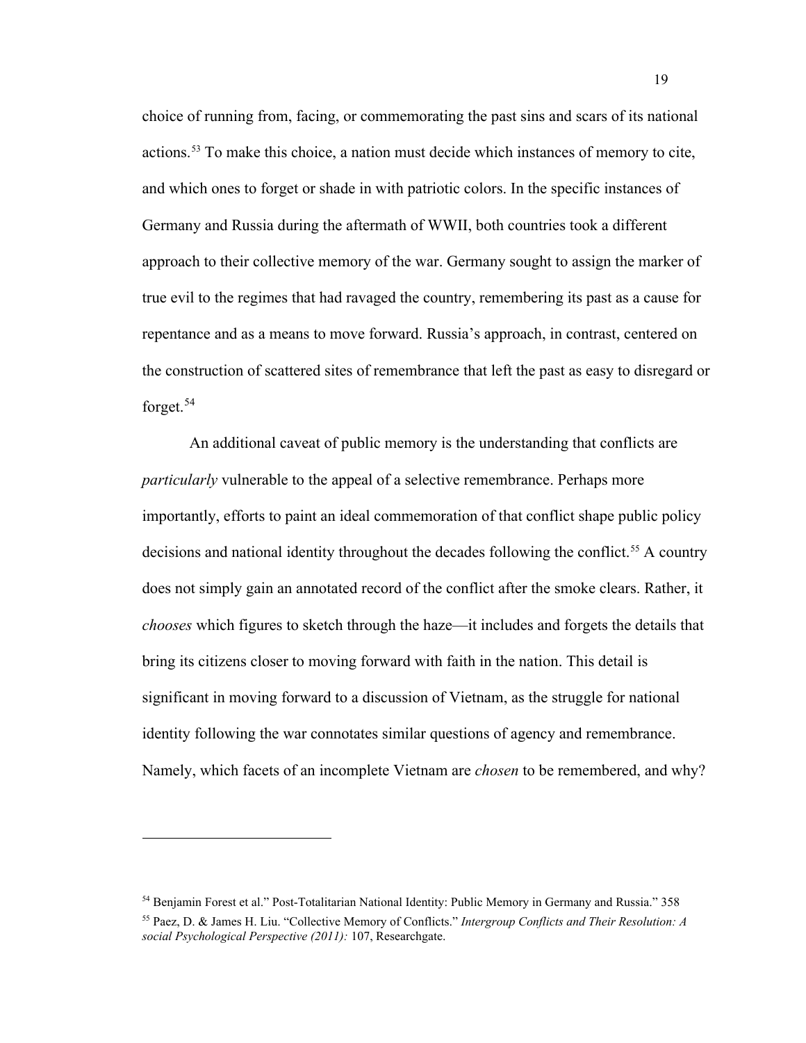choice of running from, facing, or commemorating the past sins and scars of its national actions.[53] To make this choice, a nation must decide which instances of memory to cite, and which ones to forget or shade in with patriotic colors. In the specific instances of Germany and Russia during the aftermath of WWII, both countries took a different approach to their collective memory of the war. Germany sought to assign the marker of true evil to the regimes that had ravaged the country, remembering its past as a cause for repentance and as a means to move forward. Russia's approach, in contrast, centered on the construction of scattered sites of remembrance that left the past as easy to disregard or forget.[54]

An additional caveat of public memory is the understanding that conflicts are *particularly* vulnerable to the appeal of a selective remembrance. Perhaps more importantly, efforts to paint an ideal commemoration of that conflict shape public policy decisions and national identity throughout the decades following the conflict.[55] A country does not simply gain an annotated record of the conflict after the smoke clears. Rather, it *chooses* which figures to sketch through the haze—it includes and forgets the details that bring its citizens closer to moving forward with faith in the nation. This detail is significant in moving forward to a discussion of Vietnam, as the struggle for national identity following the war connotates similar questions of agency and remembrance. Namely, which facets of an incomplete Vietnam are *chosen* to be remembered, and why?

---

[54] Benjamin Forest et al." Post-Totalitarian National Identity: Public Memory in Germany and Russia." 358

[55] Paez, D. & James H. Liu. "Collective Memory of Conflicts." *Intergroup Conflicts and Their Resolution: A social Psychological Perspective (2011):* 107, Researchgate.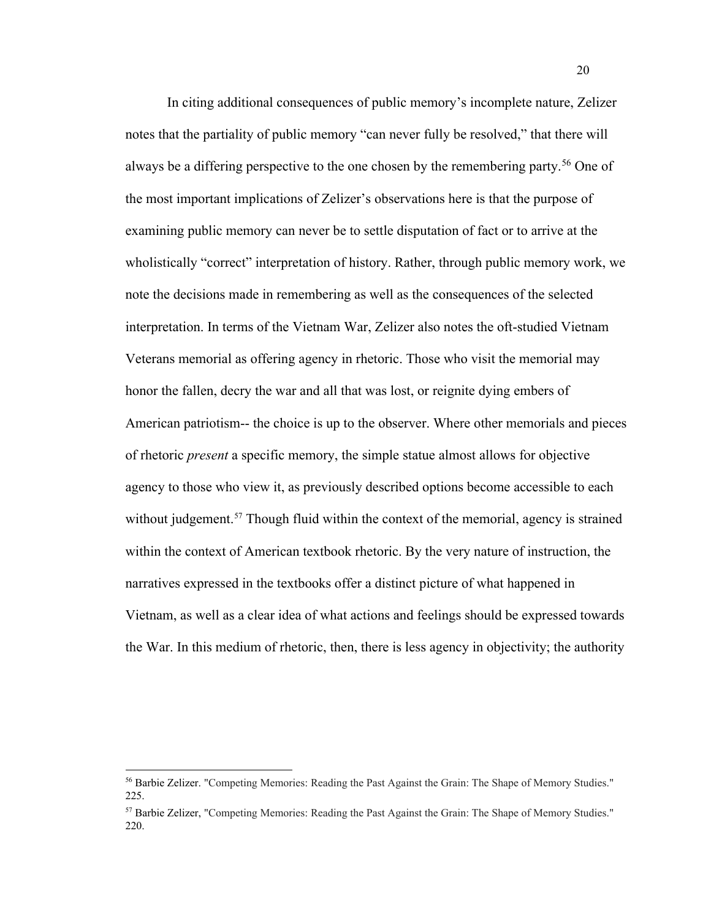In citing additional consequences of public memory's incomplete nature, Zelizer notes that the partiality of public memory "can never fully be resolved," that there will always be a differing perspective to the one chosen by the remembering party.[56] One of the most important implications of Zelizer's observations here is that the purpose of examining public memory can never be to settle disputation of fact or to arrive at the wholistically "correct" interpretation of history. Rather, through public memory work, we note the decisions made in remembering as well as the consequences of the selected interpretation. In terms of the Vietnam War, Zelizer also notes the oft-studied Vietnam Veterans memorial as offering agency in rhetoric. Those who visit the memorial may honor the fallen, decry the war and all that was lost, or reignite dying embers of American patriotism-- the choice is up to the observer. Where other memorials and pieces of rhetoric *present* a specific memory, the simple statue almost allows for objective agency to those who view it, as previously described options become accessible to each without judgement.[57] Though fluid within the context of the memorial, agency is strained within the context of American textbook rhetoric. By the very nature of instruction, the narratives expressed in the textbooks offer a distinct picture of what happened in Vietnam, as well as a clear idea of what actions and feelings should be expressed towards the War. In this medium of rhetoric, then, there is less agency in objectivity; the authority

---

[56] Barbie Zelizer. "Competing Memories: Reading the Past Against the Grain: The Shape of Memory Studies." 225.

[57] Barbie Zelizer, "Competing Memories: Reading the Past Against the Grain: The Shape of Memory Studies." 220.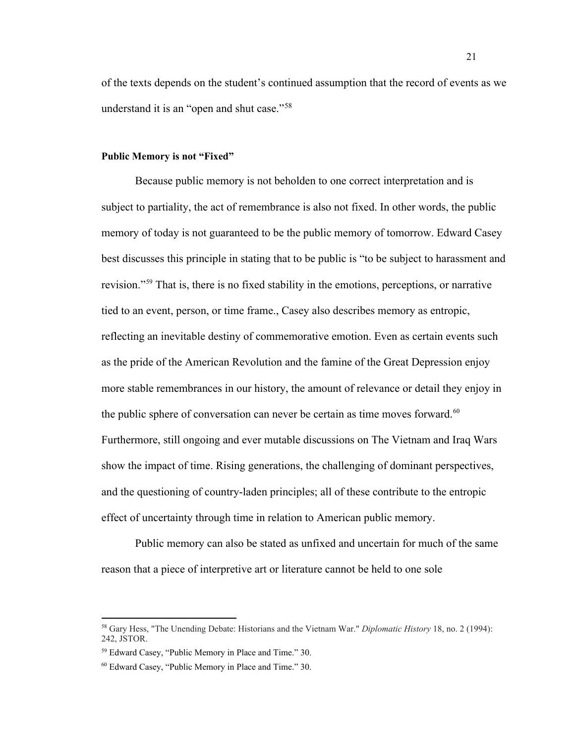of the texts depends on the student's continued assumption that the record of events as we understand it is an "open and shut case."[58]

**Public Memory is not "Fixed"**

Because public memory is not beholden to one correct interpretation and is subject to partiality, the act of remembrance is also not fixed. In other words, the public memory of today is not guaranteed to be the public memory of tomorrow. Edward Casey best discusses this principle in stating that to be public is "to be subject to harassment and revision."[59] That is, there is no fixed stability in the emotions, perceptions, or narrative tied to an event, person, or time frame., Casey also describes memory as entropic, reflecting an inevitable destiny of commemorative emotion. Even as certain events such as the pride of the American Revolution and the famine of the Great Depression enjoy more stable remembrances in our history, the amount of relevance or detail they enjoy in the public sphere of conversation can never be certain as time moves forward.[60] Furthermore, still ongoing and ever mutable discussions on The Vietnam and Iraq Wars show the impact of time. Rising generations, the challenging of dominant perspectives, and the questioning of country-laden principles; all of these contribute to the entropic effect of uncertainty through time in relation to American public memory.

Public memory can also be stated as unfixed and uncertain for much of the same reason that a piece of interpretive art or literature cannot be held to one sole

---

[58] Gary Hess, "The Unending Debate: Historians and the Vietnam War." *Diplomatic History* 18, no. 2 (1994): 242, JSTOR.

[59] Edward Casey, "Public Memory in Place and Time." 30.

[60] Edward Casey, "Public Memory in Place and Time." 30.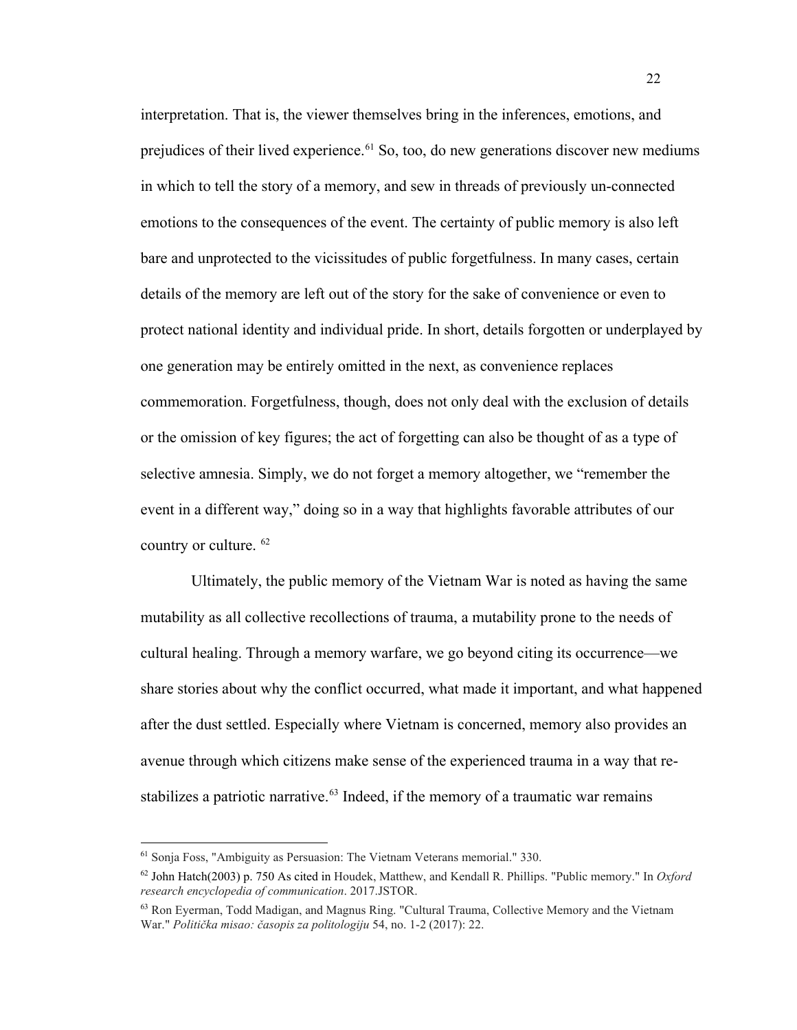interpretation. That is, the viewer themselves bring in the inferences, emotions, and prejudices of their lived experience.[61] So, too, do new generations discover new mediums in which to tell the story of a memory, and sew in threads of previously un-connected emotions to the consequences of the event. The certainty of public memory is also left bare and unprotected to the vicissitudes of public forgetfulness. In many cases, certain details of the memory are left out of the story for the sake of convenience or even to protect national identity and individual pride. In short, details forgotten or underplayed by one generation may be entirely omitted in the next, as convenience replaces commemoration. Forgetfulness, though, does not only deal with the exclusion of details or the omission of key figures; the act of forgetting can also be thought of as a type of selective amnesia. Simply, we do not forget a memory altogether, we "remember the event in a different way," doing so in a way that highlights favorable attributes of our country or culture. [62]

Ultimately, the public memory of the Vietnam War is noted as having the same mutability as all collective recollections of trauma, a mutability prone to the needs of cultural healing. Through a memory warfare, we go beyond citing its occurrence—we share stories about why the conflict occurred, what made it important, and what happened after the dust settled. Especially where Vietnam is concerned, memory also provides an avenue through which citizens make sense of the experienced trauma in a way that re-stabilizes a patriotic narrative.[63] Indeed, if the memory of a traumatic war remains

---

[61] Sonja Foss, "Ambiguity as Persuasion: The Vietnam Veterans memorial." 330.

[62] John Hatch(2003) p. 750 As cited in Houdek, Matthew, and Kendall R. Phillips. "Public memory." In *Oxford research encyclopedia of communication*. 2017.JSTOR.

[63] Ron Eyerman, Todd Madigan, and Magnus Ring. "Cultural Trauma, Collective Memory and the Vietnam War." *Politička misao: časopis za politologiju* 54, no. 1-2 (2017): 22.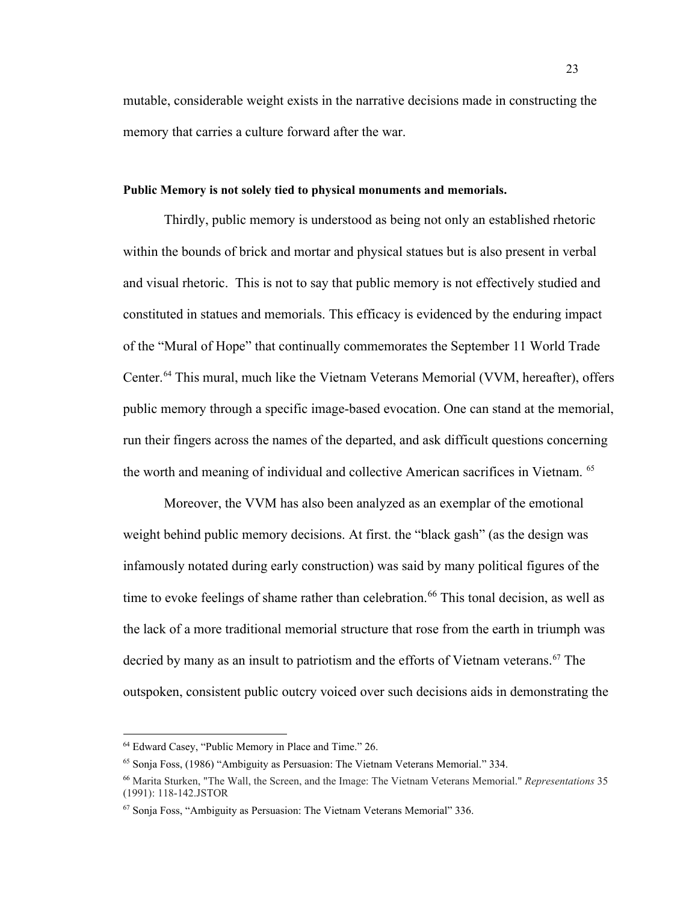mutable, considerable weight exists in the narrative decisions made in constructing the memory that carries a culture forward after the war.

**Public Memory is not solely tied to physical monuments and memorials.**

Thirdly, public memory is understood as being not only an established rhetoric within the bounds of brick and mortar and physical statues but is also present in verbal and visual rhetoric. This is not to say that public memory is not effectively studied and constituted in statues and memorials. This efficacy is evidenced by the enduring impact of the "Mural of Hope" that continually commemorates the September 11 World Trade Center.[64] This mural, much like the Vietnam Veterans Memorial (VVM, hereafter), offers public memory through a specific image-based evocation. One can stand at the memorial, run their fingers across the names of the departed, and ask difficult questions concerning the worth and meaning of individual and collective American sacrifices in Vietnam. [65]

Moreover, the VVM has also been analyzed as an exemplar of the emotional weight behind public memory decisions. At first. the "black gash" (as the design was infamously notated during early construction) was said by many political figures of the time to evoke feelings of shame rather than celebration.[66] This tonal decision, as well as the lack of a more traditional memorial structure that rose from the earth in triumph was decried by many as an insult to patriotism and the efforts of Vietnam veterans.[67] The outspoken, consistent public outcry voiced over such decisions aids in demonstrating the

---

[64] Edward Casey, "Public Memory in Place and Time." 26.

[65] Sonja Foss, (1986) "Ambiguity as Persuasion: The Vietnam Veterans Memorial." 334.

[66] Marita Sturken, "The Wall, the Screen, and the Image: The Vietnam Veterans Memorial." *Representations* 35 (1991): 118-142.JSTOR

[67] Sonja Foss, "Ambiguity as Persuasion: The Vietnam Veterans Memorial" 336.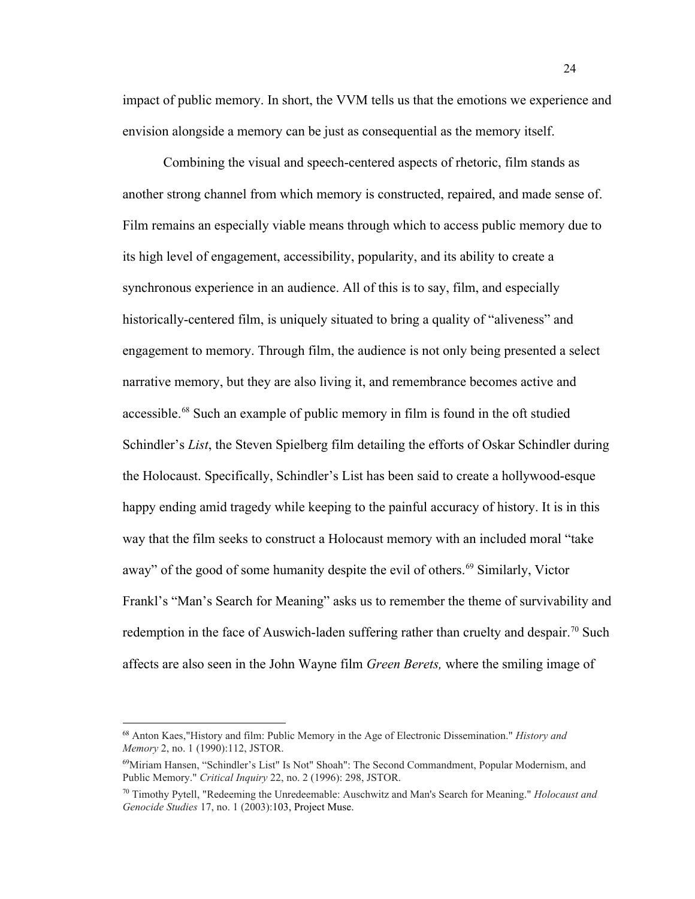impact of public memory. In short, the VVM tells us that the emotions we experience and envision alongside a memory can be just as consequential as the memory itself.

Combining the visual and speech-centered aspects of rhetoric, film stands as another strong channel from which memory is constructed, repaired, and made sense of. Film remains an especially viable means through which to access public memory due to its high level of engagement, accessibility, popularity, and its ability to create a synchronous experience in an audience. All of this is to say, film, and especially historically-centered film, is uniquely situated to bring a quality of "aliveness" and engagement to memory. Through film, the audience is not only being presented a select narrative memory, but they are also living it, and remembrance becomes active and accessible.[68] Such an example of public memory in film is found in the oft studied Schindler's *List*, the Steven Spielberg film detailing the efforts of Oskar Schindler during the Holocaust. Specifically, Schindler's List has been said to create a hollywood-esque happy ending amid tragedy while keeping to the painful accuracy of history. It is in this way that the film seeks to construct a Holocaust memory with an included moral "take away" of the good of some humanity despite the evil of others.[69] Similarly, Victor Frankl's "Man's Search for Meaning" asks us to remember the theme of survivability and redemption in the face of Auswich-laden suffering rather than cruelty and despair.[70] Such affects are also seen in the John Wayne film *Green Berets,* where the smiling image of

---

[68] Anton Kaes,"History and film: Public Memory in the Age of Electronic Dissemination." *History and Memory* 2, no. 1 (1990):112, JSTOR.

[69] Miriam Hansen, "Schindler's List" Is Not" Shoah": The Second Commandment, Popular Modernism, and Public Memory." *Critical Inquiry* 22, no. 2 (1996): 298, JSTOR.

[70] Timothy Pytell, "Redeeming the Unredeemable: Auschwitz and Man's Search for Meaning." *Holocaust and Genocide Studies* 17, no. 1 (2003):103, Project Muse.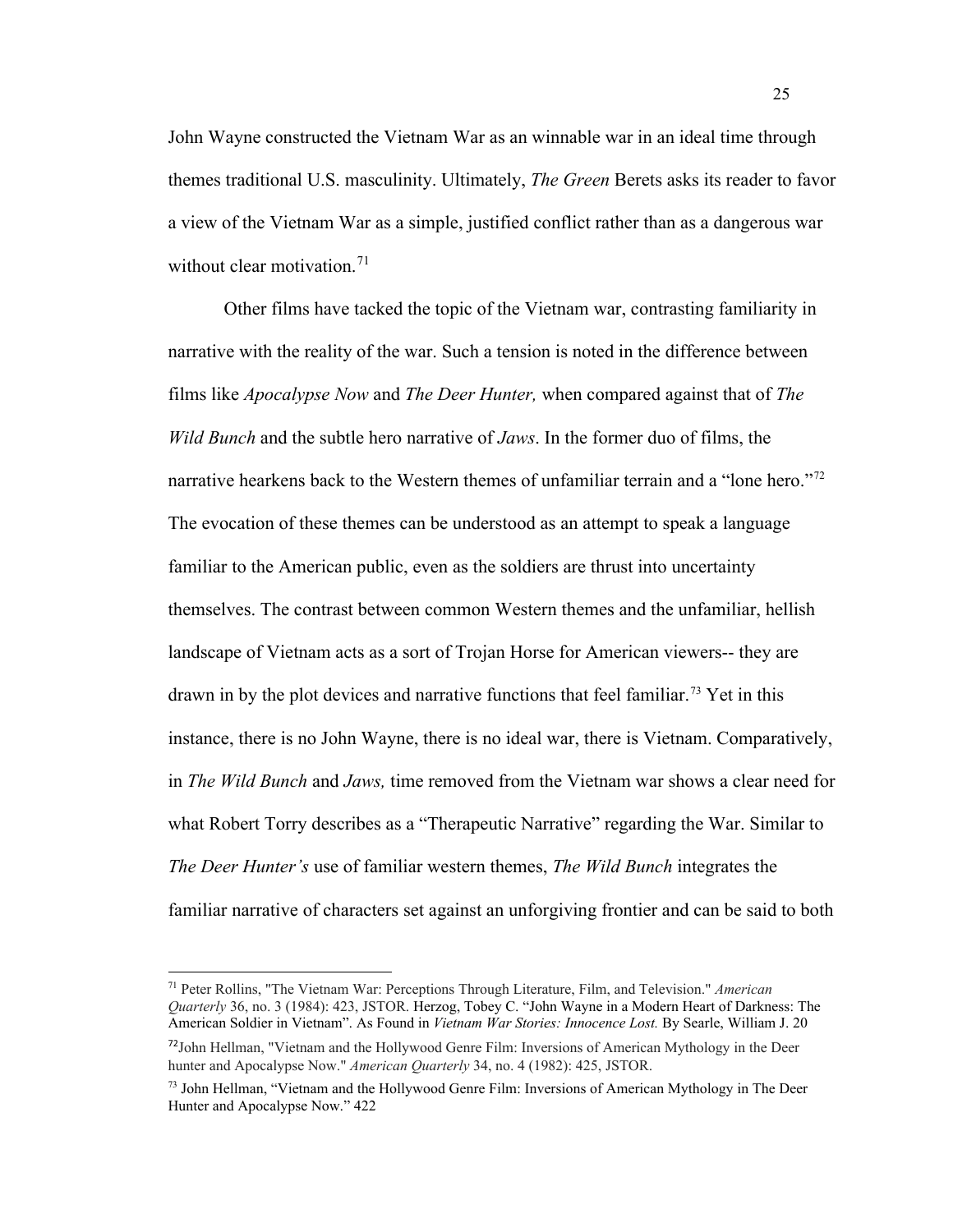John Wayne constructed the Vietnam War as an winnable war in an ideal time through themes traditional U.S. masculinity. Ultimately, *The Green* Berets asks its reader to favor a view of the Vietnam War as a simple, justified conflict rather than as a dangerous war without clear motivation.[71]

Other films have tacked the topic of the Vietnam war, contrasting familiarity in narrative with the reality of the war. Such a tension is noted in the difference between films like *Apocalypse Now* and *The Deer Hunter,* when compared against that of *The Wild Bunch* and the subtle hero narrative of *Jaws*. In the former duo of films, the narrative hearkens back to the Western themes of unfamiliar terrain and a "lone hero."[72] The evocation of these themes can be understood as an attempt to speak a language familiar to the American public, even as the soldiers are thrust into uncertainty themselves. The contrast between common Western themes and the unfamiliar, hellish landscape of Vietnam acts as a sort of Trojan Horse for American viewers-- they are drawn in by the plot devices and narrative functions that feel familiar.[73] Yet in this instance, there is no John Wayne, there is no ideal war, there is Vietnam. Comparatively, in *The Wild Bunch* and *Jaws,* time removed from the Vietnam war shows a clear need for what Robert Torry describes as a "Therapeutic Narrative" regarding the War. Similar to *The Deer Hunter's* use of familiar western themes, *The Wild Bunch* integrates the familiar narrative of characters set against an unforgiving frontier and can be said to both

---

[71] Peter Rollins, "The Vietnam War: Perceptions Through Literature, Film, and Television." *American Quarterly* 36, no. 3 (1984): 423, JSTOR. Herzog, Tobey C. "John Wayne in a Modern Heart of Darkness: The American Soldier in Vietnam". As Found in *Vietnam War Stories: Innocence Lost.* By Searle, William J. 20

[72] John Hellman, "Vietnam and the Hollywood Genre Film: Inversions of American Mythology in the Deer hunter and Apocalypse Now." *American Quarterly* 34, no. 4 (1982): 425, JSTOR.

[73] John Hellman, "Vietnam and the Hollywood Genre Film: Inversions of American Mythology in The Deer Hunter and Apocalypse Now." 422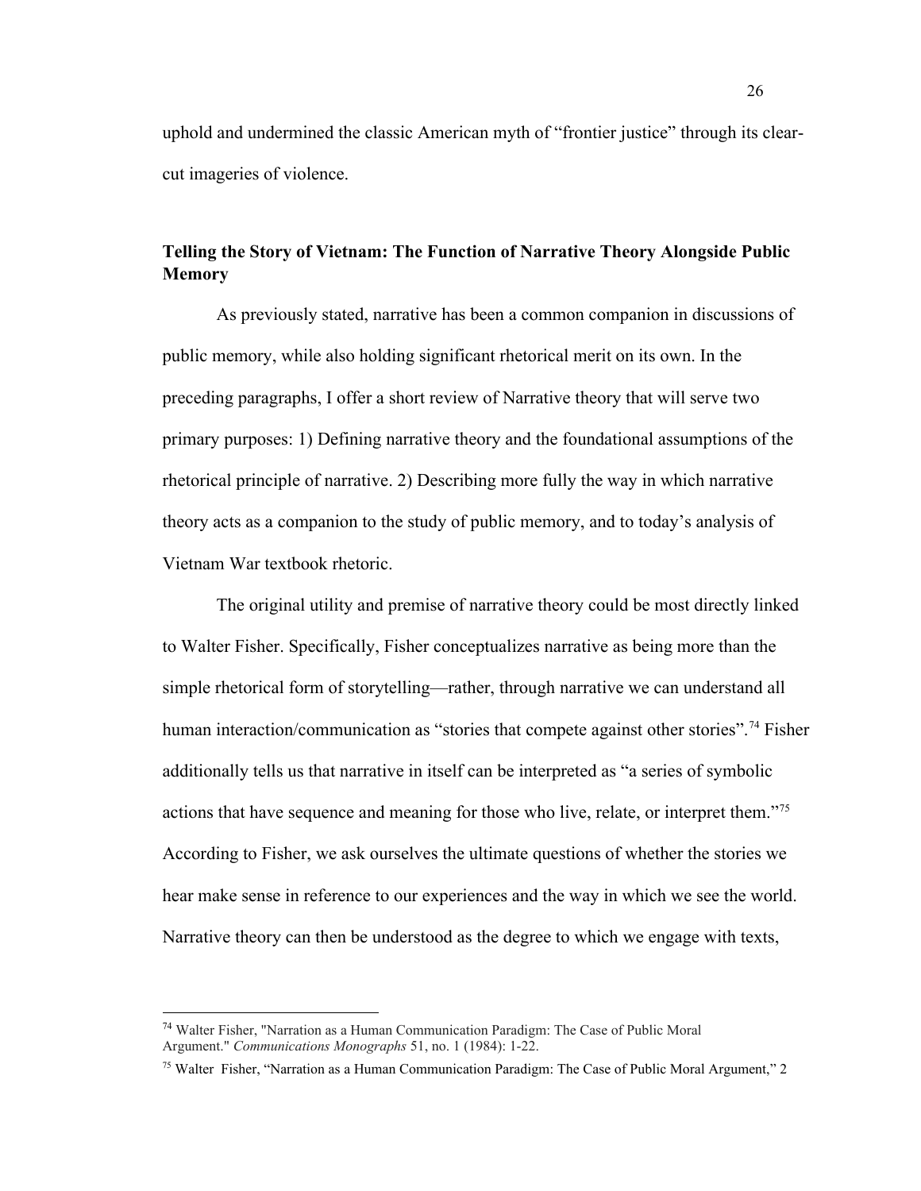uphold and undermined the classic American myth of "frontier justice" through its clear-cut imageries of violence.

## Telling the Story of Vietnam: The Function of Narrative Theory Alongside Public Memory

As previously stated, narrative has been a common companion in discussions of public memory, while also holding significant rhetorical merit on its own. In the preceding paragraphs, I offer a short review of Narrative theory that will serve two primary purposes: 1) Defining narrative theory and the foundational assumptions of the rhetorical principle of narrative. 2) Describing more fully the way in which narrative theory acts as a companion to the study of public memory, and to today's analysis of Vietnam War textbook rhetoric.

The original utility and premise of narrative theory could be most directly linked to Walter Fisher. Specifically, Fisher conceptualizes narrative as being more than the simple rhetorical form of storytelling—rather, through narrative we can understand all human interaction/communication as "stories that compete against other stories".[74] Fisher additionally tells us that narrative in itself can be interpreted as "a series of symbolic actions that have sequence and meaning for those who live, relate, or interpret them."[75] According to Fisher, we ask ourselves the ultimate questions of whether the stories we hear make sense in reference to our experiences and the way in which we see the world. Narrative theory can then be understood as the degree to which we engage with texts,

---

[74] Walter Fisher, "Narration as a Human Communication Paradigm: The Case of Public Moral Argument." *Communications Monographs* 51, no. 1 (1984): 1-22.

[75] Walter Fisher, "Narration as a Human Communication Paradigm: The Case of Public Moral Argument," 2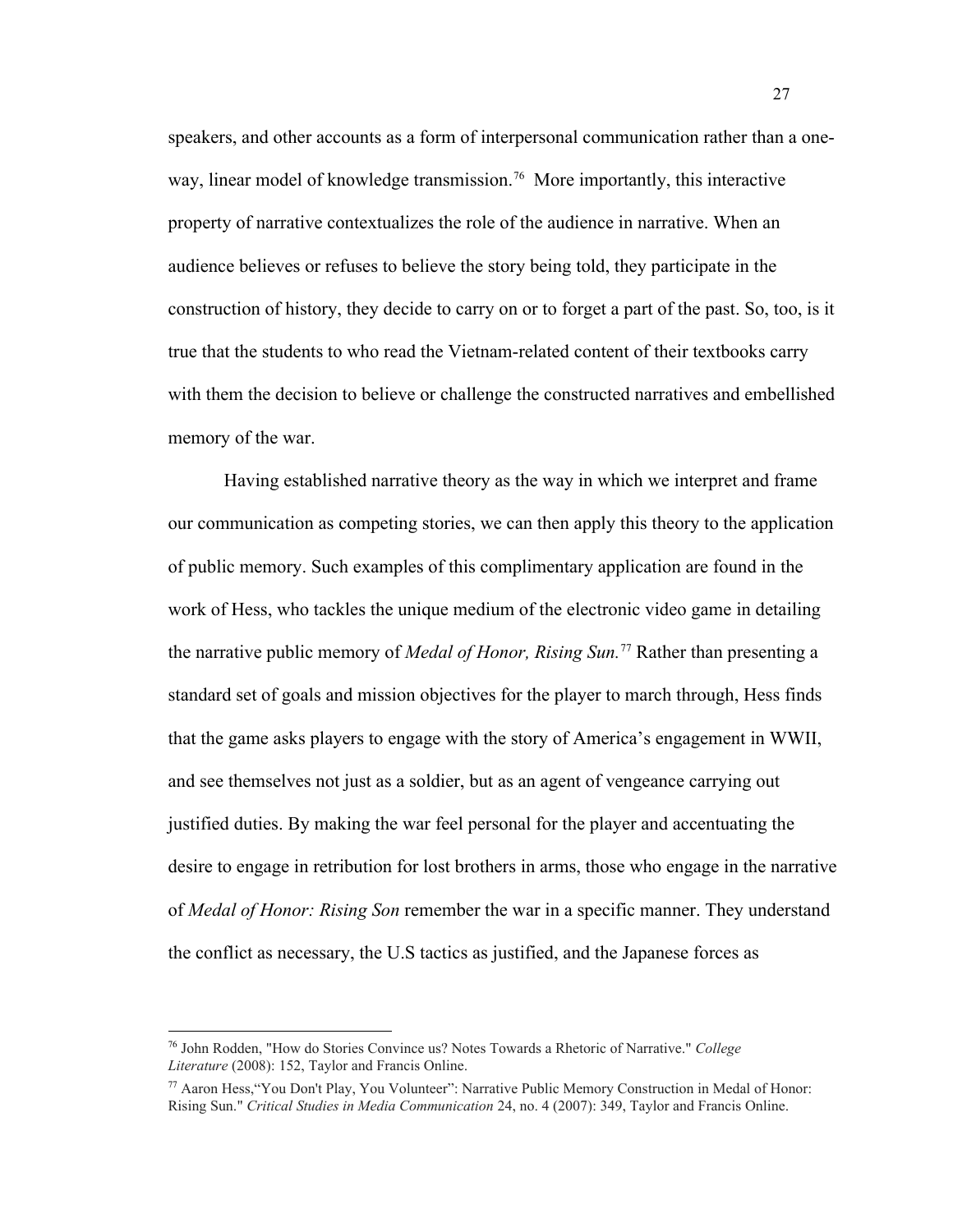speakers, and other accounts as a form of interpersonal communication rather than a one-way, linear model of knowledge transmission.[76] More importantly, this interactive property of narrative contextualizes the role of the audience in narrative. When an audience believes or refuses to believe the story being told, they participate in the construction of history, they decide to carry on or to forget a part of the past. So, too, is it true that the students to who read the Vietnam-related content of their textbooks carry with them the decision to believe or challenge the constructed narratives and embellished memory of the war.

Having established narrative theory as the way in which we interpret and frame our communication as competing stories, we can then apply this theory to the application of public memory. Such examples of this complimentary application are found in the work of Hess, who tackles the unique medium of the electronic video game in detailing the narrative public memory of *Medal of Honor, Rising Sun.*[77] Rather than presenting a standard set of goals and mission objectives for the player to march through, Hess finds that the game asks players to engage with the story of America's engagement in WWII, and see themselves not just as a soldier, but as an agent of vengeance carrying out justified duties. By making the war feel personal for the player and accentuating the desire to engage in retribution for lost brothers in arms, those who engage in the narrative of *Medal of Honor: Rising Son* remember the war in a specific manner. They understand the conflict as necessary, the U.S tactics as justified, and the Japanese forces as

---

[76] John Rodden, "How do Stories Convince us? Notes Towards a Rhetoric of Narrative." *College Literature* (2008): 152, Taylor and Francis Online.

[77] Aaron Hess,"You Don't Play, You Volunteer": Narrative Public Memory Construction in Medal of Honor: Rising Sun." *Critical Studies in Media Communication* 24, no. 4 (2007): 349, Taylor and Francis Online.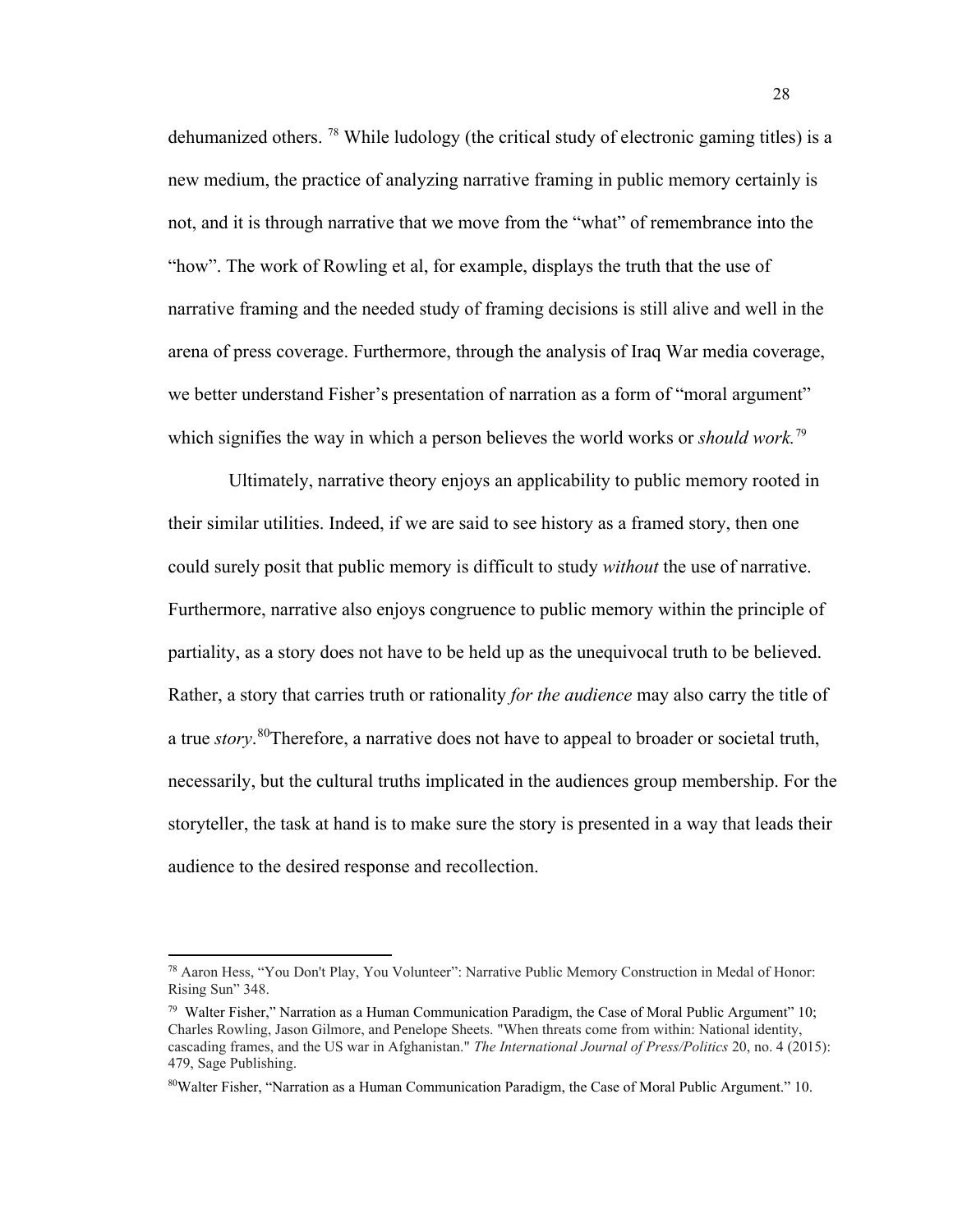dehumanized others. [78] While ludology (the critical study of electronic gaming titles) is a new medium, the practice of analyzing narrative framing in public memory certainly is not, and it is through narrative that we move from the "what" of remembrance into the "how". The work of Rowling et al, for example, displays the truth that the use of narrative framing and the needed study of framing decisions is still alive and well in the arena of press coverage. Furthermore, through the analysis of Iraq War media coverage, we better understand Fisher's presentation of narration as a form of "moral argument" which signifies the way in which a person believes the world works or *should work.*[79]

Ultimately, narrative theory enjoys an applicability to public memory rooted in their similar utilities. Indeed, if we are said to see history as a framed story, then one could surely posit that public memory is difficult to study *without* the use of narrative. Furthermore, narrative also enjoys congruence to public memory within the principle of partiality, as a story does not have to be held up as the unequivocal truth to be believed. Rather, a story that carries truth or rationality *for the audience* may also carry the title of a true *story*.[80]Therefore, a narrative does not have to appeal to broader or societal truth, necessarily, but the cultural truths implicated in the audiences group membership. For the storyteller, the task at hand is to make sure the story is presented in a way that leads their audience to the desired response and recollection.

---

[78] Aaron Hess, "You Don't Play, You Volunteer": Narrative Public Memory Construction in Medal of Honor: Rising Sun" 348.

[79] Walter Fisher," Narration as a Human Communication Paradigm, the Case of Moral Public Argument" 10; Charles Rowling, Jason Gilmore, and Penelope Sheets. "When threats come from within: National identity, cascading frames, and the US war in Afghanistan." *The International Journal of Press/Politics* 20, no. 4 (2015): 479, Sage Publishing.

[80]Walter Fisher, "Narration as a Human Communication Paradigm, the Case of Moral Public Argument." 10.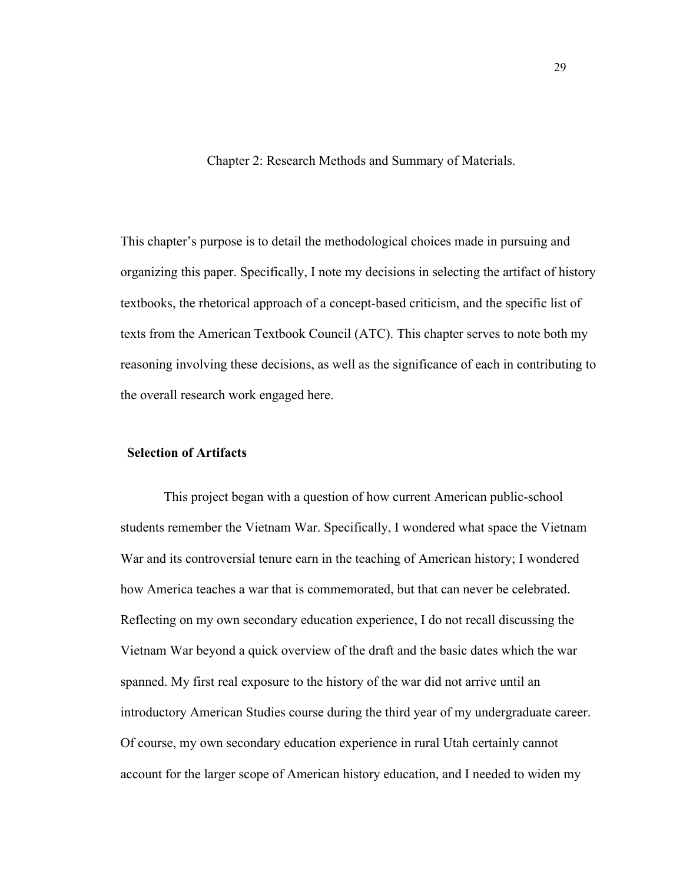# Chapter 2: Research Methods and Summary of Materials.

This chapter's purpose is to detail the methodological choices made in pursuing and organizing this paper. Specifically, I note my decisions in selecting the artifact of history textbooks, the rhetorical approach of a concept-based criticism, and the specific list of texts from the American Textbook Council (ATC). This chapter serves to note both my reasoning involving these decisions, as well as the significance of each in contributing to the overall research work engaged here.

## Selection of Artifacts

This project began with a question of how current American public-school students remember the Vietnam War. Specifically, I wondered what space the Vietnam War and its controversial tenure earn in the teaching of American history; I wondered how America teaches a war that is commemorated, but that can never be celebrated. Reflecting on my own secondary education experience, I do not recall discussing the Vietnam War beyond a quick overview of the draft and the basic dates which the war spanned. My first real exposure to the history of the war did not arrive until an introductory American Studies course during the third year of my undergraduate career. Of course, my own secondary education experience in rural Utah certainly cannot account for the larger scope of American history education, and I needed to widen my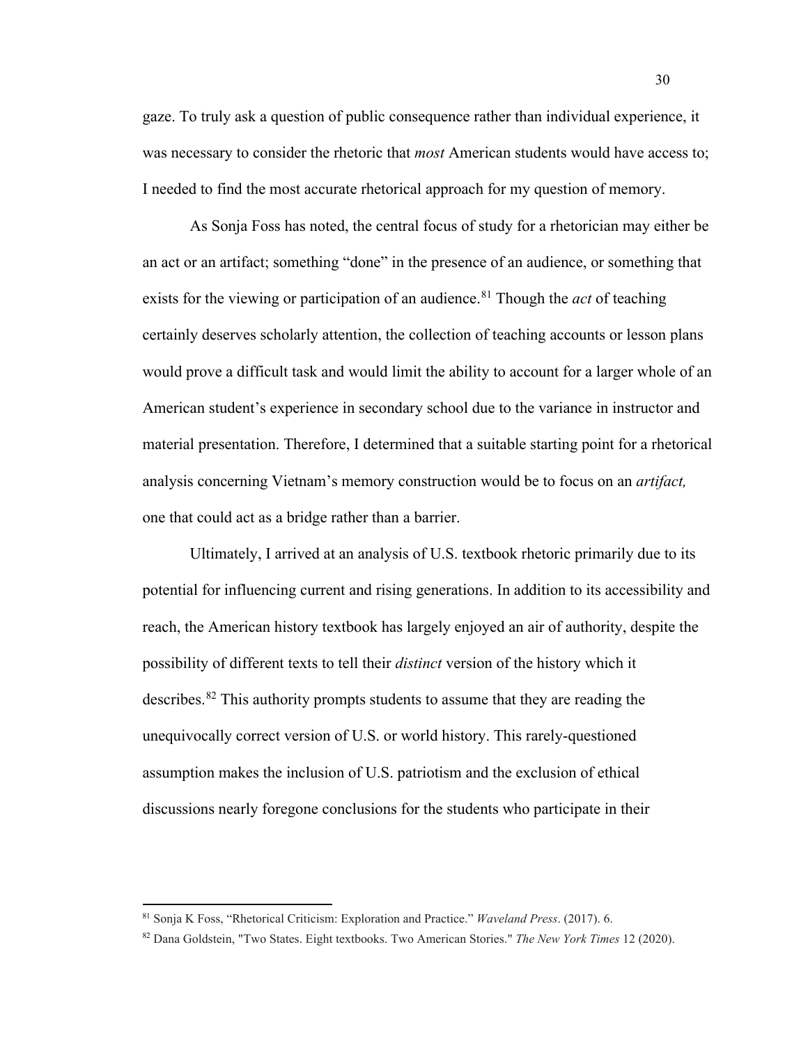gaze. To truly ask a question of public consequence rather than individual experience, it was necessary to consider the rhetoric that *most* American students would have access to; I needed to find the most accurate rhetorical approach for my question of memory.

As Sonja Foss has noted, the central focus of study for a rhetorician may either be an act or an artifact; something "done" in the presence of an audience, or something that exists for the viewing or participation of an audience.[81] Though the *act* of teaching certainly deserves scholarly attention, the collection of teaching accounts or lesson plans would prove a difficult task and would limit the ability to account for a larger whole of an American student's experience in secondary school due to the variance in instructor and material presentation. Therefore, I determined that a suitable starting point for a rhetorical analysis concerning Vietnam's memory construction would be to focus on an *artifact,* one that could act as a bridge rather than a barrier.

Ultimately, I arrived at an analysis of U.S. textbook rhetoric primarily due to its potential for influencing current and rising generations. In addition to its accessibility and reach, the American history textbook has largely enjoyed an air of authority, despite the possibility of different texts to tell their *distinct* version of the history which it describes.[82] This authority prompts students to assume that they are reading the unequivocally correct version of U.S. or world history. This rarely-questioned assumption makes the inclusion of U.S. patriotism and the exclusion of ethical discussions nearly foregone conclusions for the students who participate in their

---

[81] Sonja K Foss, "Rhetorical Criticism: Exploration and Practice." *Waveland Press*. (2017). 6.

[82] Dana Goldstein, "Two States. Eight textbooks. Two American Stories." *The New York Times* 12 (2020).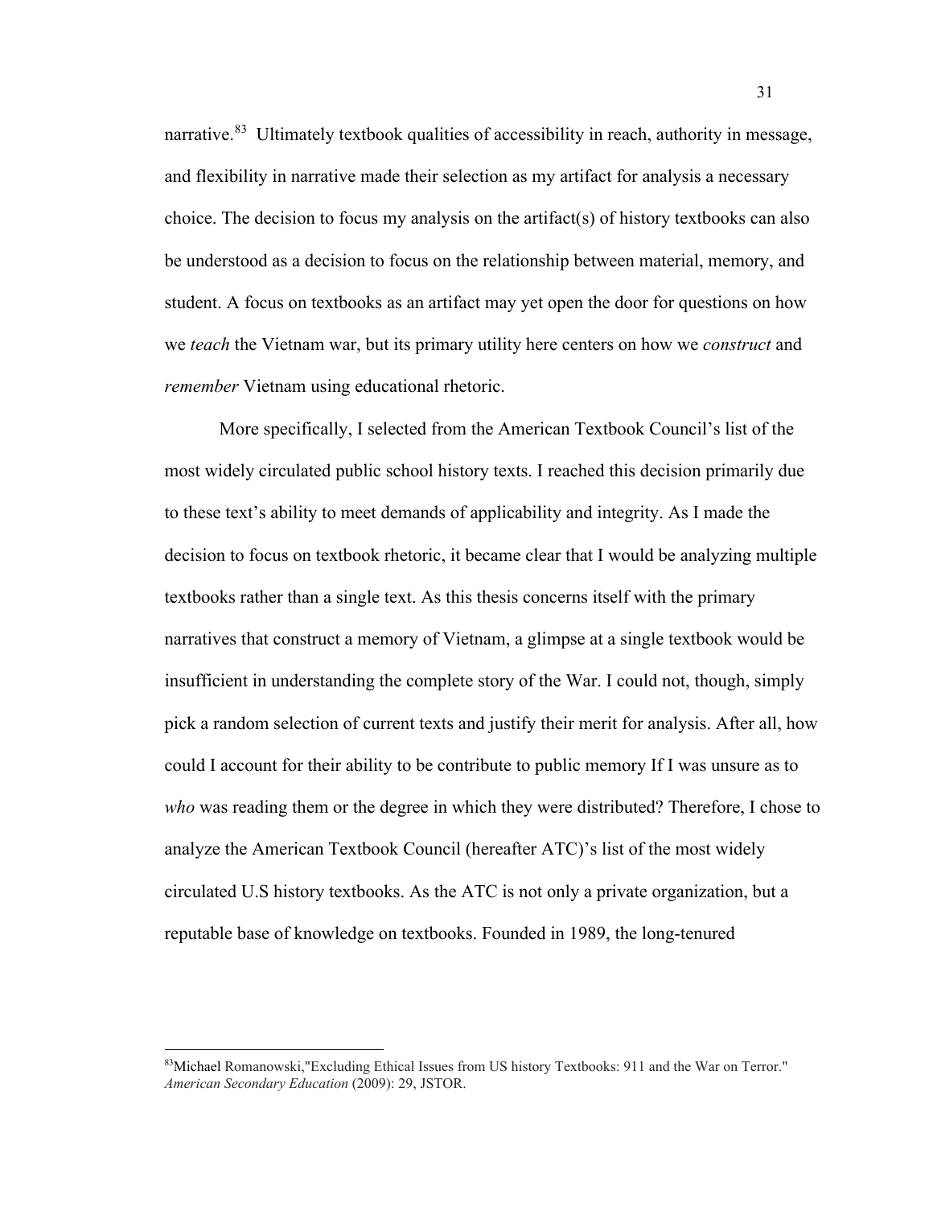narrative.[83] Ultimately textbook qualities of accessibility in reach, authority in message, and flexibility in narrative made their selection as my artifact for analysis a necessary choice. The decision to focus my analysis on the artifact(s) of history textbooks can also be understood as a decision to focus on the relationship between material, memory, and student. A focus on textbooks as an artifact may yet open the door for questions on how we *teach* the Vietnam war, but its primary utility here centers on how we *construct* and *remember* Vietnam using educational rhetoric.

More specifically, I selected from the American Textbook Council's list of the most widely circulated public school history texts. I reached this decision primarily due to these text's ability to meet demands of applicability and integrity. As I made the decision to focus on textbook rhetoric, it became clear that I would be analyzing multiple textbooks rather than a single text. As this thesis concerns itself with the primary narratives that construct a memory of Vietnam, a glimpse at a single textbook would be insufficient in understanding the complete story of the War. I could not, though, simply pick a random selection of current texts and justify their merit for analysis. After all, how could I account for their ability to be contribute to public memory If I was unsure as to *who* was reading them or the degree in which they were distributed? Therefore, I chose to analyze the American Textbook Council (hereafter ATC)'s list of the most widely circulated U.S history textbooks. As the ATC is not only a private organization, but a reputable base of knowledge on textbooks. Founded in 1989, the long-tenured

[83] Michael Romanowski,"Excluding Ethical Issues from US history Textbooks: 911 and the War on Terror." *American Secondary Education* (2009): 29, JSTOR.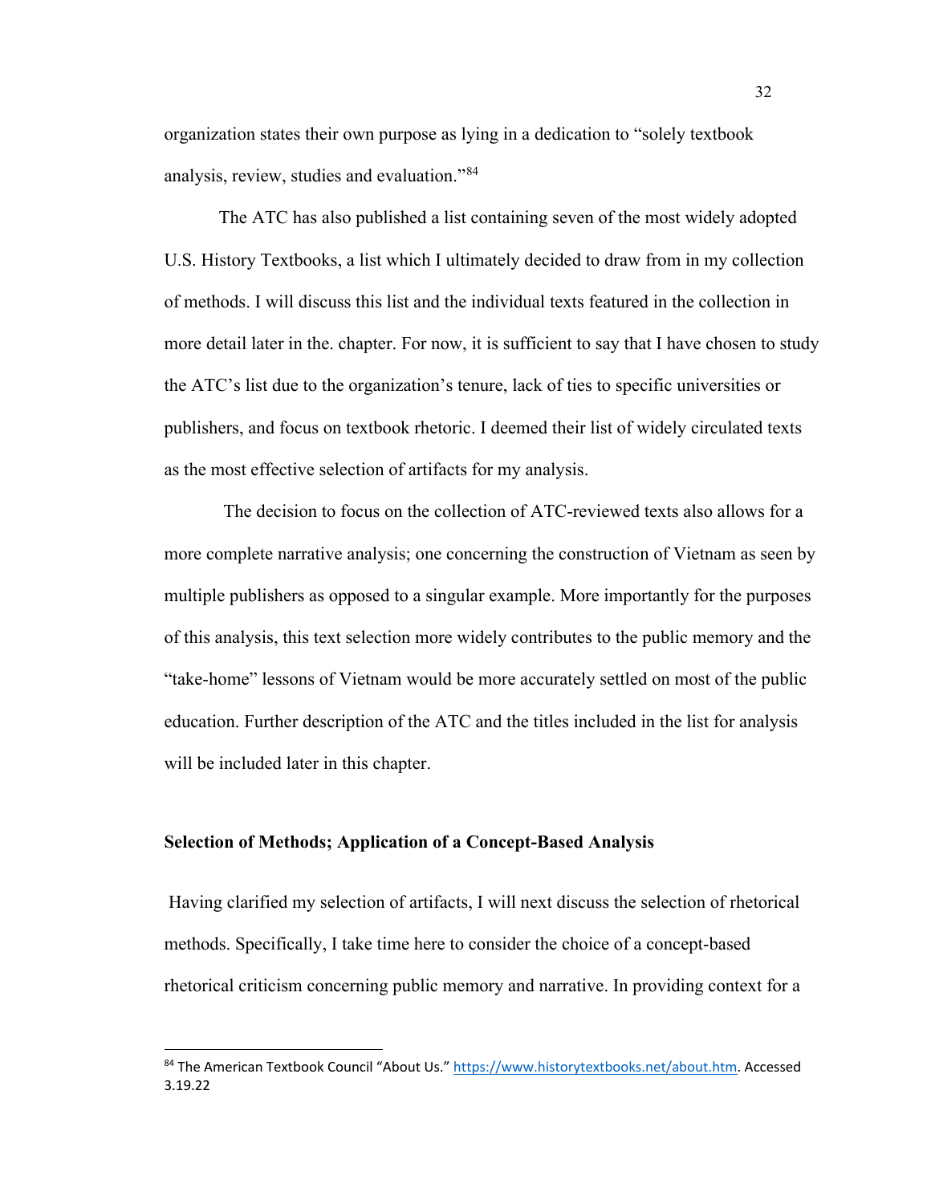organization states their own purpose as lying in a dedication to "solely textbook analysis, review, studies and evaluation."[84]

The ATC has also published a list containing seven of the most widely adopted U.S. History Textbooks, a list which I ultimately decided to draw from in my collection of methods. I will discuss this list and the individual texts featured in the collection in more detail later in the. chapter. For now, it is sufficient to say that I have chosen to study the ATC's list due to the organization's tenure, lack of ties to specific universities or publishers, and focus on textbook rhetoric. I deemed their list of widely circulated texts as the most effective selection of artifacts for my analysis.

The decision to focus on the collection of ATC-reviewed texts also allows for a more complete narrative analysis; one concerning the construction of Vietnam as seen by multiple publishers as opposed to a singular example. More importantly for the purposes of this analysis, this text selection more widely contributes to the public memory and the "take-home" lessons of Vietnam would be more accurately settled on most of the public education. Further description of the ATC and the titles included in the list for analysis will be included later in this chapter.

### Selection of Methods; Application of a Concept-Based Analysis

Having clarified my selection of artifacts, I will next discuss the selection of rhetorical methods. Specifically, I take time here to consider the choice of a concept-based rhetorical criticism concerning public memory and narrative. In providing context for a

---

[84] The American Textbook Council "About Us." https://www.historytextbooks.net/about.htm. Accessed 3.19.22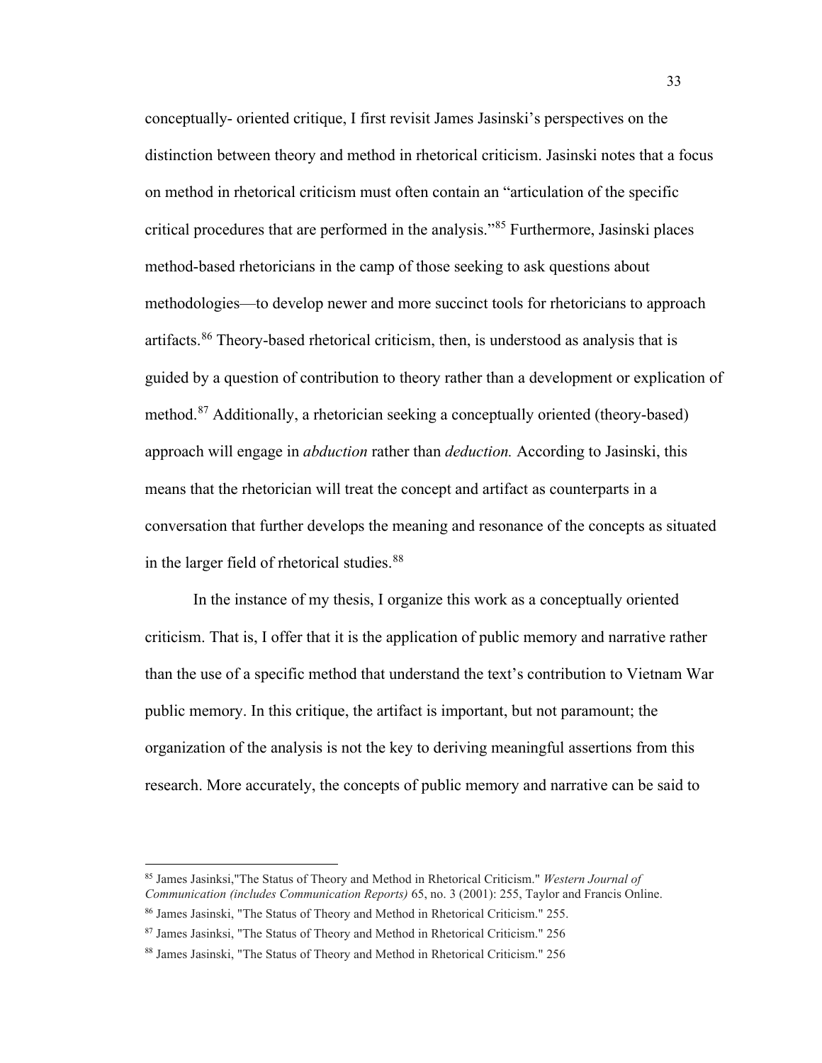conceptually- oriented critique, I first revisit James Jasinski's perspectives on the distinction between theory and method in rhetorical criticism. Jasinski notes that a focus on method in rhetorical criticism must often contain an "articulation of the specific critical procedures that are performed in the analysis."[85] Furthermore, Jasinski places method-based rhetoricians in the camp of those seeking to ask questions about methodologies—to develop newer and more succinct tools for rhetoricians to approach artifacts.[86] Theory-based rhetorical criticism, then, is understood as analysis that is guided by a question of contribution to theory rather than a development or explication of method.[87] Additionally, a rhetorician seeking a conceptually oriented (theory-based) approach will engage in *abduction* rather than *deduction.* According to Jasinski, this means that the rhetorician will treat the concept and artifact as counterparts in a conversation that further develops the meaning and resonance of the concepts as situated in the larger field of rhetorical studies.[88]

In the instance of my thesis, I organize this work as a conceptually oriented criticism. That is, I offer that it is the application of public memory and narrative rather than the use of a specific method that understand the text's contribution to Vietnam War public memory. In this critique, the artifact is important, but not paramount; the organization of the analysis is not the key to deriving meaningful assertions from this research. More accurately, the concepts of public memory and narrative can be said to

---

[85] James Jasinksi,"The Status of Theory and Method in Rhetorical Criticism." *Western Journal of Communication (includes Communication Reports)* 65, no. 3 (2001): 255, Taylor and Francis Online.

[86] James Jasinski, "The Status of Theory and Method in Rhetorical Criticism." 255.

[87] James Jasinksi, "The Status of Theory and Method in Rhetorical Criticism." 256

[88] James Jasinski, "The Status of Theory and Method in Rhetorical Criticism." 256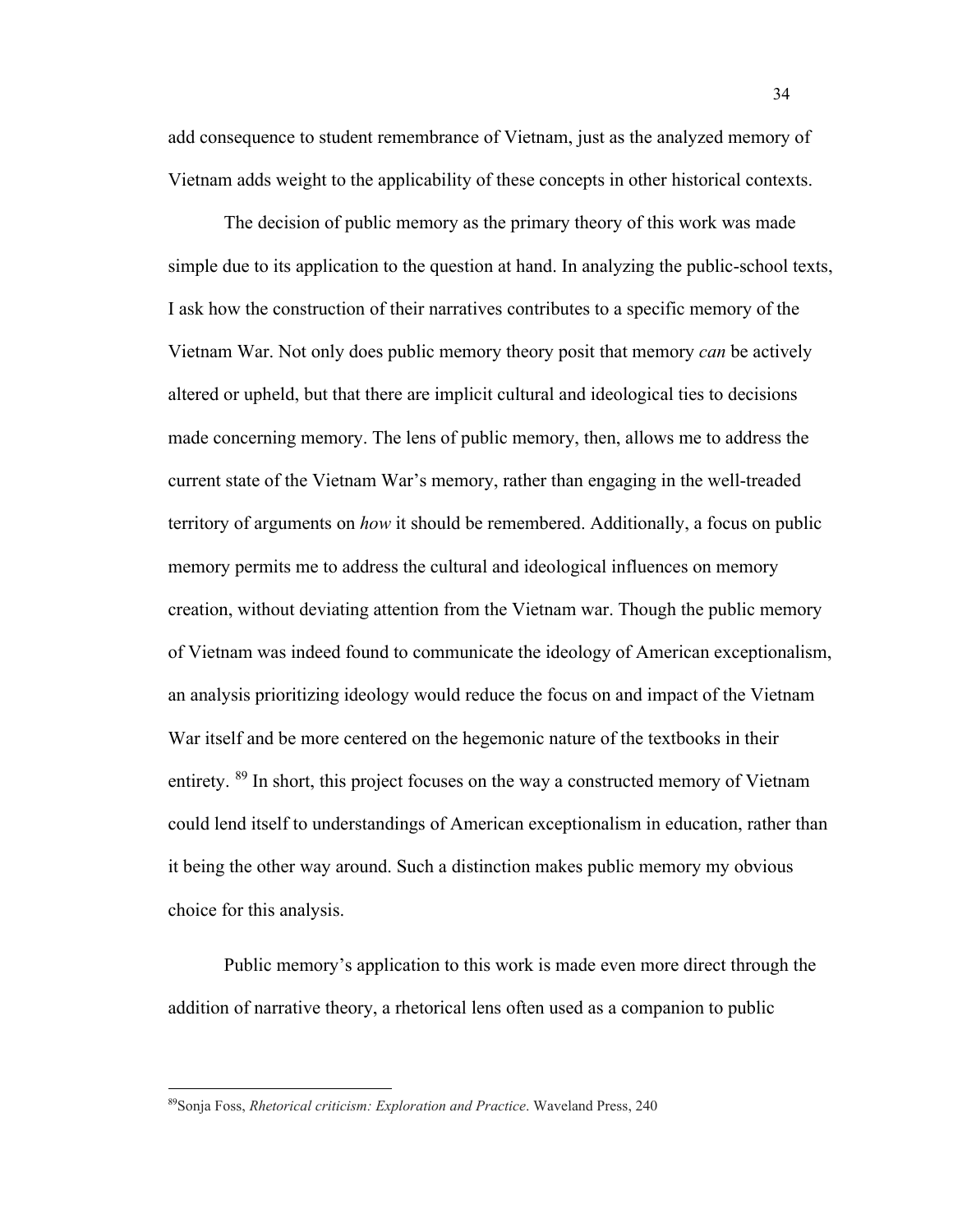add consequence to student remembrance of Vietnam, just as the analyzed memory of Vietnam adds weight to the applicability of these concepts in other historical contexts.

The decision of public memory as the primary theory of this work was made simple due to its application to the question at hand. In analyzing the public-school texts, I ask how the construction of their narratives contributes to a specific memory of the Vietnam War. Not only does public memory theory posit that memory *can* be actively altered or upheld, but that there are implicit cultural and ideological ties to decisions made concerning memory. The lens of public memory, then, allows me to address the current state of the Vietnam War's memory, rather than engaging in the well-treaded territory of arguments on *how* it should be remembered. Additionally, a focus on public memory permits me to address the cultural and ideological influences on memory creation, without deviating attention from the Vietnam war. Though the public memory of Vietnam was indeed found to communicate the ideology of American exceptionalism, an analysis prioritizing ideology would reduce the focus on and impact of the Vietnam War itself and be more centered on the hegemonic nature of the textbooks in their entirety. [89] In short, this project focuses on the way a constructed memory of Vietnam could lend itself to understandings of American exceptionalism in education, rather than it being the other way around. Such a distinction makes public memory my obvious choice for this analysis.

Public memory's application to this work is made even more direct through the addition of narrative theory, a rhetorical lens often used as a companion to public

---

[89] Sonja Foss, *Rhetorical criticism: Exploration and Practice*. Waveland Press, 240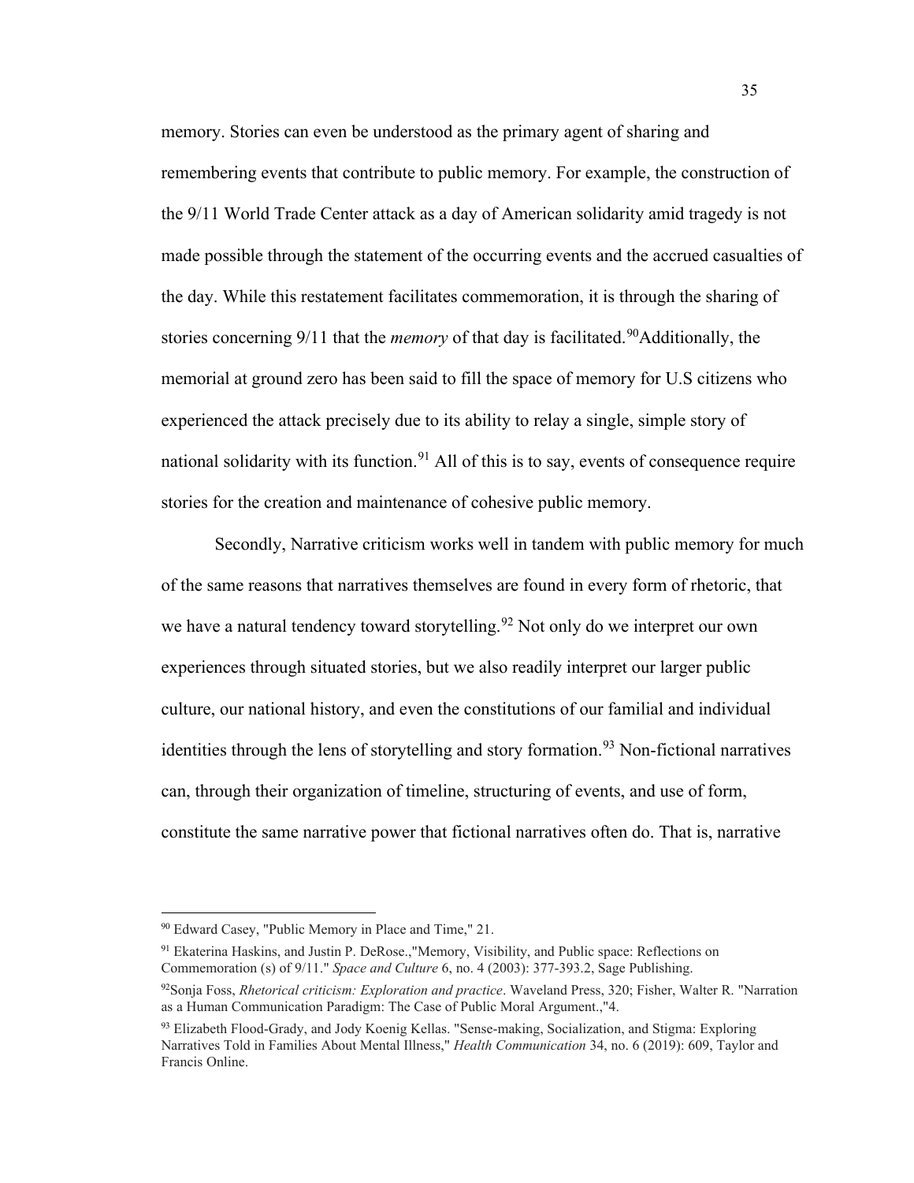memory. Stories can even be understood as the primary agent of sharing and remembering events that contribute to public memory. For example, the construction of the 9/11 World Trade Center attack as a day of American solidarity amid tragedy is not made possible through the statement of the occurring events and the accrued casualties of the day. While this restatement facilitates commemoration, it is through the sharing of stories concerning 9/11 that the *memory* of that day is facilitated.[90]Additionally, the memorial at ground zero has been said to fill the space of memory for U.S citizens who experienced the attack precisely due to its ability to relay a single, simple story of national solidarity with its function.[91] All of this is to say, events of consequence require stories for the creation and maintenance of cohesive public memory.

Secondly, Narrative criticism works well in tandem with public memory for much of the same reasons that narratives themselves are found in every form of rhetoric, that we have a natural tendency toward storytelling.[92] Not only do we interpret our own experiences through situated stories, but we also readily interpret our larger public culture, our national history, and even the constitutions of our familial and individual identities through the lens of storytelling and story formation.[93] Non-fictional narratives can, through their organization of timeline, structuring of events, and use of form, constitute the same narrative power that fictional narratives often do. That is, narrative

---

[90] Edward Casey, "Public Memory in Place and Time," 21.

[91] Ekaterina Haskins, and Justin P. DeRose.,"Memory, Visibility, and Public space: Reflections on Commemoration (s) of 9/11." *Space and Culture* 6, no. 4 (2003): 377-393.2, Sage Publishing.

[92]Sonja Foss, *Rhetorical criticism: Exploration and practice*. Waveland Press, 320; Fisher, Walter R. "Narration as a Human Communication Paradigm: The Case of Public Moral Argument.,"4.

[93] Elizabeth Flood-Grady, and Jody Koenig Kellas. "Sense-making, Socialization, and Stigma: Exploring Narratives Told in Families About Mental Illness," *Health Communication* 34, no. 6 (2019): 609, Taylor and Francis Online.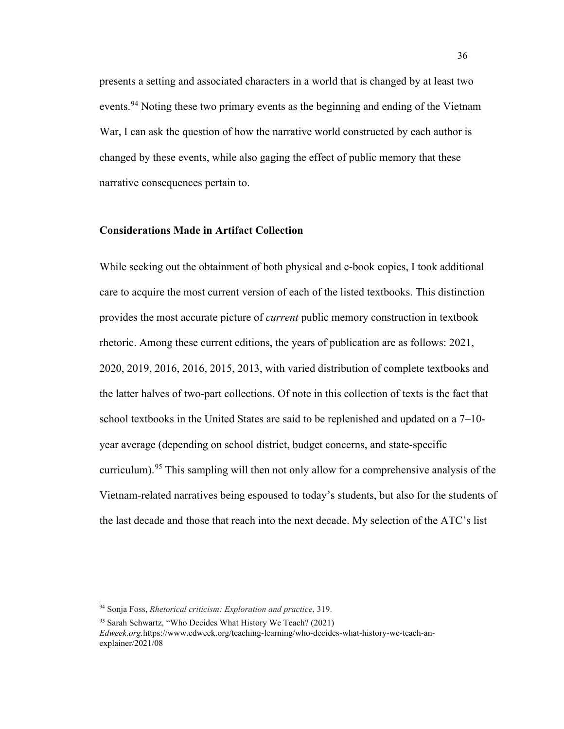presents a setting and associated characters in a world that is changed by at least two events.[94] Noting these two primary events as the beginning and ending of the Vietnam War, I can ask the question of how the narrative world constructed by each author is changed by these events, while also gaging the effect of public memory that these narrative consequences pertain to.

### Considerations Made in Artifact Collection

While seeking out the obtainment of both physical and e-book copies, I took additional care to acquire the most current version of each of the listed textbooks. This distinction provides the most accurate picture of *current* public memory construction in textbook rhetoric. Among these current editions, the years of publication are as follows: 2021, 2020, 2019, 2016, 2016, 2015, 2013, with varied distribution of complete textbooks and the latter halves of two-part collections. Of note in this collection of texts is the fact that school textbooks in the United States are said to be replenished and updated on a 7–10-year average (depending on school district, budget concerns, and state-specific curriculum).[95] This sampling will then not only allow for a comprehensive analysis of the Vietnam-related narratives being espoused to today's students, but also for the students of the last decade and those that reach into the next decade. My selection of the ATC's list

---

[94] Sonja Foss, *Rhetorical criticism: Exploration and practice*, 319.

[95] Sarah Schwartz, "Who Decides What History We Teach? (2021) *Edweek.org.*https://www.edweek.org/teaching-learning/who-decides-what-history-we-teach-an-explainer/2021/08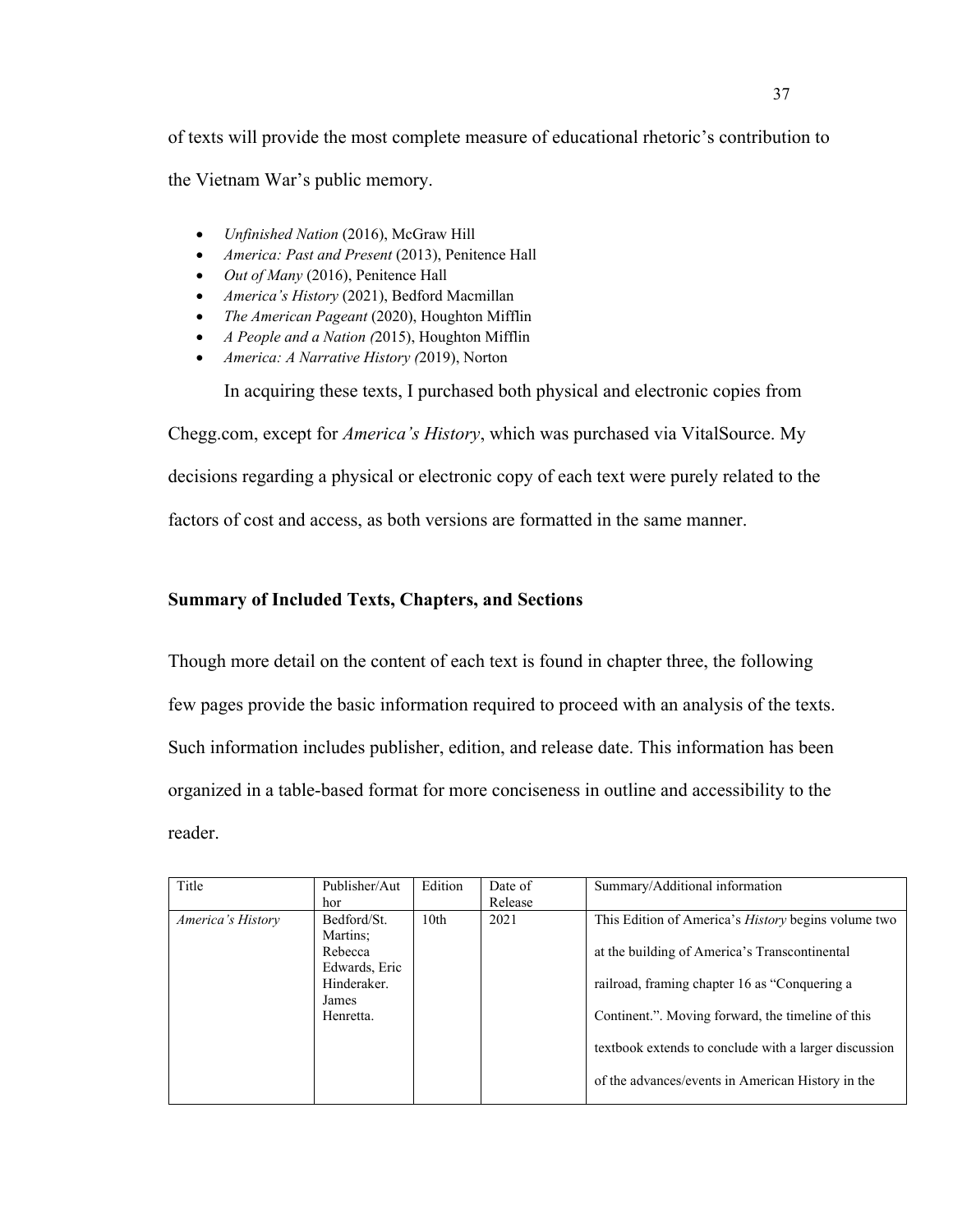of texts will provide the most complete measure of educational rhetoric's contribution to the Vietnam War's public memory.

- *Unfinished Nation* (2016), McGraw Hill
- *America: Past and Present* (2013), Penitence Hall
- *Out of Many* (2016), Penitence Hall
- *America's History* (2021), Bedford Macmillan
- *The American Pageant* (2020), Houghton Mifflin
- *A People and a Nation (*2015), Houghton Mifflin
- *America: A Narrative History (*2019), Norton

In acquiring these texts, I purchased both physical and electronic copies from Chegg.com, except for *America's History*, which was purchased via VitalSource. My decisions regarding a physical or electronic copy of each text were purely related to the factors of cost and access, as both versions are formatted in the same manner.

### Summary of Included Texts, Chapters, and Sections

Though more detail on the content of each text is found in chapter three, the following few pages provide the basic information required to proceed with an analysis of the texts. Such information includes publisher, edition, and release date. This information has been organized in a table-based format for more conciseness in outline and accessibility to the reader.

| Title | Publisher/Author | Edition | Date of Release | Summary/Additional information |
|---|---|---|---|---|
| *America's History* | Bedford/St. Martins; Rebecca Edwards, Eric Hinderaker. James Henretta. | 10th | 2021 | This Edition of America's *History* begins volume two at the building of America's Transcontinental railroad, framing chapter 16 as "Conquering a Continent.". Moving forward, the timeline of this textbook extends to conclude with a larger discussion of the advances/events in American History in the |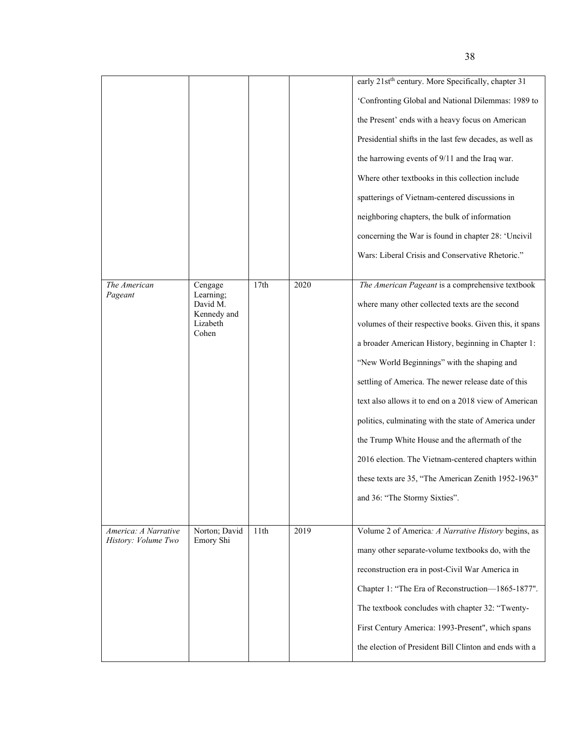| | | | | |
|---|---|---|---|---|
| | | | | early 21st[th] century. More Specifically, chapter 31 'Confronting Global and National Dilemmas: 1989 to the Present' ends with a heavy focus on American Presidential shifts in the last few decades, as well as the harrowing events of 9/11 and the Iraq war. Where other textbooks in this collection include spatterings of Vietnam-centered discussions in neighboring chapters, the bulk of information concerning the War is found in chapter 28: 'Uncivil Wars: Liberal Crisis and Conservative Rhetoric." |
| *The American Pageant* | Cengage Learning; David M. Kennedy and Lizabeth Cohen | 17th | 2020 | *The American Pageant* is a comprehensive textbook where many other collected texts are the second volumes of their respective books. Given this, it spans a broader American History, beginning in Chapter 1: "New World Beginnings" with the shaping and settling of America. The newer release date of this text also allows it to end on a 2018 view of American politics, culminating with the state of America under the Trump White House and the aftermath of the 2016 election. The Vietnam-centered chapters within these texts are 35, "The American Zenith 1952-1963" and 36: "The Stormy Sixties". |
| *America: A Narrative History: Volume Two* | Norton; David Emory Shi | 11th | 2019 | Volume 2 of America*: A Narrative History* begins, as many other separate-volume textbooks do, with the reconstruction era in post-Civil War America in Chapter 1: "The Era of Reconstruction—1865-1877". The textbook concludes with chapter 32: "Twenty-First Century America: 1993-Present", which spans the election of President Bill Clinton and ends with a |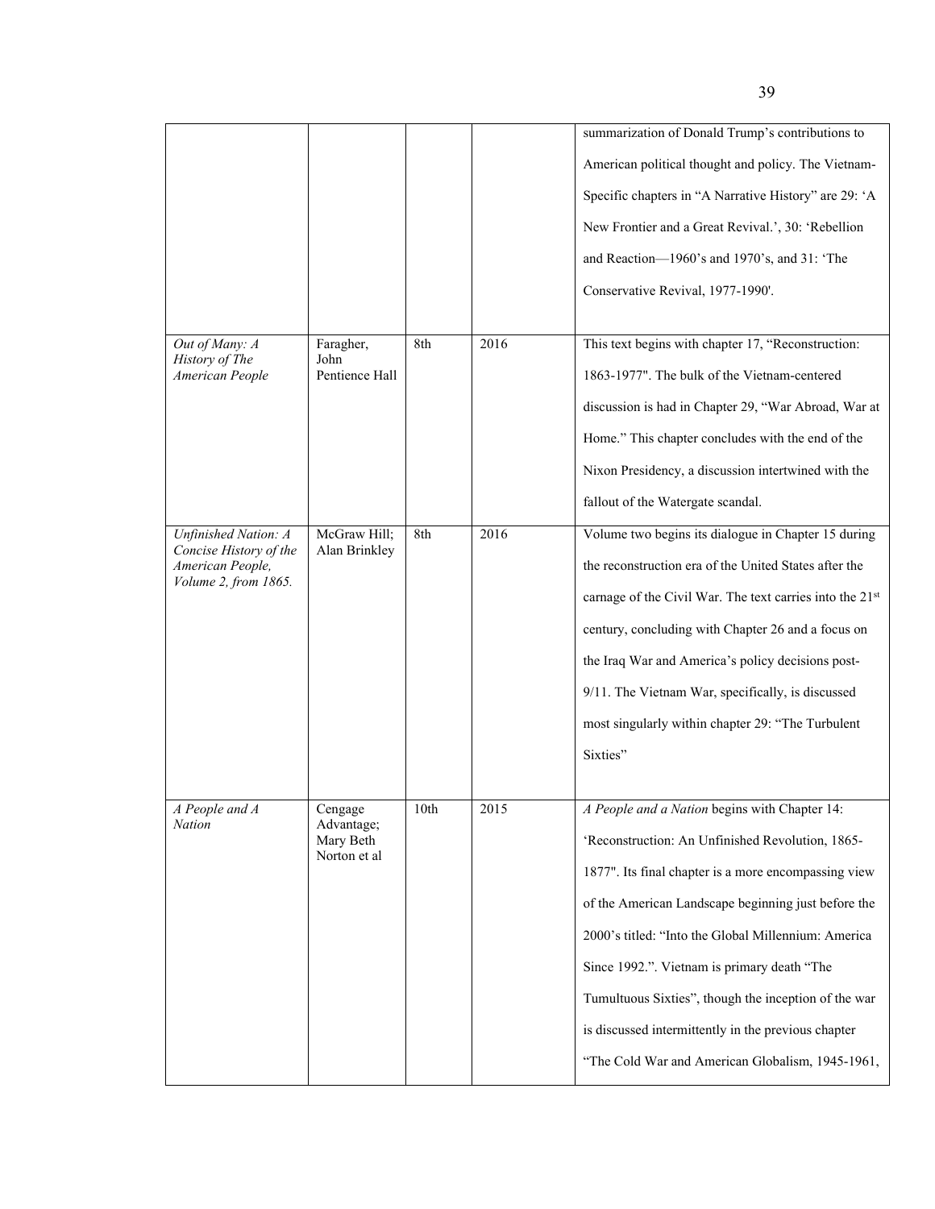| | | | | summarization of Donald Trump's contributions to American political thought and policy. The Vietnam-Specific chapters in "A Narrative History" are 29: 'A New Frontier and a Great Revival.', 30: 'Rebellion and Reaction—1960's and 1970's, and 31: 'The Conservative Revival, 1977-1990'. |
|---|---|---|---|---|
| *Out of Many: A History of The American People* | Faragher, John Pentience Hall | 8th | 2016 | This text begins with chapter 17, "Reconstruction: 1863-1977". The bulk of the Vietnam-centered discussion is had in Chapter 29, "War Abroad, War at Home." This chapter concludes with the end of the Nixon Presidency, a discussion intertwined with the fallout of the Watergate scandal. |
| *Unfinished Nation: A Concise History of the American People, Volume 2, from 1865.* | McGraw Hill; Alan Brinkley | 8th | 2016 | Volume two begins its dialogue in Chapter 15 during the reconstruction era of the United States after the carnage of the Civil War. The text carries into the 21st century, concluding with Chapter 26 and a focus on the Iraq War and America's policy decisions post-9/11. The Vietnam War, specifically, is discussed most singularly within chapter 29: "The Turbulent Sixties" |
| *A People and A Nation* | Cengage Advantage; Mary Beth Norton et al | 10th | 2015 | *A People and a Nation* begins with Chapter 14: 'Reconstruction: An Unfinished Revolution, 1865-1877". Its final chapter is a more encompassing view of the American Landscape beginning just before the 2000's titled: "Into the Global Millennium: America Since 1992.". Vietnam is primary death "The Tumultuous Sixties", though the inception of the war is discussed intermittently in the previous chapter "The Cold War and American Globalism, 1945-1961, |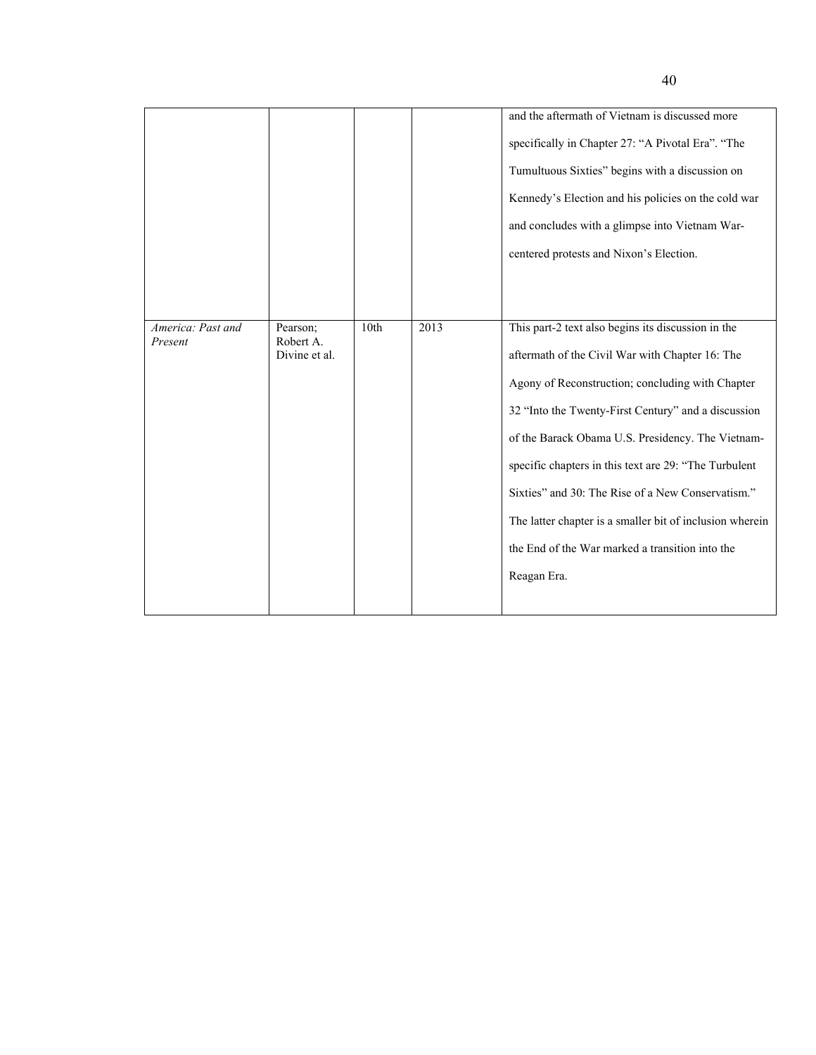| | | | | |
|---|---|---|---|---|
| | | | | and the aftermath of Vietnam is discussed more specifically in Chapter 27: "A Pivotal Era". "The Tumultuous Sixties" begins with a discussion on Kennedy's Election and his policies on the cold war and concludes with a glimpse into Vietnam War-centered protests and Nixon's Election. |
| *America: Past and Present* | Pearson; Robert A. Divine et al. | 10th | 2013 | This part-2 text also begins its discussion in the aftermath of the Civil War with Chapter 16: The Agony of Reconstruction; concluding with Chapter 32 "Into the Twenty-First Century" and a discussion of the Barack Obama U.S. Presidency. The Vietnam-specific chapters in this text are 29: "The Turbulent Sixties" and 30: The Rise of a New Conservatism." The latter chapter is a smaller bit of inclusion wherein the End of the War marked a transition into the Reagan Era. |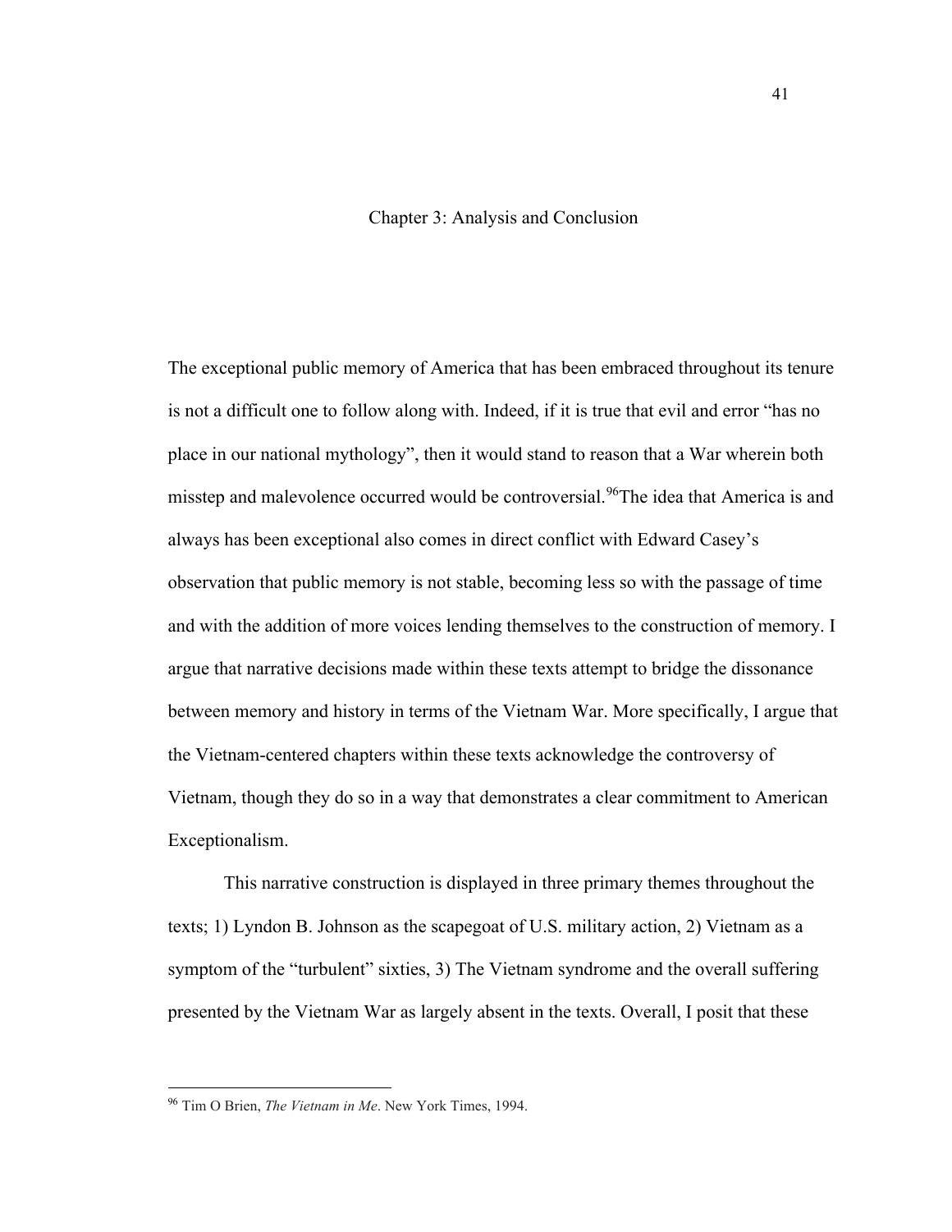# Chapter 3: Analysis and Conclusion

The exceptional public memory of America that has been embraced throughout its tenure is not a difficult one to follow along with. Indeed, if it is true that evil and error "has no place in our national mythology", then it would stand to reason that a War wherein both misstep and malevolence occurred would be controversial.[96] The idea that America is and always has been exceptional also comes in direct conflict with Edward Casey's observation that public memory is not stable, becoming less so with the passage of time and with the addition of more voices lending themselves to the construction of memory. I argue that narrative decisions made within these texts attempt to bridge the dissonance between memory and history in terms of the Vietnam War. More specifically, I argue that the Vietnam-centered chapters within these texts acknowledge the controversy of Vietnam, though they do so in a way that demonstrates a clear commitment to American Exceptionalism.

This narrative construction is displayed in three primary themes throughout the texts; 1) Lyndon B. Johnson as the scapegoat of U.S. military action, 2) Vietnam as a symptom of the "turbulent" sixties, 3) The Vietnam syndrome and the overall suffering presented by the Vietnam War as largely absent in the texts. Overall, I posit that these

[96] Tim O Brien, *The Vietnam in Me*. New York Times, 1994.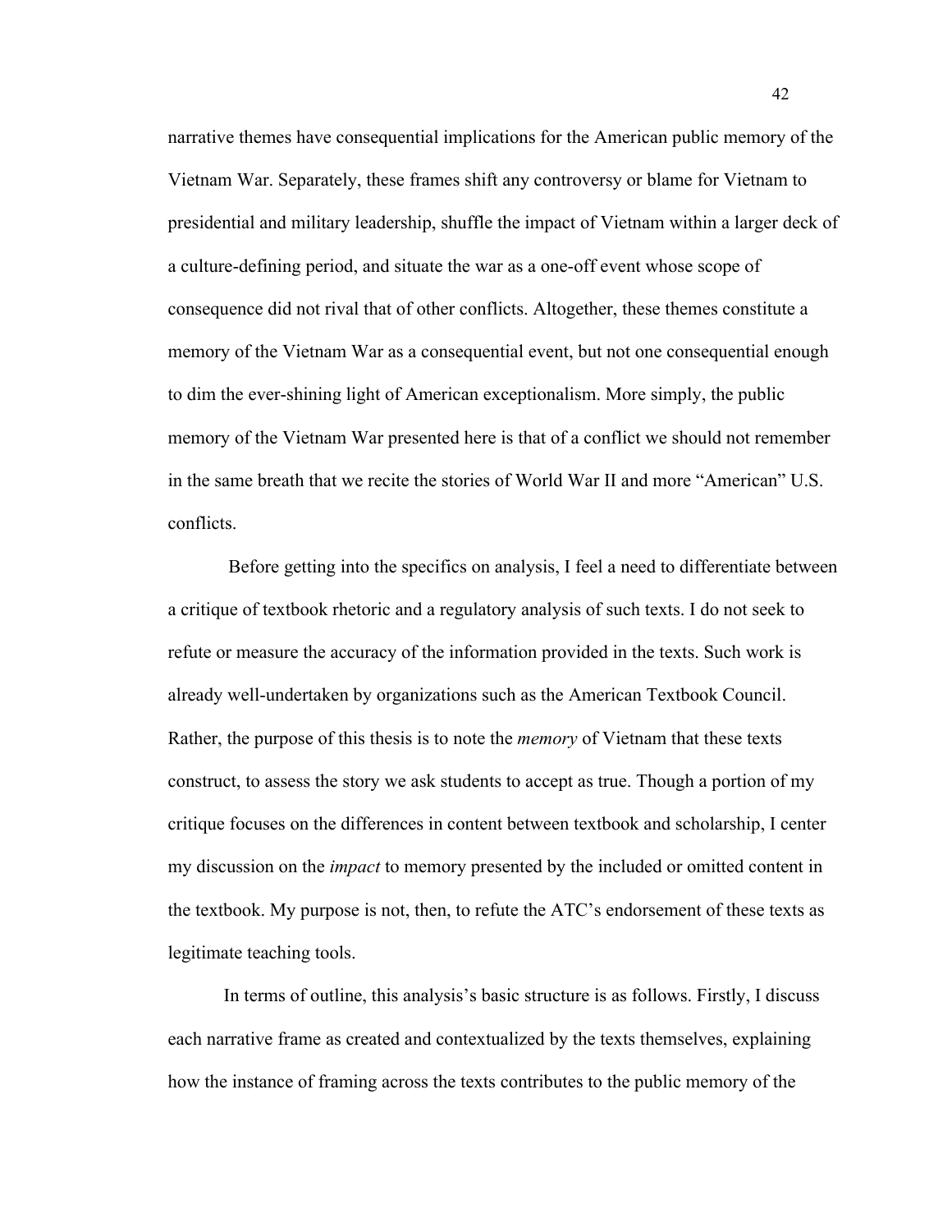narrative themes have consequential implications for the American public memory of the Vietnam War. Separately, these frames shift any controversy or blame for Vietnam to presidential and military leadership, shuffle the impact of Vietnam within a larger deck of a culture-defining period, and situate the war as a one-off event whose scope of consequence did not rival that of other conflicts. Altogether, these themes constitute a memory of the Vietnam War as a consequential event, but not one consequential enough to dim the ever-shining light of American exceptionalism. More simply, the public memory of the Vietnam War presented here is that of a conflict we should not remember in the same breath that we recite the stories of World War II and more "American" U.S. conflicts.

Before getting into the specifics on analysis, I feel a need to differentiate between a critique of textbook rhetoric and a regulatory analysis of such texts. I do not seek to refute or measure the accuracy of the information provided in the texts. Such work is already well-undertaken by organizations such as the American Textbook Council. Rather, the purpose of this thesis is to note the *memory* of Vietnam that these texts construct, to assess the story we ask students to accept as true. Though a portion of my critique focuses on the differences in content between textbook and scholarship, I center my discussion on the *impact* to memory presented by the included or omitted content in the textbook. My purpose is not, then, to refute the ATC's endorsement of these texts as legitimate teaching tools.

In terms of outline, this analysis's basic structure is as follows. Firstly, I discuss each narrative frame as created and contextualized by the texts themselves, explaining how the instance of framing across the texts contributes to the public memory of the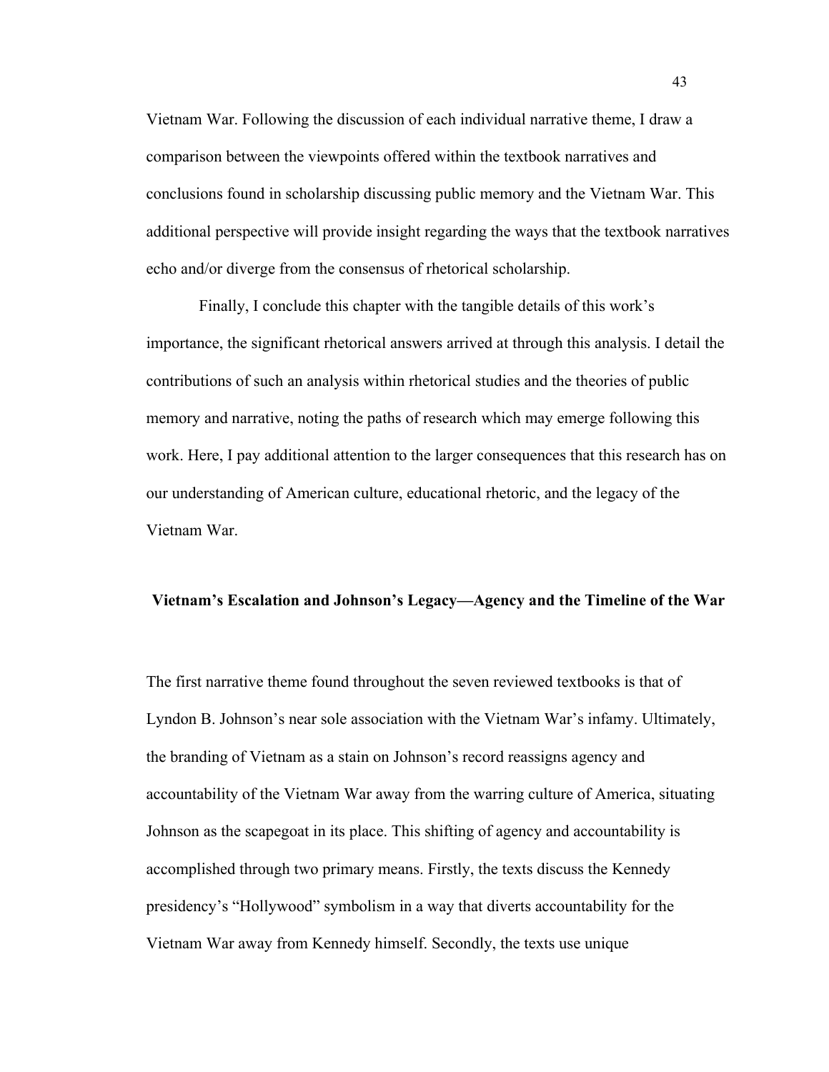Vietnam War. Following the discussion of each individual narrative theme, I draw a comparison between the viewpoints offered within the textbook narratives and conclusions found in scholarship discussing public memory and the Vietnam War. This additional perspective will provide insight regarding the ways that the textbook narratives echo and/or diverge from the consensus of rhetorical scholarship.

Finally, I conclude this chapter with the tangible details of this work's importance, the significant rhetorical answers arrived at through this analysis. I detail the contributions of such an analysis within rhetorical studies and the theories of public memory and narrative, noting the paths of research which may emerge following this work. Here, I pay additional attention to the larger consequences that this research has on our understanding of American culture, educational rhetoric, and the legacy of the Vietnam War.

## Vietnam's Escalation and Johnson's Legacy—Agency and the Timeline of the War

The first narrative theme found throughout the seven reviewed textbooks is that of Lyndon B. Johnson's near sole association with the Vietnam War's infamy. Ultimately, the branding of Vietnam as a stain on Johnson's record reassigns agency and accountability of the Vietnam War away from the warring culture of America, situating Johnson as the scapegoat in its place. This shifting of agency and accountability is accomplished through two primary means. Firstly, the texts discuss the Kennedy presidency's "Hollywood" symbolism in a way that diverts accountability for the Vietnam War away from Kennedy himself. Secondly, the texts use unique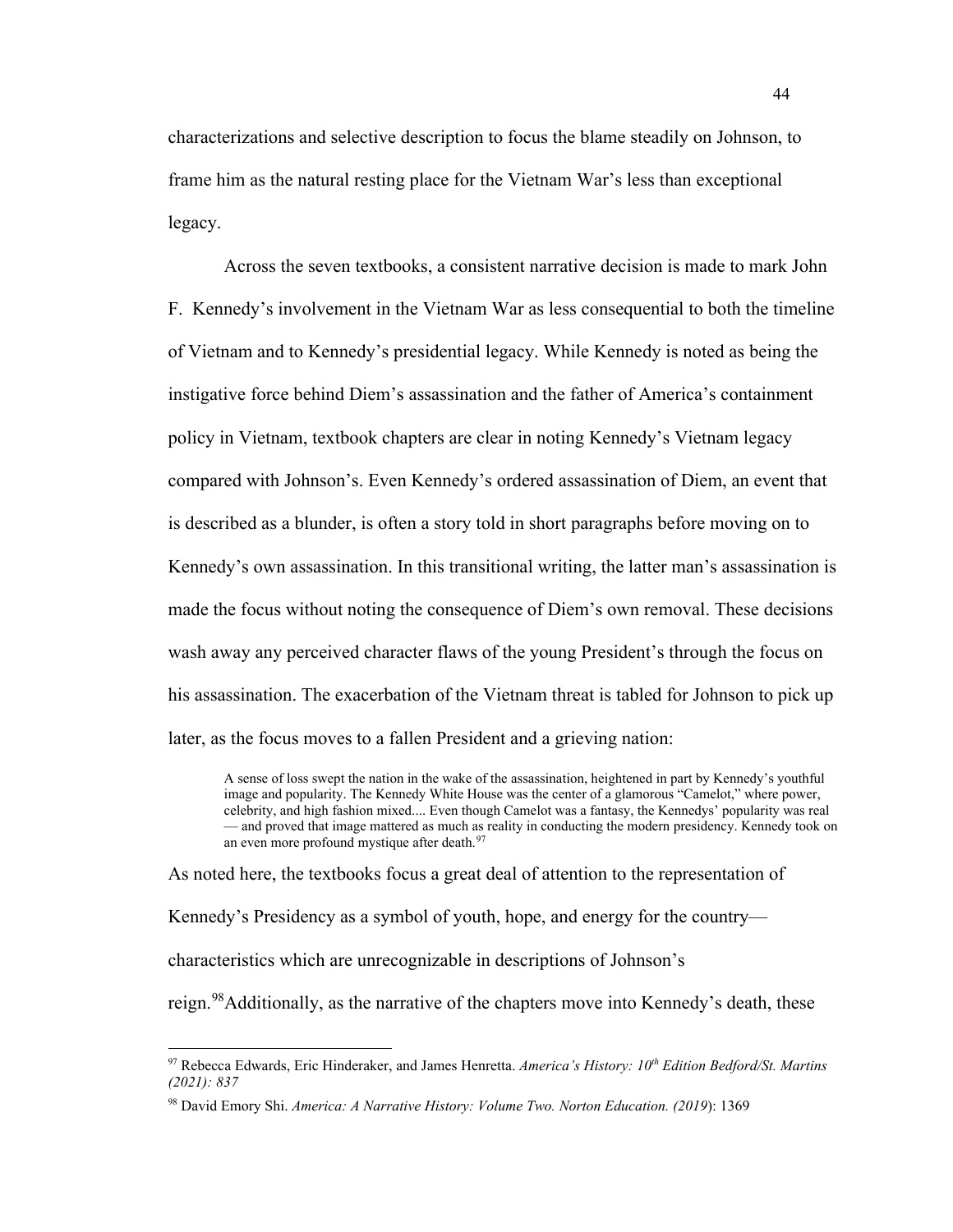characterizations and selective description to focus the blame steadily on Johnson, to frame him as the natural resting place for the Vietnam War's less than exceptional legacy.

Across the seven textbooks, a consistent narrative decision is made to mark John F. Kennedy's involvement in the Vietnam War as less consequential to both the timeline of Vietnam and to Kennedy's presidential legacy. While Kennedy is noted as being the instigative force behind Diem's assassination and the father of America's containment policy in Vietnam, textbook chapters are clear in noting Kennedy's Vietnam legacy compared with Johnson's. Even Kennedy's ordered assassination of Diem, an event that is described as a blunder, is often a story told in short paragraphs before moving on to Kennedy's own assassination. In this transitional writing, the latter man's assassination is made the focus without noting the consequence of Diem's own removal. These decisions wash away any perceived character flaws of the young President's through the focus on his assassination. The exacerbation of the Vietnam threat is tabled for Johnson to pick up later, as the focus moves to a fallen President and a grieving nation:

> A sense of loss swept the nation in the wake of the assassination, heightened in part by Kennedy's youthful image and popularity. The Kennedy White House was the center of a glamorous "Camelot," where power, celebrity, and high fashion mixed.... Even though Camelot was a fantasy, the Kennedys' popularity was real — and proved that image mattered as much as reality in conducting the modern presidency. Kennedy took on an even more profound mystique after death.[97]

As noted here, the textbooks focus a great deal of attention to the representation of Kennedy's Presidency as a symbol of youth, hope, and energy for the country—characteristics which are unrecognizable in descriptions of Johnson's reign.[98]Additionally, as the narrative of the chapters move into Kennedy's death, these

---

[97] Rebecca Edwards, Eric Hinderaker, and James Henretta. *America's History: 10th Edition Bedford/St. Martins (2021): 837*

[98] David Emory Shi. *America: A Narrative History: Volume Two. Norton Education. (2019*): 1369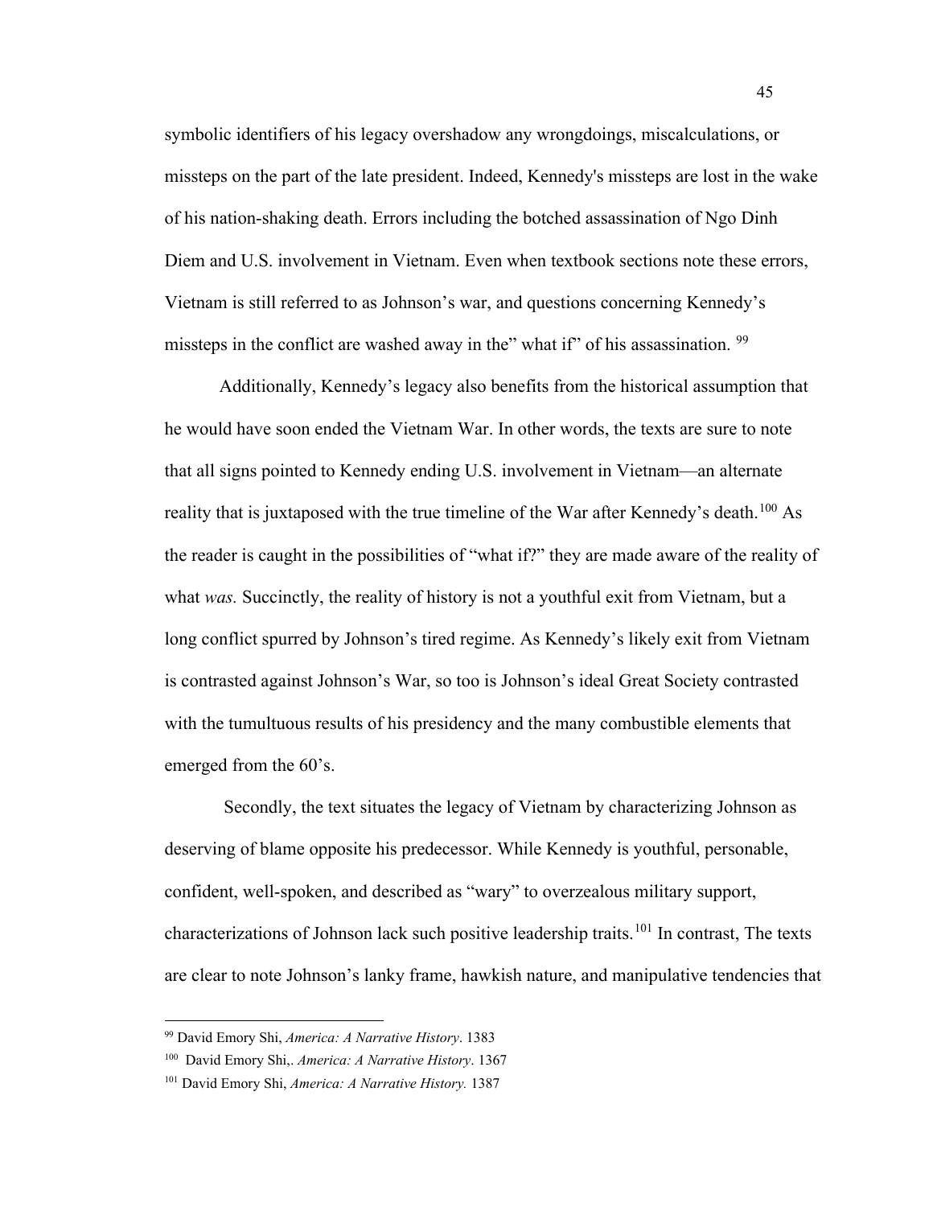symbolic identifiers of his legacy overshadow any wrongdoings, miscalculations, or missteps on the part of the late president. Indeed, Kennedy's missteps are lost in the wake of his nation-shaking death. Errors including the botched assassination of Ngo Dinh Diem and U.S. involvement in Vietnam. Even when textbook sections note these errors, Vietnam is still referred to as Johnson's war, and questions concerning Kennedy's missteps in the conflict are washed away in the" what if" of his assassination. [99]

Additionally, Kennedy's legacy also benefits from the historical assumption that he would have soon ended the Vietnam War. In other words, the texts are sure to note that all signs pointed to Kennedy ending U.S. involvement in Vietnam—an alternate reality that is juxtaposed with the true timeline of the War after Kennedy's death.[100] As the reader is caught in the possibilities of "what if?" they are made aware of the reality of what *was.* Succinctly, the reality of history is not a youthful exit from Vietnam, but a long conflict spurred by Johnson's tired regime. As Kennedy's likely exit from Vietnam is contrasted against Johnson's War, so too is Johnson's ideal Great Society contrasted with the tumultuous results of his presidency and the many combustible elements that emerged from the 60's.

Secondly, the text situates the legacy of Vietnam by characterizing Johnson as deserving of blame opposite his predecessor. While Kennedy is youthful, personable, confident, well-spoken, and described as "wary" to overzealous military support, characterizations of Johnson lack such positive leadership traits.[101] In contrast, The texts are clear to note Johnson's lanky frame, hawkish nature, and manipulative tendencies that

---

[99] David Emory Shi, *America: A Narrative History*. 1383

[100] David Emory Shi,. *America: A Narrative History*. 1367

[101] David Emory Shi, *America: A Narrative History.* 1387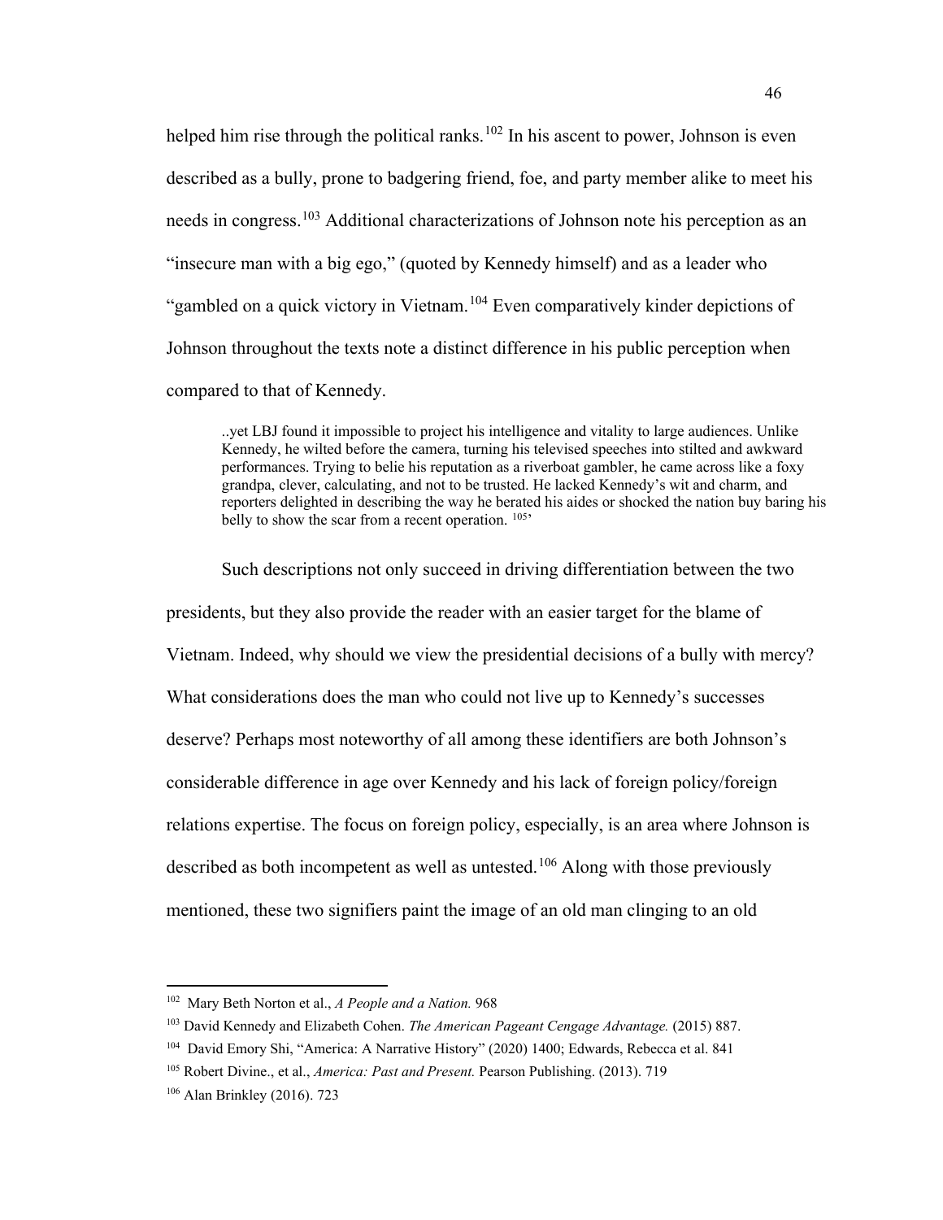helped him rise through the political ranks.[102] In his ascent to power, Johnson is even described as a bully, prone to badgering friend, foe, and party member alike to meet his needs in congress.[103] Additional characterizations of Johnson note his perception as an "insecure man with a big ego," (quoted by Kennedy himself) and as a leader who "gambled on a quick victory in Vietnam.[104] Even comparatively kinder depictions of Johnson throughout the texts note a distinct difference in his public perception when compared to that of Kennedy.

> ..yet LBJ found it impossible to project his intelligence and vitality to large audiences. Unlike Kennedy, he wilted before the camera, turning his televised speeches into stilted and awkward performances. Trying to belie his reputation as a riverboat gambler, he came across like a foxy grandpa, clever, calculating, and not to be trusted. He lacked Kennedy's wit and charm, and reporters delighted in describing the way he berated his aides or shocked the nation buy baring his belly to show the scar from a recent operation. [105]'

Such descriptions not only succeed in driving differentiation between the two presidents, but they also provide the reader with an easier target for the blame of Vietnam. Indeed, why should we view the presidential decisions of a bully with mercy? What considerations does the man who could not live up to Kennedy's successes deserve? Perhaps most noteworthy of all among these identifiers are both Johnson's considerable difference in age over Kennedy and his lack of foreign policy/foreign relations expertise. The focus on foreign policy, especially, is an area where Johnson is described as both incompetent as well as untested.[106] Along with those previously mentioned, these two signifiers paint the image of an old man clinging to an old

---

[102] Mary Beth Norton et al., *A People and a Nation.* 968

[103] David Kennedy and Elizabeth Cohen. *The American Pageant Cengage Advantage.* (2015) 887.

[104] David Emory Shi, "America: A Narrative History" (2020) 1400; Edwards, Rebecca et al. 841

[105] Robert Divine., et al., *America: Past and Present.* Pearson Publishing. (2013). 719

[106] Alan Brinkley (2016). 723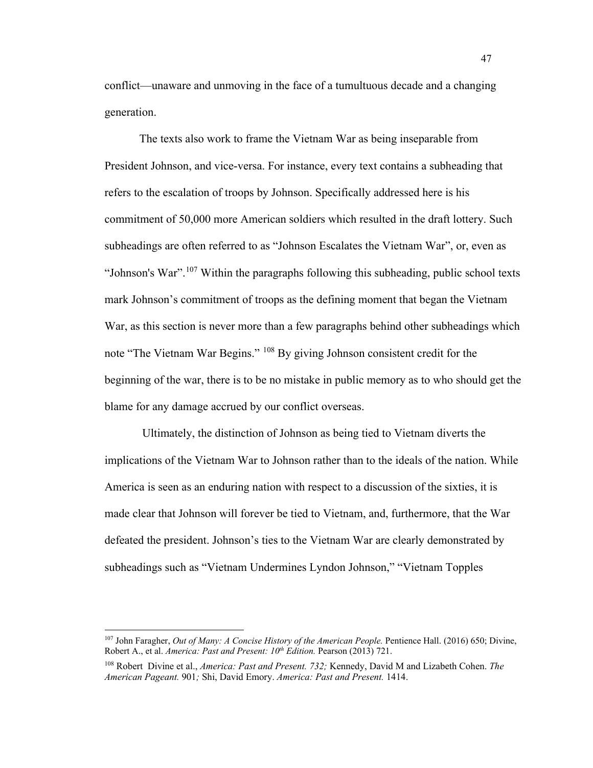conflict—unaware and unmoving in the face of a tumultuous decade and a changing generation.

The texts also work to frame the Vietnam War as being inseparable from President Johnson, and vice-versa. For instance, every text contains a subheading that refers to the escalation of troops by Johnson. Specifically addressed here is his commitment of 50,000 more American soldiers which resulted in the draft lottery. Such subheadings are often referred to as "Johnson Escalates the Vietnam War", or, even as "Johnson's War".[107] Within the paragraphs following this subheading, public school texts mark Johnson's commitment of troops as the defining moment that began the Vietnam War, as this section is never more than a few paragraphs behind other subheadings which note "The Vietnam War Begins." [108] By giving Johnson consistent credit for the beginning of the war, there is to be no mistake in public memory as to who should get the blame for any damage accrued by our conflict overseas.

Ultimately, the distinction of Johnson as being tied to Vietnam diverts the implications of the Vietnam War to Johnson rather than to the ideals of the nation. While America is seen as an enduring nation with respect to a discussion of the sixties, it is made clear that Johnson will forever be tied to Vietnam, and, furthermore, that the War defeated the president. Johnson's ties to the Vietnam War are clearly demonstrated by subheadings such as "Vietnam Undermines Lyndon Johnson," "Vietnam Topples

---

[107] John Faragher, *Out of Many: A Concise History of the American People.* Pentience Hall. (2016) 650; Divine, Robert A., et al. *America: Past and Present: 10th Edition.* Pearson (2013) 721.

[108] Robert Divine et al., *America: Past and Present. 732;* Kennedy, David M and Lizabeth Cohen. *The American Pageant.* 901*;* Shi, David Emory. *America: Past and Present.* 1414.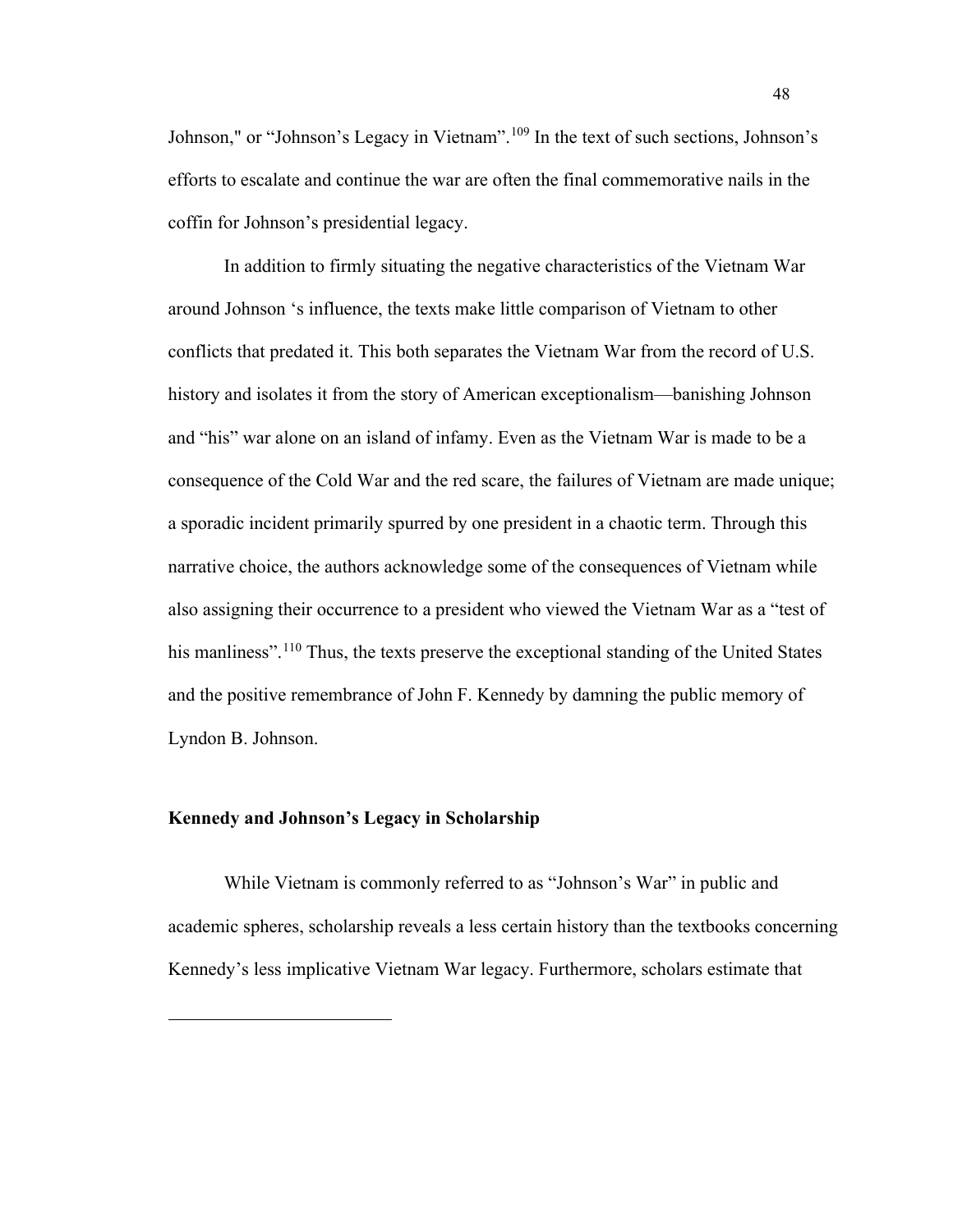Johnson," or "Johnson's Legacy in Vietnam".[109] In the text of such sections, Johnson's efforts to escalate and continue the war are often the final commemorative nails in the coffin for Johnson's presidential legacy.

In addition to firmly situating the negative characteristics of the Vietnam War around Johnson 's influence, the texts make little comparison of Vietnam to other conflicts that predated it. This both separates the Vietnam War from the record of U.S. history and isolates it from the story of American exceptionalism—banishing Johnson and "his" war alone on an island of infamy. Even as the Vietnam War is made to be a consequence of the Cold War and the red scare, the failures of Vietnam are made unique; a sporadic incident primarily spurred by one president in a chaotic term. Through this narrative choice, the authors acknowledge some of the consequences of Vietnam while also assigning their occurrence to a president who viewed the Vietnam War as a "test of his manliness".[110] Thus, the texts preserve the exceptional standing of the United States and the positive remembrance of John F. Kennedy by damning the public memory of Lyndon B. Johnson.

### Kennedy and Johnson's Legacy in Scholarship

While Vietnam is commonly referred to as "Johnson's War" in public and academic spheres, scholarship reveals a less certain history than the textbooks concerning Kennedy's less implicative Vietnam War legacy. Furthermore, scholars estimate that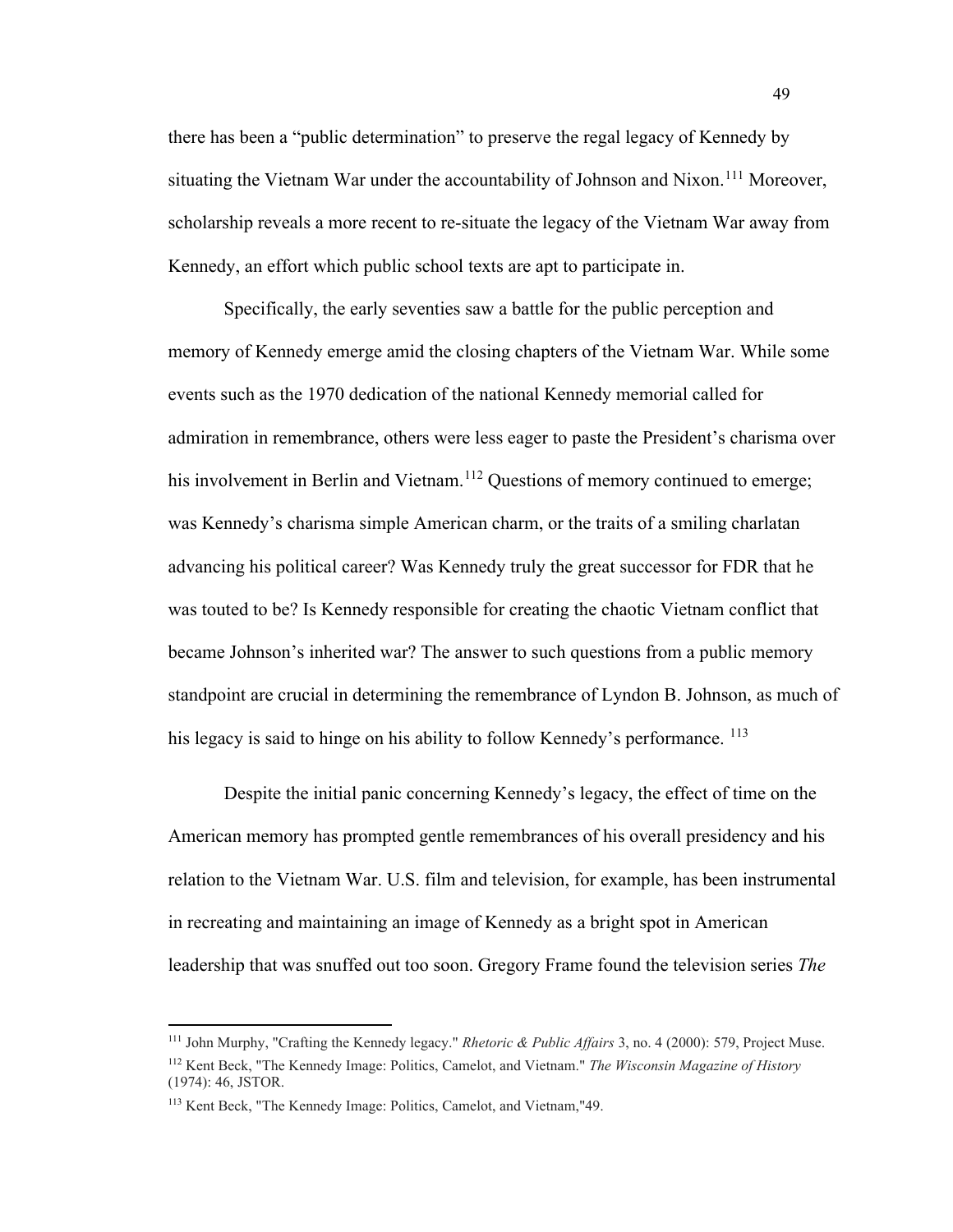there has been a "public determination" to preserve the regal legacy of Kennedy by situating the Vietnam War under the accountability of Johnson and Nixon.[111] Moreover, scholarship reveals a more recent to re-situate the legacy of the Vietnam War away from Kennedy, an effort which public school texts are apt to participate in.

Specifically, the early seventies saw a battle for the public perception and memory of Kennedy emerge amid the closing chapters of the Vietnam War. While some events such as the 1970 dedication of the national Kennedy memorial called for admiration in remembrance, others were less eager to paste the President's charisma over his involvement in Berlin and Vietnam.[112] Questions of memory continued to emerge; was Kennedy's charisma simple American charm, or the traits of a smiling charlatan advancing his political career? Was Kennedy truly the great successor for FDR that he was touted to be? Is Kennedy responsible for creating the chaotic Vietnam conflict that became Johnson's inherited war? The answer to such questions from a public memory standpoint are crucial in determining the remembrance of Lyndon B. Johnson, as much of his legacy is said to hinge on his ability to follow Kennedy's performance. [113]

Despite the initial panic concerning Kennedy's legacy, the effect of time on the American memory has prompted gentle remembrances of his overall presidency and his relation to the Vietnam War. U.S. film and television, for example, has been instrumental in recreating and maintaining an image of Kennedy as a bright spot in American leadership that was snuffed out too soon. Gregory Frame found the television series *The*

---

[111] John Murphy, "Crafting the Kennedy legacy." *Rhetoric & Public Affairs* 3, no. 4 (2000): 579, Project Muse.

[112] Kent Beck, "The Kennedy Image: Politics, Camelot, and Vietnam." *The Wisconsin Magazine of History* (1974): 46, JSTOR.

[113] Kent Beck, "The Kennedy Image: Politics, Camelot, and Vietnam,"49.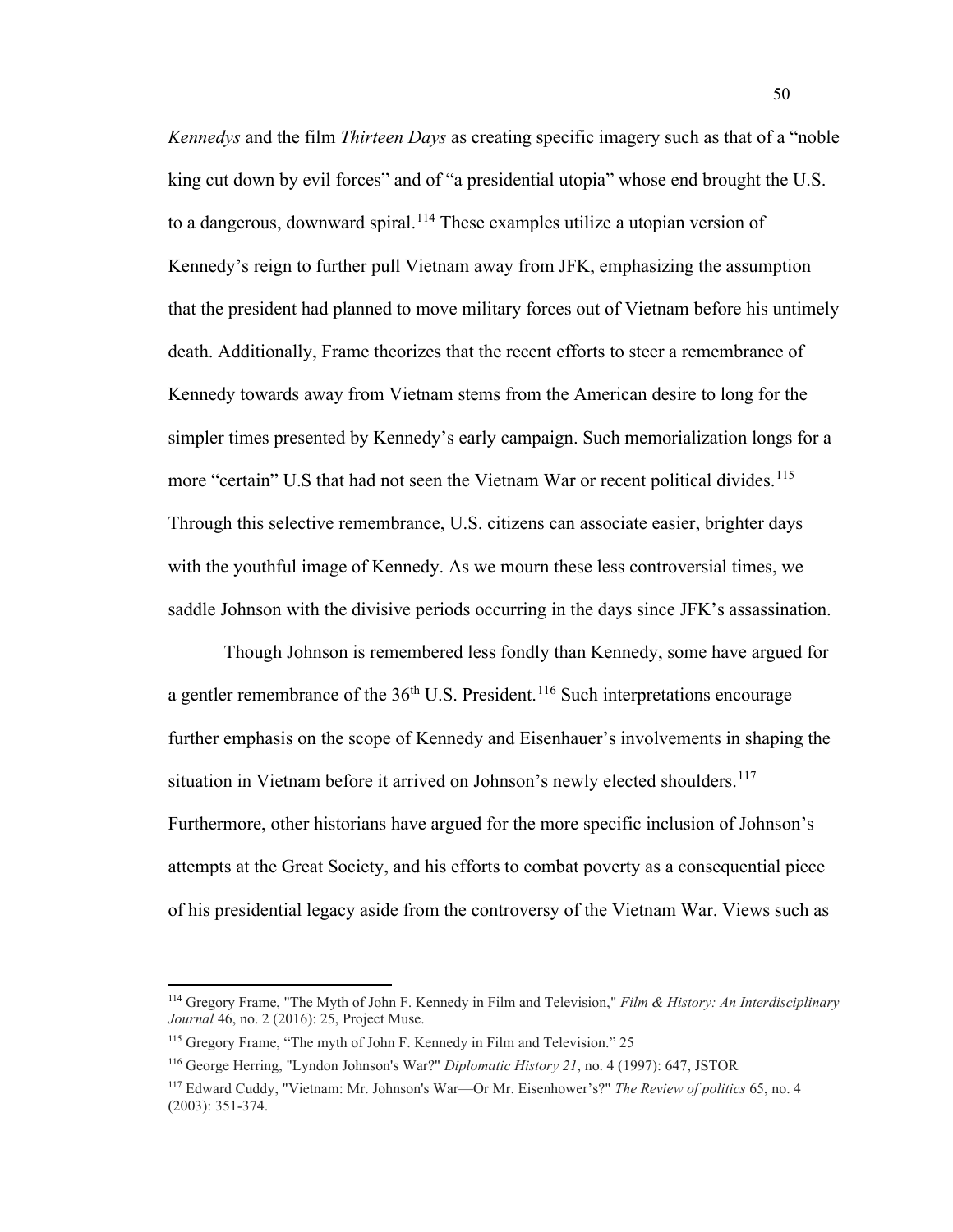*Kennedys* and the film *Thirteen Days* as creating specific imagery such as that of a "noble king cut down by evil forces" and of "a presidential utopia" whose end brought the U.S. to a dangerous, downward spiral.[114] These examples utilize a utopian version of Kennedy's reign to further pull Vietnam away from JFK, emphasizing the assumption that the president had planned to move military forces out of Vietnam before his untimely death. Additionally, Frame theorizes that the recent efforts to steer a remembrance of Kennedy towards away from Vietnam stems from the American desire to long for the simpler times presented by Kennedy's early campaign. Such memorialization longs for a more "certain" U.S that had not seen the Vietnam War or recent political divides.[115] Through this selective remembrance, U.S. citizens can associate easier, brighter days with the youthful image of Kennedy. As we mourn these less controversial times, we saddle Johnson with the divisive periods occurring in the days since JFK's assassination.

Though Johnson is remembered less fondly than Kennedy, some have argued for a gentler remembrance of the 36th U.S. President.[116] Such interpretations encourage further emphasis on the scope of Kennedy and Eisenhauer's involvements in shaping the situation in Vietnam before it arrived on Johnson's newly elected shoulders.[117] Furthermore, other historians have argued for the more specific inclusion of Johnson's attempts at the Great Society, and his efforts to combat poverty as a consequential piece of his presidential legacy aside from the controversy of the Vietnam War. Views such as

---

[114] Gregory Frame, "The Myth of John F. Kennedy in Film and Television," *Film & History: An Interdisciplinary Journal* 46, no. 2 (2016): 25, Project Muse.

[115] Gregory Frame, "The myth of John F. Kennedy in Film and Television." 25

[116] George Herring, "Lyndon Johnson's War?" *Diplomatic History 21*, no. 4 (1997): 647, JSTOR

[117] Edward Cuddy, "Vietnam: Mr. Johnson's War—Or Mr. Eisenhower's?" *The Review of politics* 65, no. 4 (2003): 351-374.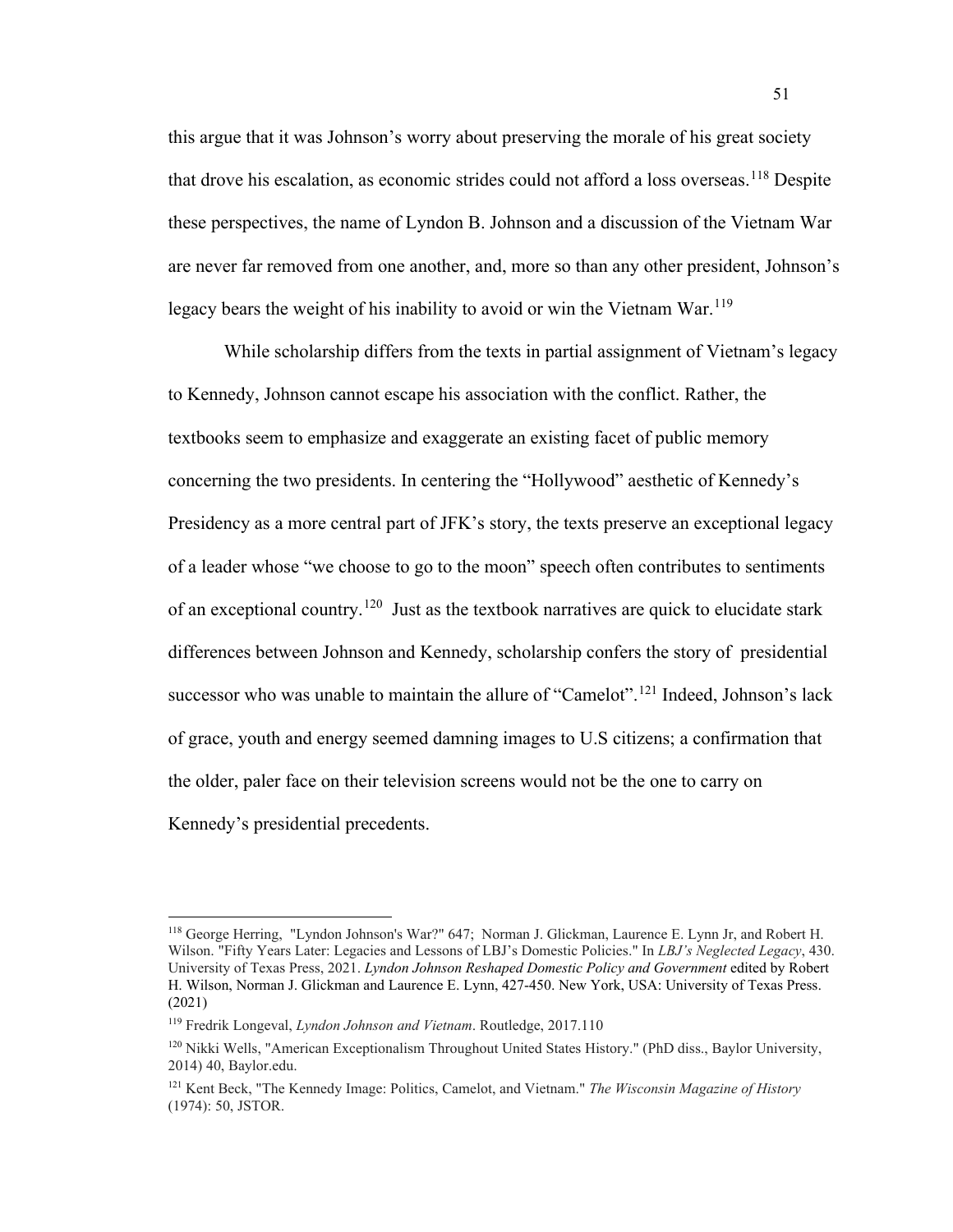this argue that it was Johnson's worry about preserving the morale of his great society that drove his escalation, as economic strides could not afford a loss overseas.[118] Despite these perspectives, the name of Lyndon B. Johnson and a discussion of the Vietnam War are never far removed from one another, and, more so than any other president, Johnson's legacy bears the weight of his inability to avoid or win the Vietnam War.[119]

While scholarship differs from the texts in partial assignment of Vietnam's legacy to Kennedy, Johnson cannot escape his association with the conflict. Rather, the textbooks seem to emphasize and exaggerate an existing facet of public memory concerning the two presidents. In centering the "Hollywood" aesthetic of Kennedy's Presidency as a more central part of JFK's story, the texts preserve an exceptional legacy of a leader whose "we choose to go to the moon" speech often contributes to sentiments of an exceptional country.[120] Just as the textbook narratives are quick to elucidate stark differences between Johnson and Kennedy, scholarship confers the story of presidential successor who was unable to maintain the allure of "Camelot".[121] Indeed, Johnson's lack of grace, youth and energy seemed damning images to U.S citizens; a confirmation that the older, paler face on their television screens would not be the one to carry on Kennedy's presidential precedents.

---

[118] George Herring, "Lyndon Johnson's War?" 647; Norman J. Glickman, Laurence E. Lynn Jr, and Robert H. Wilson. "Fifty Years Later: Legacies and Lessons of LBJ's Domestic Policies." In *LBJ's Neglected Legacy*, 430. University of Texas Press, 2021. *Lyndon Johnson Reshaped Domestic Policy and Government* edited by Robert H. Wilson, Norman J. Glickman and Laurence E. Lynn, 427-450. New York, USA: University of Texas Press. (2021)

[119] Fredrik Longeval, *Lyndon Johnson and Vietnam*. Routledge, 2017.110

[120] Nikki Wells, "American Exceptionalism Throughout United States History." (PhD diss., Baylor University, 2014) 40, Baylor.edu.

[121] Kent Beck, "The Kennedy Image: Politics, Camelot, and Vietnam." *The Wisconsin Magazine of History* (1974): 50, JSTOR.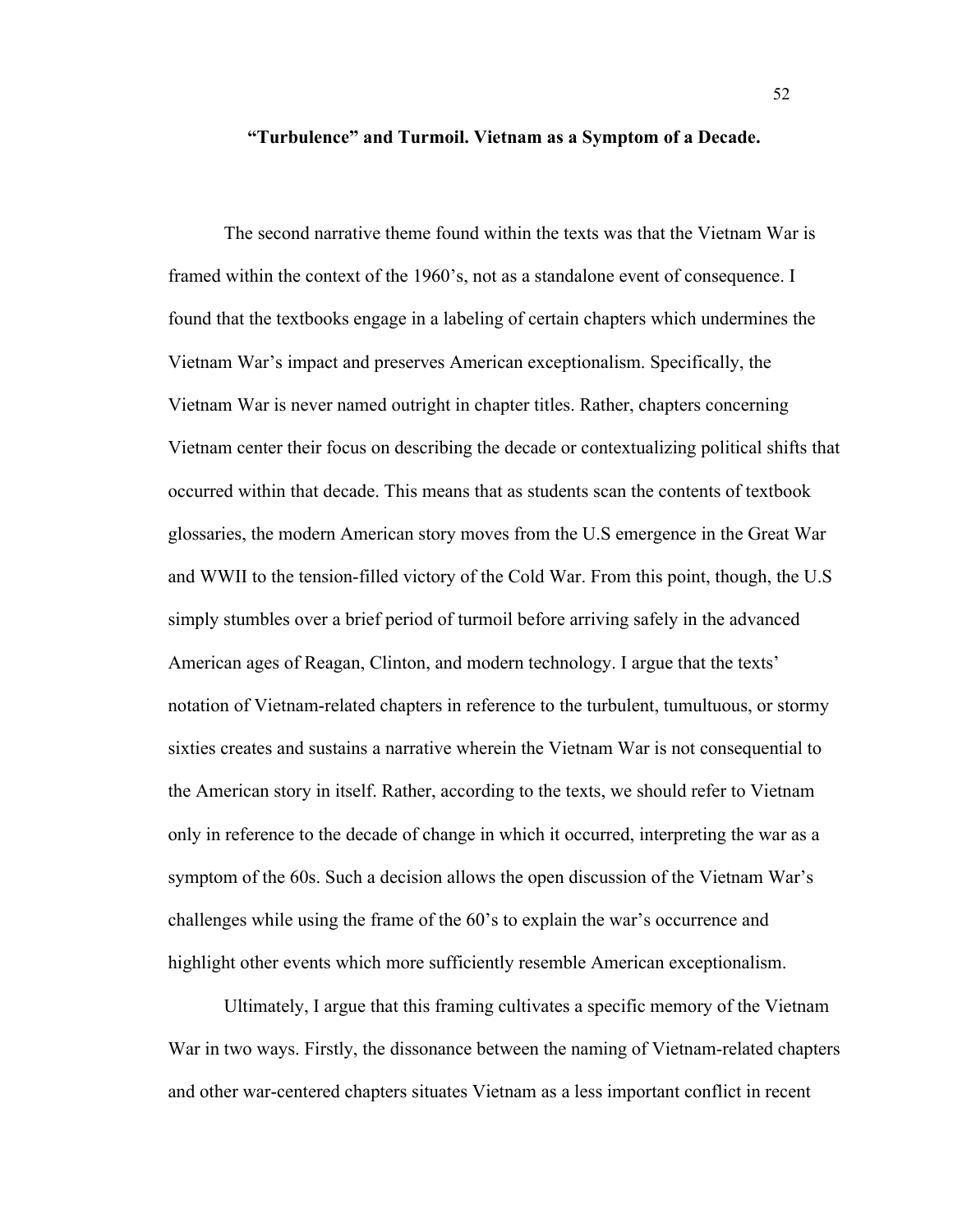## "Turbulence" and Turmoil. Vietnam as a Symptom of a Decade.

The second narrative theme found within the texts was that the Vietnam War is framed within the context of the 1960's, not as a standalone event of consequence. I found that the textbooks engage in a labeling of certain chapters which undermines the Vietnam War's impact and preserves American exceptionalism. Specifically, the Vietnam War is never named outright in chapter titles. Rather, chapters concerning Vietnam center their focus on describing the decade or contextualizing political shifts that occurred within that decade. This means that as students scan the contents of textbook glossaries, the modern American story moves from the U.S emergence in the Great War and WWII to the tension-filled victory of the Cold War. From this point, though, the U.S simply stumbles over a brief period of turmoil before arriving safely in the advanced American ages of Reagan, Clinton, and modern technology. I argue that the texts' notation of Vietnam-related chapters in reference to the turbulent, tumultuous, or stormy sixties creates and sustains a narrative wherein the Vietnam War is not consequential to the American story in itself. Rather, according to the texts, we should refer to Vietnam only in reference to the decade of change in which it occurred, interpreting the war as a symptom of the 60s. Such a decision allows the open discussion of the Vietnam War's challenges while using the frame of the 60's to explain the war's occurrence and highlight other events which more sufficiently resemble American exceptionalism.

Ultimately, I argue that this framing cultivates a specific memory of the Vietnam War in two ways. Firstly, the dissonance between the naming of Vietnam-related chapters and other war-centered chapters situates Vietnam as a less important conflict in recent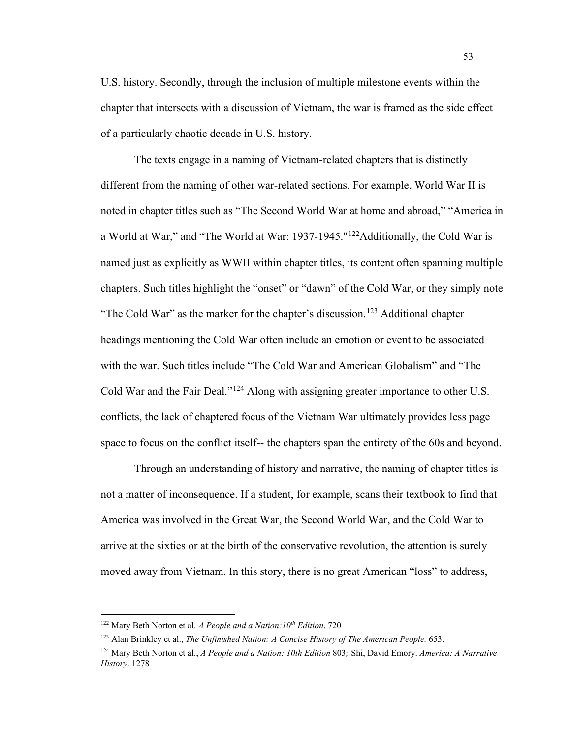U.S. history. Secondly, through the inclusion of multiple milestone events within the chapter that intersects with a discussion of Vietnam, the war is framed as the side effect of a particularly chaotic decade in U.S. history.

The texts engage in a naming of Vietnam-related chapters that is distinctly different from the naming of other war-related sections. For example, World War II is noted in chapter titles such as "The Second World War at home and abroad," "America in a World at War," and "The World at War: 1937-1945."[122]Additionally, the Cold War is named just as explicitly as WWII within chapter titles, its content often spanning multiple chapters. Such titles highlight the "onset" or "dawn" of the Cold War, or they simply note "The Cold War" as the marker for the chapter's discussion.[123] Additional chapter headings mentioning the Cold War often include an emotion or event to be associated with the war. Such titles include "The Cold War and American Globalism" and "The Cold War and the Fair Deal."[124] Along with assigning greater importance to other U.S. conflicts, the lack of chaptered focus of the Vietnam War ultimately provides less page space to focus on the conflict itself-- the chapters span the entirety of the 60s and beyond.

Through an understanding of history and narrative, the naming of chapter titles is not a matter of inconsequence. If a student, for example, scans their textbook to find that America was involved in the Great War, the Second World War, and the Cold War to arrive at the sixties or at the birth of the conservative revolution, the attention is surely moved away from Vietnam. In this story, there is no great American "loss" to address,

---

[122] Mary Beth Norton et al. *A People and a Nation:10th Edition*. 720

[123] Alan Brinkley et al., *The Unfinished Nation: A Concise History of The American People.* 653.

[124] Mary Beth Norton et al., *A People and a Nation: 10th Edition* 803*;* Shi, David Emory. *America: A Narrative History*. 1278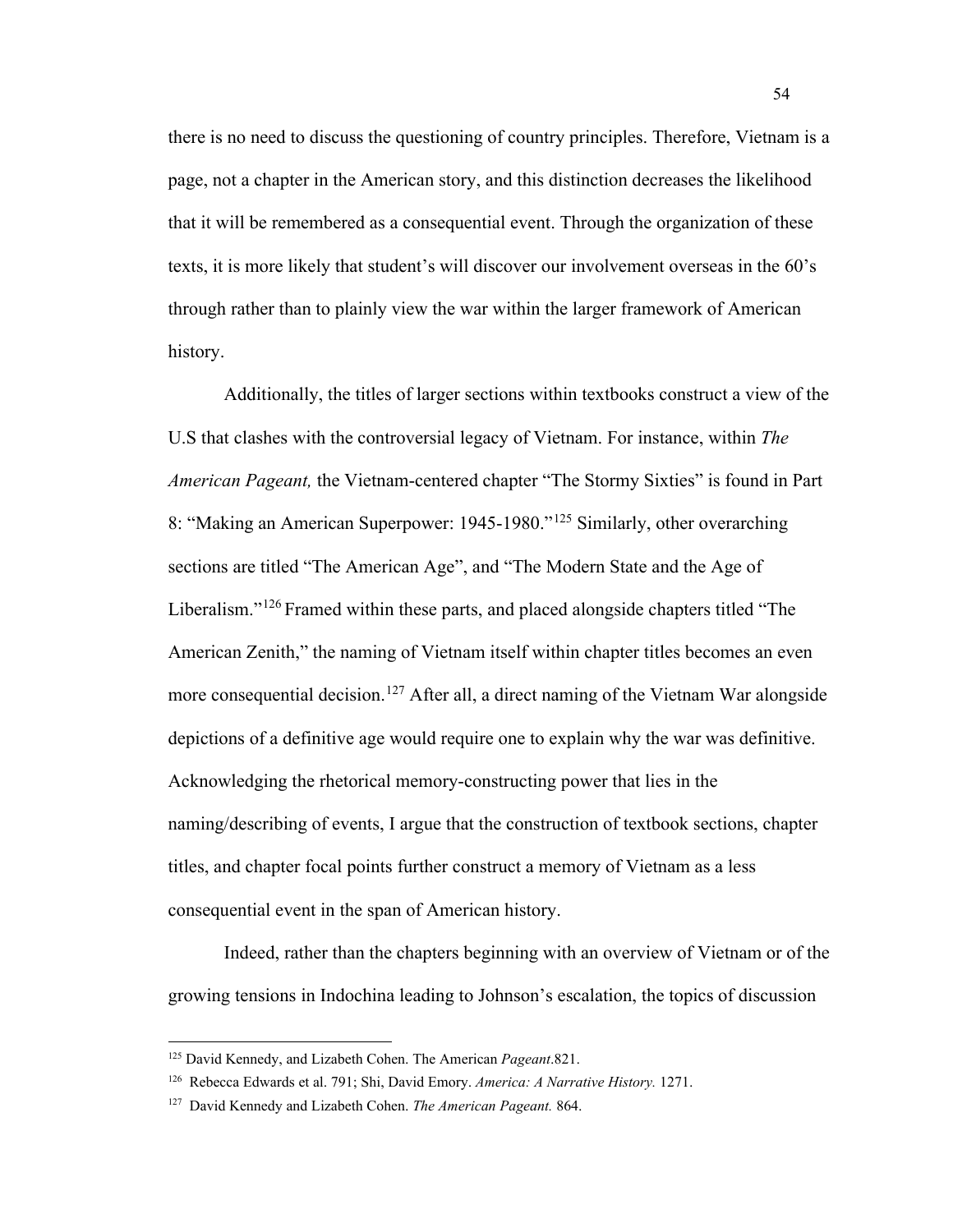there is no need to discuss the questioning of country principles. Therefore, Vietnam is a page, not a chapter in the American story, and this distinction decreases the likelihood that it will be remembered as a consequential event. Through the organization of these texts, it is more likely that student's will discover our involvement overseas in the 60's through rather than to plainly view the war within the larger framework of American history.

Additionally, the titles of larger sections within textbooks construct a view of the U.S that clashes with the controversial legacy of Vietnam. For instance, within *The American Pageant,* the Vietnam-centered chapter "The Stormy Sixties" is found in Part 8: "Making an American Superpower: 1945-1980."[125] Similarly, other overarching sections are titled "The American Age", and "The Modern State and the Age of Liberalism."[126] Framed within these parts, and placed alongside chapters titled "The American Zenith," the naming of Vietnam itself within chapter titles becomes an even more consequential decision.[127] After all, a direct naming of the Vietnam War alongside depictions of a definitive age would require one to explain why the war was definitive. Acknowledging the rhetorical memory-constructing power that lies in the naming/describing of events, I argue that the construction of textbook sections, chapter titles, and chapter focal points further construct a memory of Vietnam as a less consequential event in the span of American history.

Indeed, rather than the chapters beginning with an overview of Vietnam or of the growing tensions in Indochina leading to Johnson's escalation, the topics of discussion

---

[125] David Kennedy, and Lizabeth Cohen. The American *Pageant*.821.

[126] Rebecca Edwards et al. 791; Shi, David Emory. *America: A Narrative History.* 1271.

[127] David Kennedy and Lizabeth Cohen. *The American Pageant.* 864.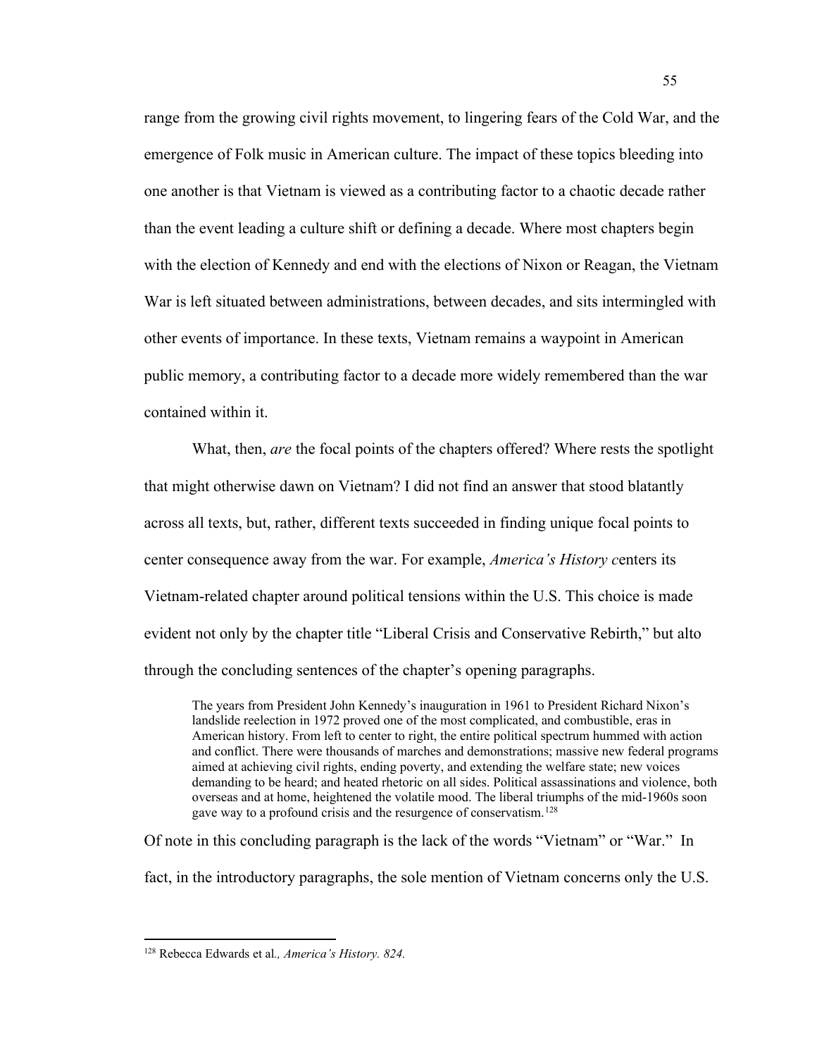range from the growing civil rights movement, to lingering fears of the Cold War, and the emergence of Folk music in American culture. The impact of these topics bleeding into one another is that Vietnam is viewed as a contributing factor to a chaotic decade rather than the event leading a culture shift or defining a decade. Where most chapters begin with the election of Kennedy and end with the elections of Nixon or Reagan, the Vietnam War is left situated between administrations, between decades, and sits intermingled with other events of importance. In these texts, Vietnam remains a waypoint in American public memory, a contributing factor to a decade more widely remembered than the war contained within it.

What, then, *are* the focal points of the chapters offered? Where rests the spotlight that might otherwise dawn on Vietnam? I did not find an answer that stood blatantly across all texts, but, rather, different texts succeeded in finding unique focal points to center consequence away from the war. For example, *America's History c*enters its Vietnam-related chapter around political tensions within the U.S. This choice is made evident not only by the chapter title "Liberal Crisis and Conservative Rebirth," but alto through the concluding sentences of the chapter's opening paragraphs.

> The years from President John Kennedy's inauguration in 1961 to President Richard Nixon's landslide reelection in 1972 proved one of the most complicated, and combustible, eras in American history. From left to center to right, the entire political spectrum hummed with action and conflict. There were thousands of marches and demonstrations; massive new federal programs aimed at achieving civil rights, ending poverty, and extending the welfare state; new voices demanding to be heard; and heated rhetoric on all sides. Political assassinations and violence, both overseas and at home, heightened the volatile mood. The liberal triumphs of the mid-1960s soon gave way to a profound crisis and the resurgence of conservatism.[128]

Of note in this concluding paragraph is the lack of the words "Vietnam" or "War." In fact, in the introductory paragraphs, the sole mention of Vietnam concerns only the U.S.

[128] Rebecca Edwards et al*., America's History. 824.*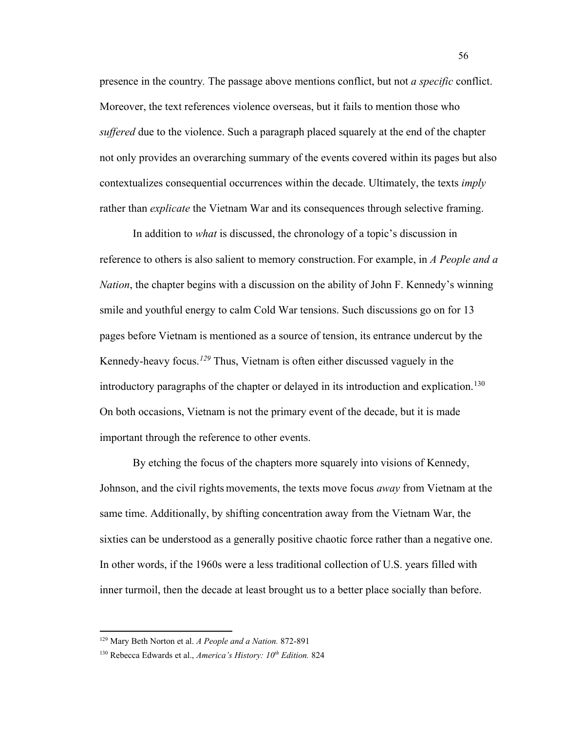presence in the country. The passage above mentions conflict, but not *a specific* conflict. Moreover, the text references violence overseas, but it fails to mention those who *suffered* due to the violence. Such a paragraph placed squarely at the end of the chapter not only provides an overarching summary of the events covered within its pages but also contextualizes consequential occurrences within the decade. Ultimately, the texts *imply* rather than *explicate* the Vietnam War and its consequences through selective framing.

In addition to *what* is discussed, the chronology of a topic's discussion in reference to others is also salient to memory construction. For example, in *A People and a Nation*, the chapter begins with a discussion on the ability of John F. Kennedy's winning smile and youthful energy to calm Cold War tensions. Such discussions go on for 13 pages before Vietnam is mentioned as a source of tension, its entrance undercut by the Kennedy-heavy focus.[129] Thus, Vietnam is often either discussed vaguely in the introductory paragraphs of the chapter or delayed in its introduction and explication.[130] On both occasions, Vietnam is not the primary event of the decade, but it is made important through the reference to other events.

By etching the focus of the chapters more squarely into visions of Kennedy, Johnson, and the civil rights movements, the texts move focus *away* from Vietnam at the same time. Additionally, by shifting concentration away from the Vietnam War, the sixties can be understood as a generally positive chaotic force rather than a negative one. In other words, if the 1960s were a less traditional collection of U.S. years filled with inner turmoil, then the decade at least brought us to a better place socially than before.

---

[129] Mary Beth Norton et al. *A People and a Nation.* 872-891

[130] Rebecca Edwards et al., *America's History: 10th Edition.* 824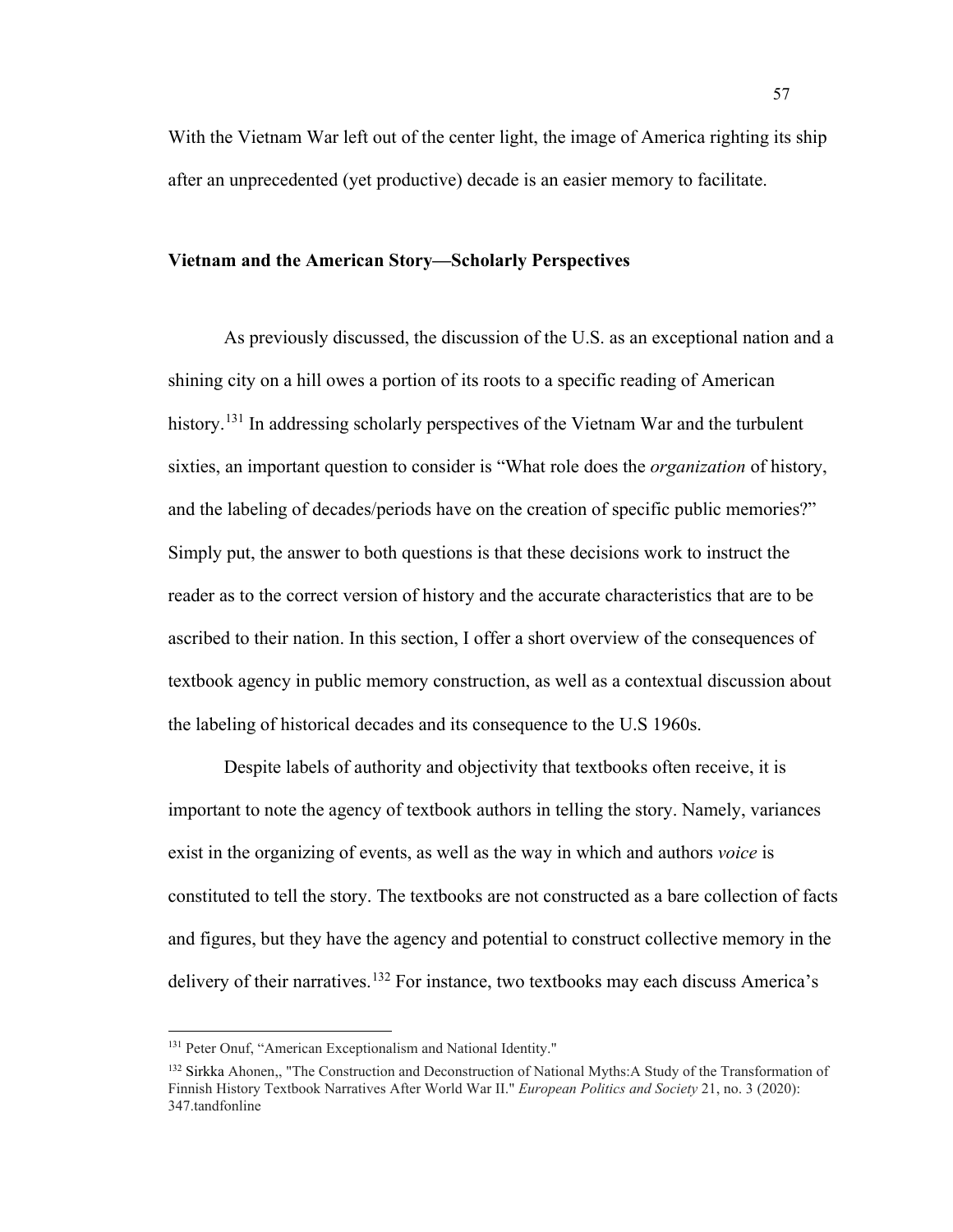With the Vietnam War left out of the center light, the image of America righting its ship after an unprecedented (yet productive) decade is an easier memory to facilitate.

### Vietnam and the American Story—Scholarly Perspectives

As previously discussed, the discussion of the U.S. as an exceptional nation and a shining city on a hill owes a portion of its roots to a specific reading of American history.[131] In addressing scholarly perspectives of the Vietnam War and the turbulent sixties, an important question to consider is "What role does the *organization* of history, and the labeling of decades/periods have on the creation of specific public memories?" Simply put, the answer to both questions is that these decisions work to instruct the reader as to the correct version of history and the accurate characteristics that are to be ascribed to their nation. In this section, I offer a short overview of the consequences of textbook agency in public memory construction, as well as a contextual discussion about the labeling of historical decades and its consequence to the U.S 1960s.

Despite labels of authority and objectivity that textbooks often receive, it is important to note the agency of textbook authors in telling the story. Namely, variances exist in the organizing of events, as well as the way in which and authors *voice* is constituted to tell the story. The textbooks are not constructed as a bare collection of facts and figures, but they have the agency and potential to construct collective memory in the delivery of their narratives.[132] For instance, two textbooks may each discuss America's

---

[131] Peter Onuf, "American Exceptionalism and National Identity."

[132] Sirkka Ahonen,, "The Construction and Deconstruction of National Myths:A Study of the Transformation of Finnish History Textbook Narratives After World War II." *European Politics and Society* 21, no. 3 (2020): 347.tandfonline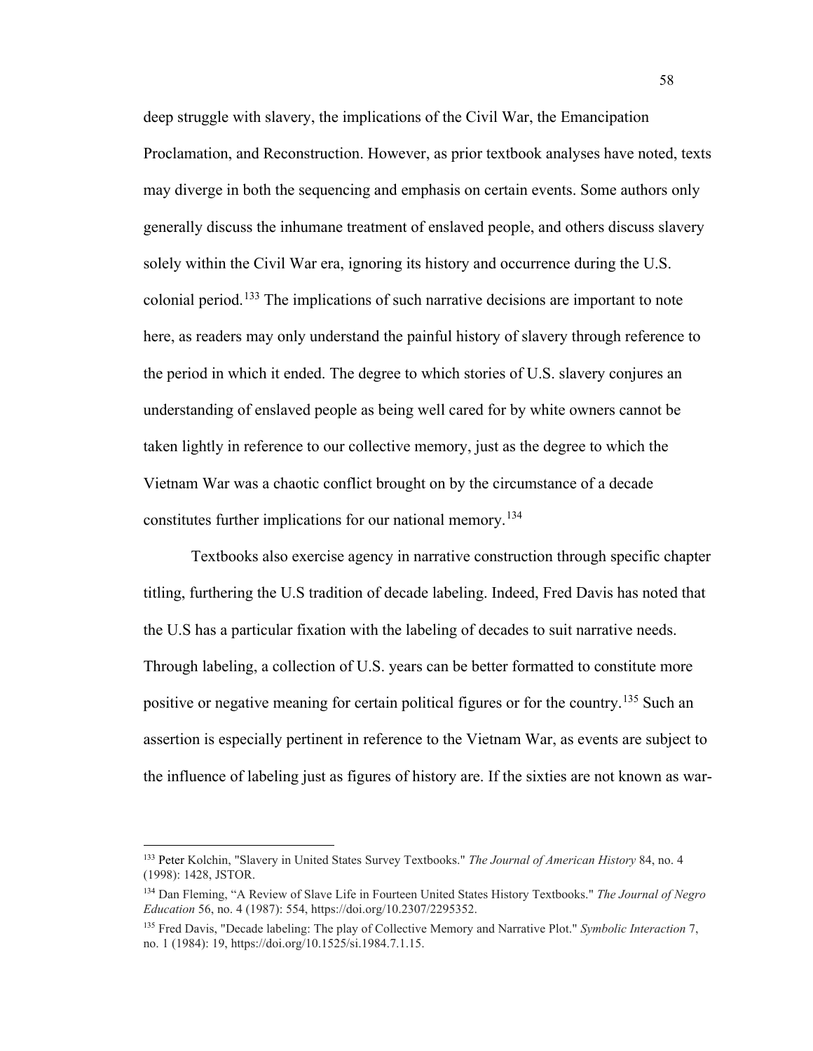deep struggle with slavery, the implications of the Civil War, the Emancipation Proclamation, and Reconstruction. However, as prior textbook analyses have noted, texts may diverge in both the sequencing and emphasis on certain events. Some authors only generally discuss the inhumane treatment of enslaved people, and others discuss slavery solely within the Civil War era, ignoring its history and occurrence during the U.S. colonial period.[133] The implications of such narrative decisions are important to note here, as readers may only understand the painful history of slavery through reference to the period in which it ended. The degree to which stories of U.S. slavery conjures an understanding of enslaved people as being well cared for by white owners cannot be taken lightly in reference to our collective memory, just as the degree to which the Vietnam War was a chaotic conflict brought on by the circumstance of a decade constitutes further implications for our national memory.[134]

Textbooks also exercise agency in narrative construction through specific chapter titling, furthering the U.S tradition of decade labeling. Indeed, Fred Davis has noted that the U.S has a particular fixation with the labeling of decades to suit narrative needs. Through labeling, a collection of U.S. years can be better formatted to constitute more positive or negative meaning for certain political figures or for the country.[135] Such an assertion is especially pertinent in reference to the Vietnam War, as events are subject to the influence of labeling just as figures of history are. If the sixties are not known as war-

---

[133] Peter Kolchin, "Slavery in United States Survey Textbooks." *The Journal of American History* 84, no. 4 (1998): 1428, JSTOR.

[134] Dan Fleming, "A Review of Slave Life in Fourteen United States History Textbooks." *The Journal of Negro Education* 56, no. 4 (1987): 554, https://doi.org/10.2307/2295352.

[135] Fred Davis, "Decade labeling: The play of Collective Memory and Narrative Plot." *Symbolic Interaction* 7, no. 1 (1984): 19, https://doi.org/10.1525/si.1984.7.1.15.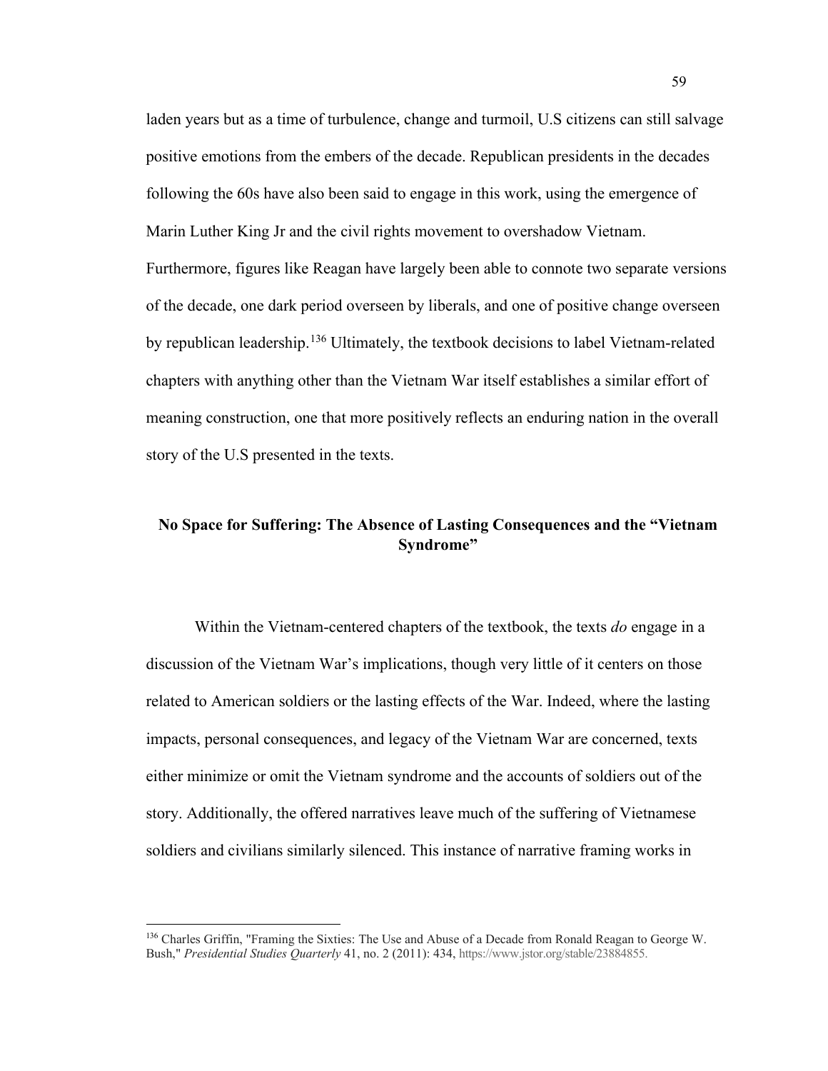laden years but as a time of turbulence, change and turmoil, U.S citizens can still salvage positive emotions from the embers of the decade. Republican presidents in the decades following the 60s have also been said to engage in this work, using the emergence of Marin Luther King Jr and the civil rights movement to overshadow Vietnam. Furthermore, figures like Reagan have largely been able to connote two separate versions of the decade, one dark period overseen by liberals, and one of positive change overseen by republican leadership.[136] Ultimately, the textbook decisions to label Vietnam-related chapters with anything other than the Vietnam War itself establishes a similar effort of meaning construction, one that more positively reflects an enduring nation in the overall story of the U.S presented in the texts.

## No Space for Suffering: The Absence of Lasting Consequences and the "Vietnam Syndrome"

Within the Vietnam-centered chapters of the textbook, the texts *do* engage in a discussion of the Vietnam War's implications, though very little of it centers on those related to American soldiers or the lasting effects of the War. Indeed, where the lasting impacts, personal consequences, and legacy of the Vietnam War are concerned, texts either minimize or omit the Vietnam syndrome and the accounts of soldiers out of the story. Additionally, the offered narratives leave much of the suffering of Vietnamese soldiers and civilians similarly silenced. This instance of narrative framing works in

---

[136] Charles Griffin, "Framing the Sixties: The Use and Abuse of a Decade from Ronald Reagan to George W. Bush," *Presidential Studies Quarterly* 41, no. 2 (2011): 434, https://www.jstor.org/stable/23884855.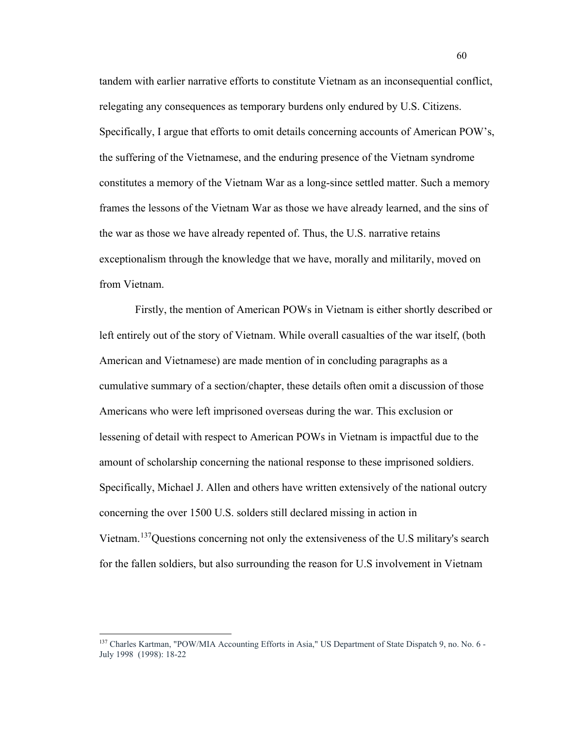tandem with earlier narrative efforts to constitute Vietnam as an inconsequential conflict, relegating any consequences as temporary burdens only endured by U.S. Citizens. Specifically, I argue that efforts to omit details concerning accounts of American POW's, the suffering of the Vietnamese, and the enduring presence of the Vietnam syndrome constitutes a memory of the Vietnam War as a long-since settled matter. Such a memory frames the lessons of the Vietnam War as those we have already learned, and the sins of the war as those we have already repented of. Thus, the U.S. narrative retains exceptionalism through the knowledge that we have, morally and militarily, moved on from Vietnam.

Firstly, the mention of American POWs in Vietnam is either shortly described or left entirely out of the story of Vietnam. While overall casualties of the war itself, (both American and Vietnamese) are made mention of in concluding paragraphs as a cumulative summary of a section/chapter, these details often omit a discussion of those Americans who were left imprisoned overseas during the war. This exclusion or lessening of detail with respect to American POWs in Vietnam is impactful due to the amount of scholarship concerning the national response to these imprisoned soldiers. Specifically, Michael J. Allen and others have written extensively of the national outcry concerning the over 1500 U.S. solders still declared missing in action in Vietnam.[137]Questions concerning not only the extensiveness of the U.S military's search for the fallen soldiers, but also surrounding the reason for U.S involvement in Vietnam

---

[137] Charles Kartman, "POW/MIA Accounting Efforts in Asia," US Department of State Dispatch 9, no. No. 6 - July 1998 (1998): 18-22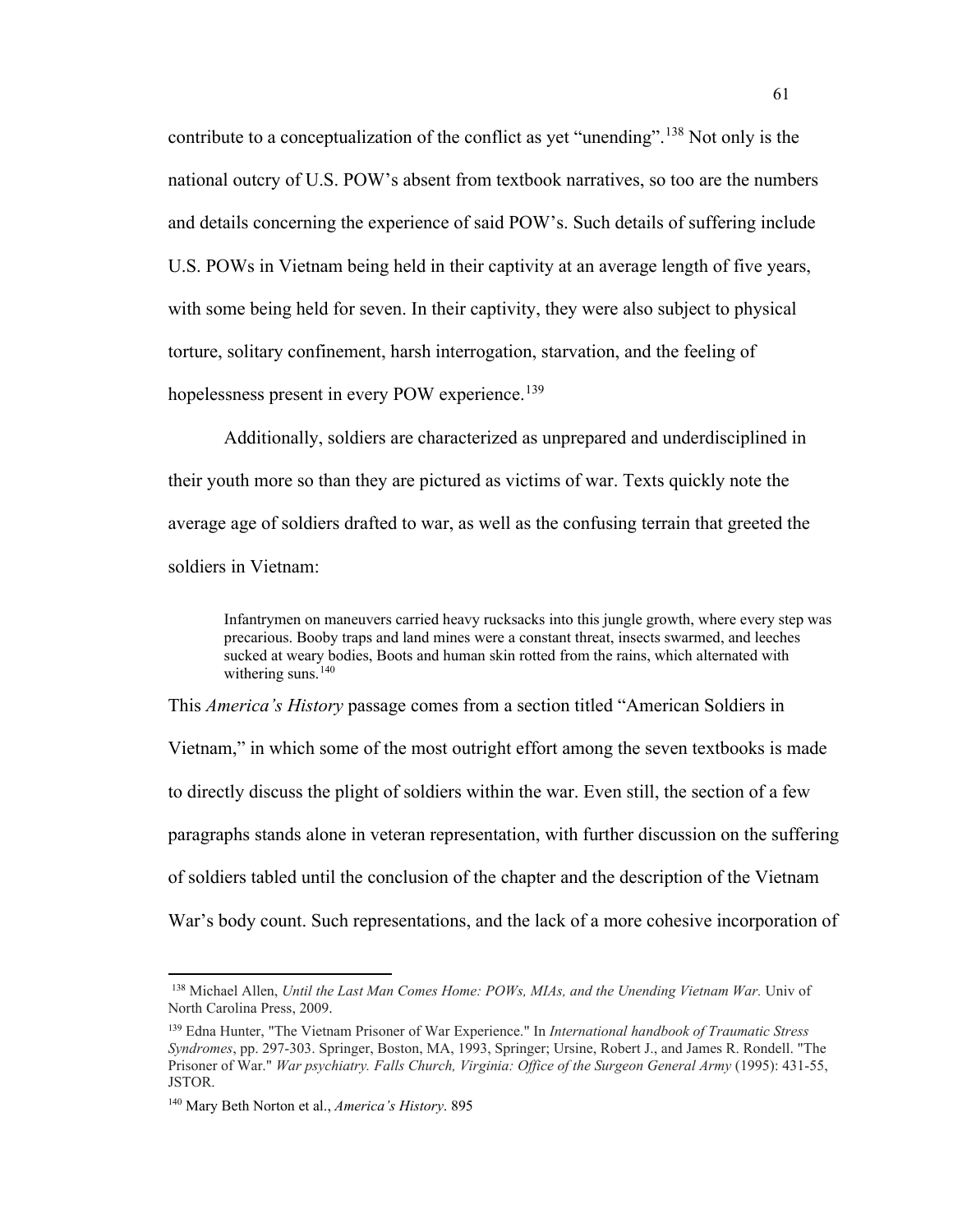contribute to a conceptualization of the conflict as yet "unending".[138] Not only is the national outcry of U.S. POW's absent from textbook narratives, so too are the numbers and details concerning the experience of said POW's. Such details of suffering include U.S. POWs in Vietnam being held in their captivity at an average length of five years, with some being held for seven. In their captivity, they were also subject to physical torture, solitary confinement, harsh interrogation, starvation, and the feeling of hopelessness present in every POW experience.[139]

Additionally, soldiers are characterized as unprepared and underdisciplined in their youth more so than they are pictured as victims of war. Texts quickly note the average age of soldiers drafted to war, as well as the confusing terrain that greeted the soldiers in Vietnam:

> Infantrymen on maneuvers carried heavy rucksacks into this jungle growth, where every step was precarious. Booby traps and land mines were a constant threat, insects swarmed, and leeches sucked at weary bodies, Boots and human skin rotted from the rains, which alternated with withering suns.[140]

This *America's History* passage comes from a section titled "American Soldiers in Vietnam," in which some of the most outright effort among the seven textbooks is made to directly discuss the plight of soldiers within the war. Even still, the section of a few paragraphs stands alone in veteran representation, with further discussion on the suffering of soldiers tabled until the conclusion of the chapter and the description of the Vietnam War's body count. Such representations, and the lack of a more cohesive incorporation of

---

[138] Michael Allen, *Until the Last Man Comes Home: POWs, MIAs, and the Unending Vietnam War.* Univ of North Carolina Press, 2009.

[139] Edna Hunter, "The Vietnam Prisoner of War Experience." In *International handbook of Traumatic Stress Syndromes*, pp. 297-303. Springer, Boston, MA, 1993, Springer; Ursine, Robert J., and James R. Rondell. "The Prisoner of War." *War psychiatry. Falls Church, Virginia: Office of the Surgeon General Army* (1995): 431-55, JSTOR.

[140] Mary Beth Norton et al., *America's History*. 895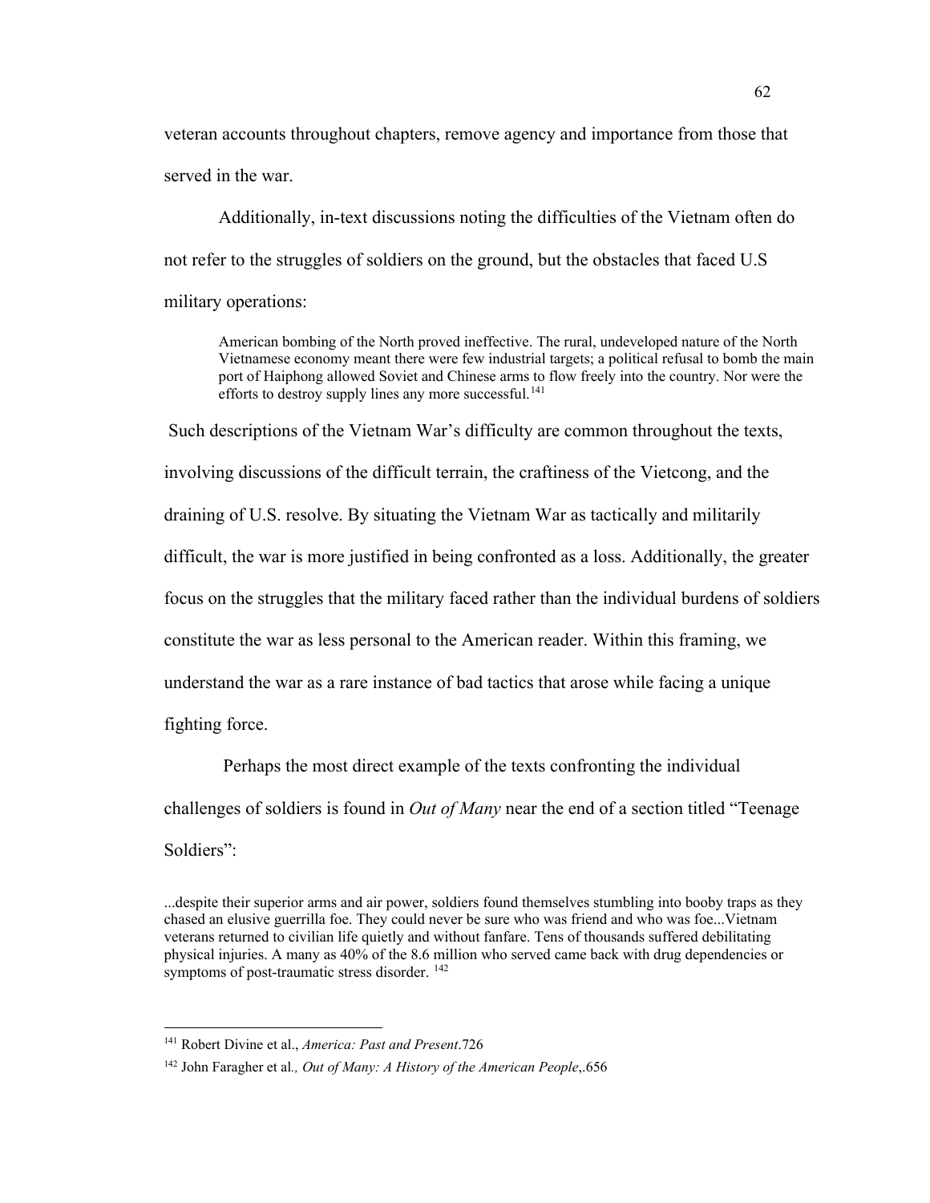veteran accounts throughout chapters, remove agency and importance from those that served in the war.

Additionally, in-text discussions noting the difficulties of the Vietnam often do not refer to the struggles of soldiers on the ground, but the obstacles that faced U.S military operations:

> American bombing of the North proved ineffective. The rural, undeveloped nature of the North Vietnamese economy meant there were few industrial targets; a political refusal to bomb the main port of Haiphong allowed Soviet and Chinese arms to flow freely into the country. Nor were the efforts to destroy supply lines any more successful.[141]

Such descriptions of the Vietnam War's difficulty are common throughout the texts, involving discussions of the difficult terrain, the craftiness of the Vietcong, and the draining of U.S. resolve. By situating the Vietnam War as tactically and militarily difficult, the war is more justified in being confronted as a loss. Additionally, the greater focus on the struggles that the military faced rather than the individual burdens of soldiers constitute the war as less personal to the American reader. Within this framing, we understand the war as a rare instance of bad tactics that arose while facing a unique fighting force.

Perhaps the most direct example of the texts confronting the individual challenges of soldiers is found in *Out of Many* near the end of a section titled "Teenage Soldiers":

> ...despite their superior arms and air power, soldiers found themselves stumbling into booby traps as they chased an elusive guerrilla foe. They could never be sure who was friend and who was foe...Vietnam veterans returned to civilian life quietly and without fanfare. Tens of thousands suffered debilitating physical injuries. A many as 40% of the 8.6 million who served came back with drug dependencies or symptoms of post-traumatic stress disorder. [142]

---

[141] Robert Divine et al., *America: Past and Present*.726

[142] John Faragher et al*., Out of Many: A History of the American People*,.656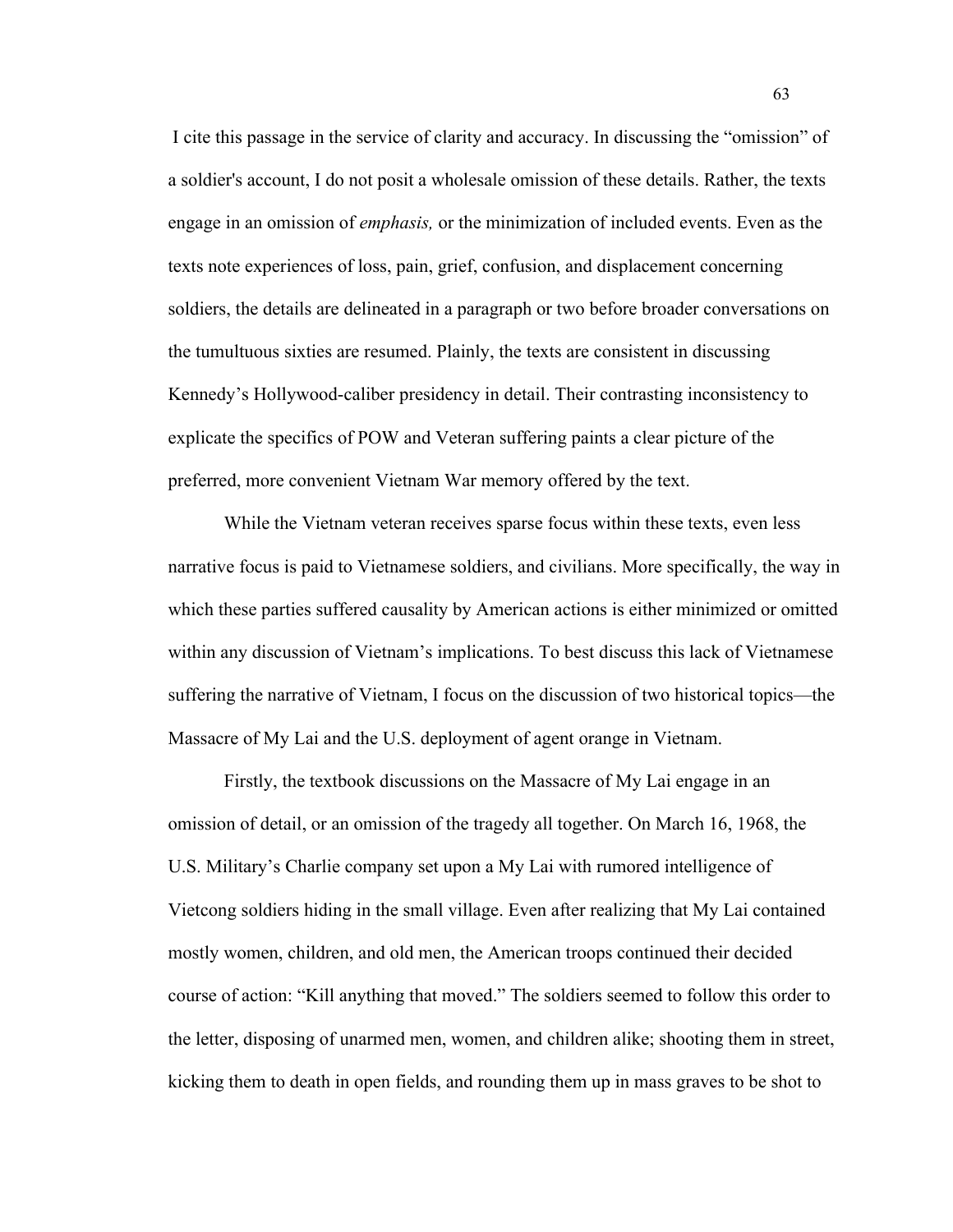I cite this passage in the service of clarity and accuracy. In discussing the "omission" of a soldier's account, I do not posit a wholesale omission of these details. Rather, the texts engage in an omission of *emphasis,* or the minimization of included events. Even as the texts note experiences of loss, pain, grief, confusion, and displacement concerning soldiers, the details are delineated in a paragraph or two before broader conversations on the tumultuous sixties are resumed. Plainly, the texts are consistent in discussing Kennedy's Hollywood-caliber presidency in detail. Their contrasting inconsistency to explicate the specifics of POW and Veteran suffering paints a clear picture of the preferred, more convenient Vietnam War memory offered by the text.

While the Vietnam veteran receives sparse focus within these texts, even less narrative focus is paid to Vietnamese soldiers, and civilians. More specifically, the way in which these parties suffered causality by American actions is either minimized or omitted within any discussion of Vietnam's implications. To best discuss this lack of Vietnamese suffering the narrative of Vietnam, I focus on the discussion of two historical topics—the Massacre of My Lai and the U.S. deployment of agent orange in Vietnam.

Firstly, the textbook discussions on the Massacre of My Lai engage in an omission of detail, or an omission of the tragedy all together. On March 16, 1968, the U.S. Military's Charlie company set upon a My Lai with rumored intelligence of Vietcong soldiers hiding in the small village. Even after realizing that My Lai contained mostly women, children, and old men, the American troops continued their decided course of action: "Kill anything that moved." The soldiers seemed to follow this order to the letter, disposing of unarmed men, women, and children alike; shooting them in street, kicking them to death in open fields, and rounding them up in mass graves to be shot to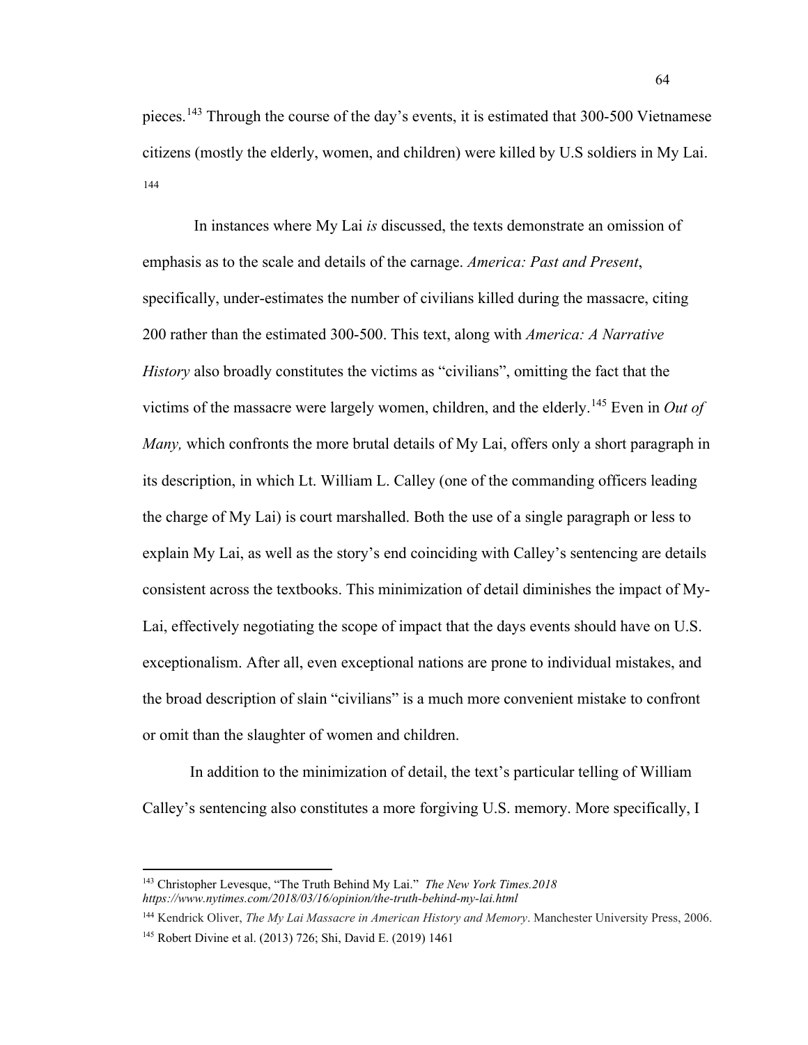pieces.[143] Through the course of the day's events, it is estimated that 300-500 Vietnamese citizens (mostly the elderly, women, and children) were killed by U.S soldiers in My Lai. [144]

In instances where My Lai *is* discussed, the texts demonstrate an omission of emphasis as to the scale and details of the carnage. *America: Past and Present*, specifically, under-estimates the number of civilians killed during the massacre, citing 200 rather than the estimated 300-500. This text, along with *America: A Narrative History* also broadly constitutes the victims as "civilians", omitting the fact that the victims of the massacre were largely women, children, and the elderly.[145] Even in *Out of Many,* which confronts the more brutal details of My Lai, offers only a short paragraph in its description, in which Lt. William L. Calley (one of the commanding officers leading the charge of My Lai) is court marshalled. Both the use of a single paragraph or less to explain My Lai, as well as the story's end coinciding with Calley's sentencing are details consistent across the textbooks. This minimization of detail diminishes the impact of My-Lai, effectively negotiating the scope of impact that the days events should have on U.S. exceptionalism. After all, even exceptional nations are prone to individual mistakes, and the broad description of slain "civilians" is a much more convenient mistake to confront or omit than the slaughter of women and children.

In addition to the minimization of detail, the text's particular telling of William Calley's sentencing also constitutes a more forgiving U.S. memory. More specifically, I

---

[143] Christopher Levesque, "The Truth Behind My Lai." *The New York Times.2018 https://www.nytimes.com/2018/03/16/opinion/the-truth-behind-my-lai.html*

[144] Kendrick Oliver, *The My Lai Massacre in American History and Memory*. Manchester University Press, 2006.

[145] Robert Divine et al. (2013) 726; Shi, David E. (2019) 1461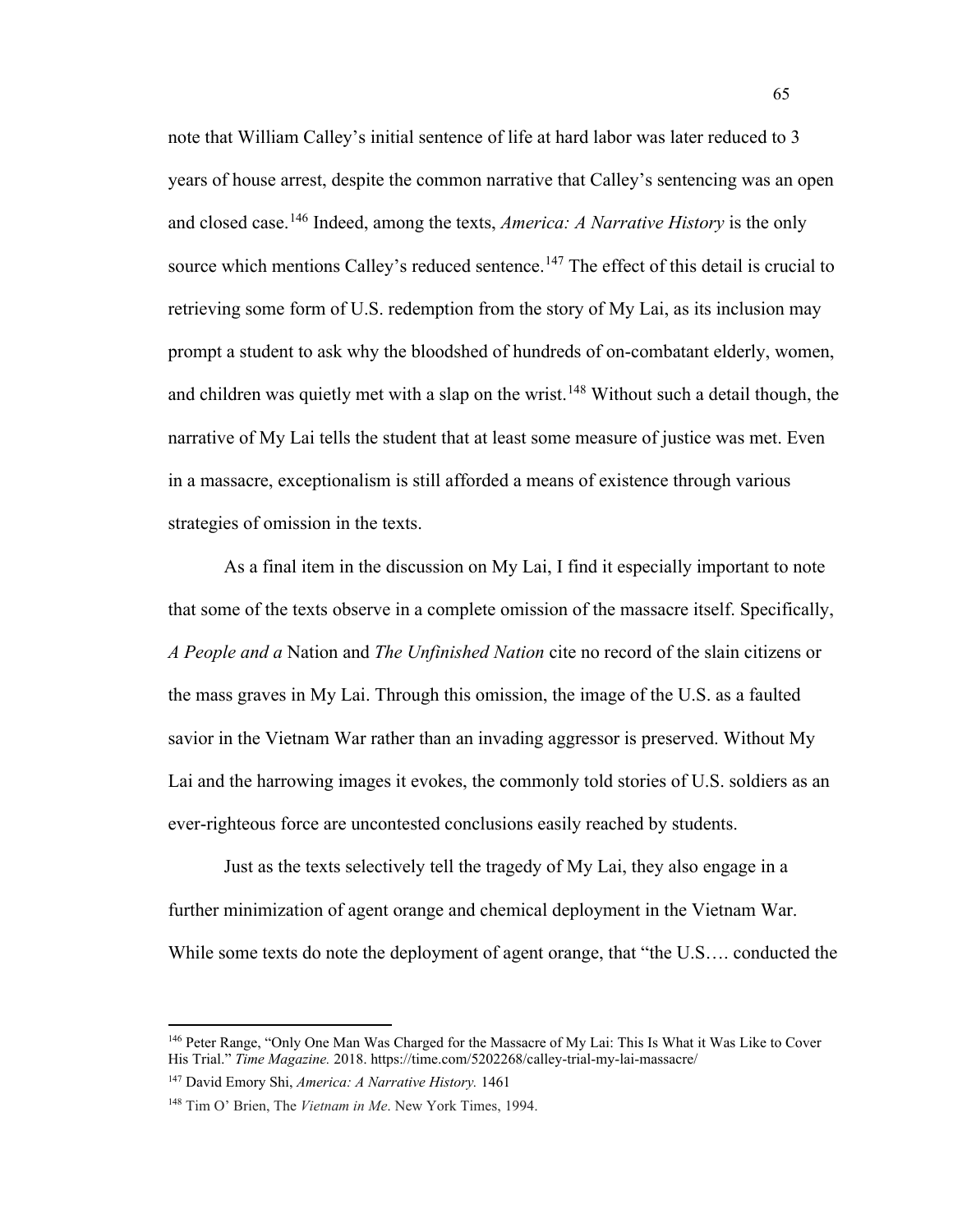note that William Calley's initial sentence of life at hard labor was later reduced to 3 years of house arrest, despite the common narrative that Calley's sentencing was an open and closed case.[146] Indeed, among the texts, *America: A Narrative History* is the only source which mentions Calley's reduced sentence.[147] The effect of this detail is crucial to retrieving some form of U.S. redemption from the story of My Lai, as its inclusion may prompt a student to ask why the bloodshed of hundreds of on-combatant elderly, women, and children was quietly met with a slap on the wrist.[148] Without such a detail though, the narrative of My Lai tells the student that at least some measure of justice was met. Even in a massacre, exceptionalism is still afforded a means of existence through various strategies of omission in the texts.

As a final item in the discussion on My Lai, I find it especially important to note that some of the texts observe in a complete omission of the massacre itself. Specifically, *A People and a* Nation and *The Unfinished Nation* cite no record of the slain citizens or the mass graves in My Lai. Through this omission, the image of the U.S. as a faulted savior in the Vietnam War rather than an invading aggressor is preserved. Without My Lai and the harrowing images it evokes, the commonly told stories of U.S. soldiers as an ever-righteous force are uncontested conclusions easily reached by students.

Just as the texts selectively tell the tragedy of My Lai, they also engage in a further minimization of agent orange and chemical deployment in the Vietnam War. While some texts do note the deployment of agent orange, that "the U.S…. conducted the

---

[146] Peter Range, "Only One Man Was Charged for the Massacre of My Lai: This Is What it Was Like to Cover His Trial." *Time Magazine.* 2018. https://time.com/5202268/calley-trial-my-lai-massacre/

[147] David Emory Shi, *America: A Narrative History.* 1461

[148] Tim O' Brien, The *Vietnam in Me*. New York Times, 1994.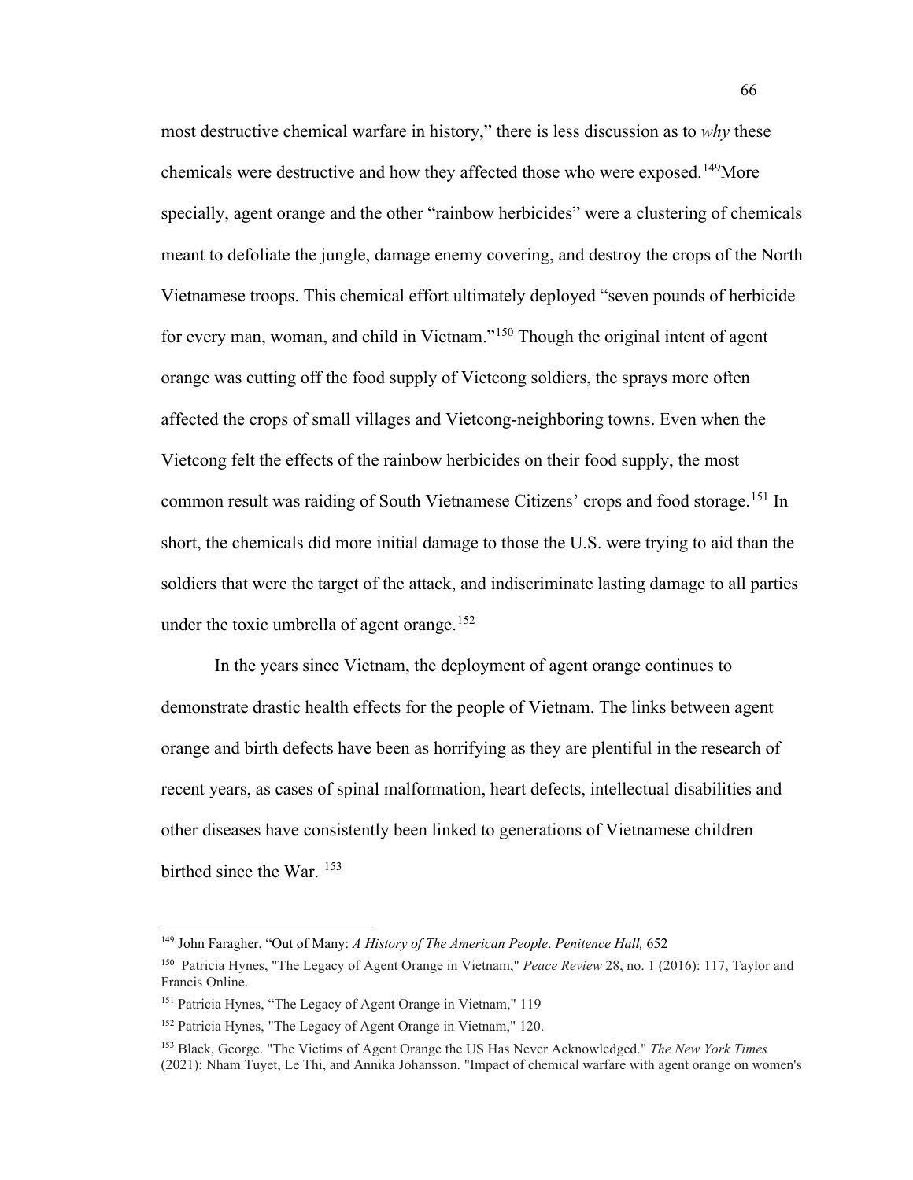most destructive chemical warfare in history," there is less discussion as to *why* these chemicals were destructive and how they affected those who were exposed.[149]More specially, agent orange and the other "rainbow herbicides" were a clustering of chemicals meant to defoliate the jungle, damage enemy covering, and destroy the crops of the North Vietnamese troops. This chemical effort ultimately deployed "seven pounds of herbicide for every man, woman, and child in Vietnam."[150] Though the original intent of agent orange was cutting off the food supply of Vietcong soldiers, the sprays more often affected the crops of small villages and Vietcong-neighboring towns. Even when the Vietcong felt the effects of the rainbow herbicides on their food supply, the most common result was raiding of South Vietnamese Citizens' crops and food storage.[151] In short, the chemicals did more initial damage to those the U.S. were trying to aid than the soldiers that were the target of the attack, and indiscriminate lasting damage to all parties under the toxic umbrella of agent orange.[152]

In the years since Vietnam, the deployment of agent orange continues to demonstrate drastic health effects for the people of Vietnam. The links between agent orange and birth defects have been as horrifying as they are plentiful in the research of recent years, as cases of spinal malformation, heart defects, intellectual disabilities and other diseases have consistently been linked to generations of Vietnamese children birthed since the War. [153]

---

[149] John Faragher, "Out of Many: *A History of The American People*. *Penitence Hall,* 652

[150] Patricia Hynes, "The Legacy of Agent Orange in Vietnam," *Peace Review* 28, no. 1 (2016): 117, Taylor and Francis Online.

[151] Patricia Hynes, "The Legacy of Agent Orange in Vietnam," 119

[152] Patricia Hynes, "The Legacy of Agent Orange in Vietnam," 120.

[153] Black, George. "The Victims of Agent Orange the US Has Never Acknowledged." *The New York Times* (2021); Nham Tuyet, Le Thi, and Annika Johansson. "Impact of chemical warfare with agent orange on women's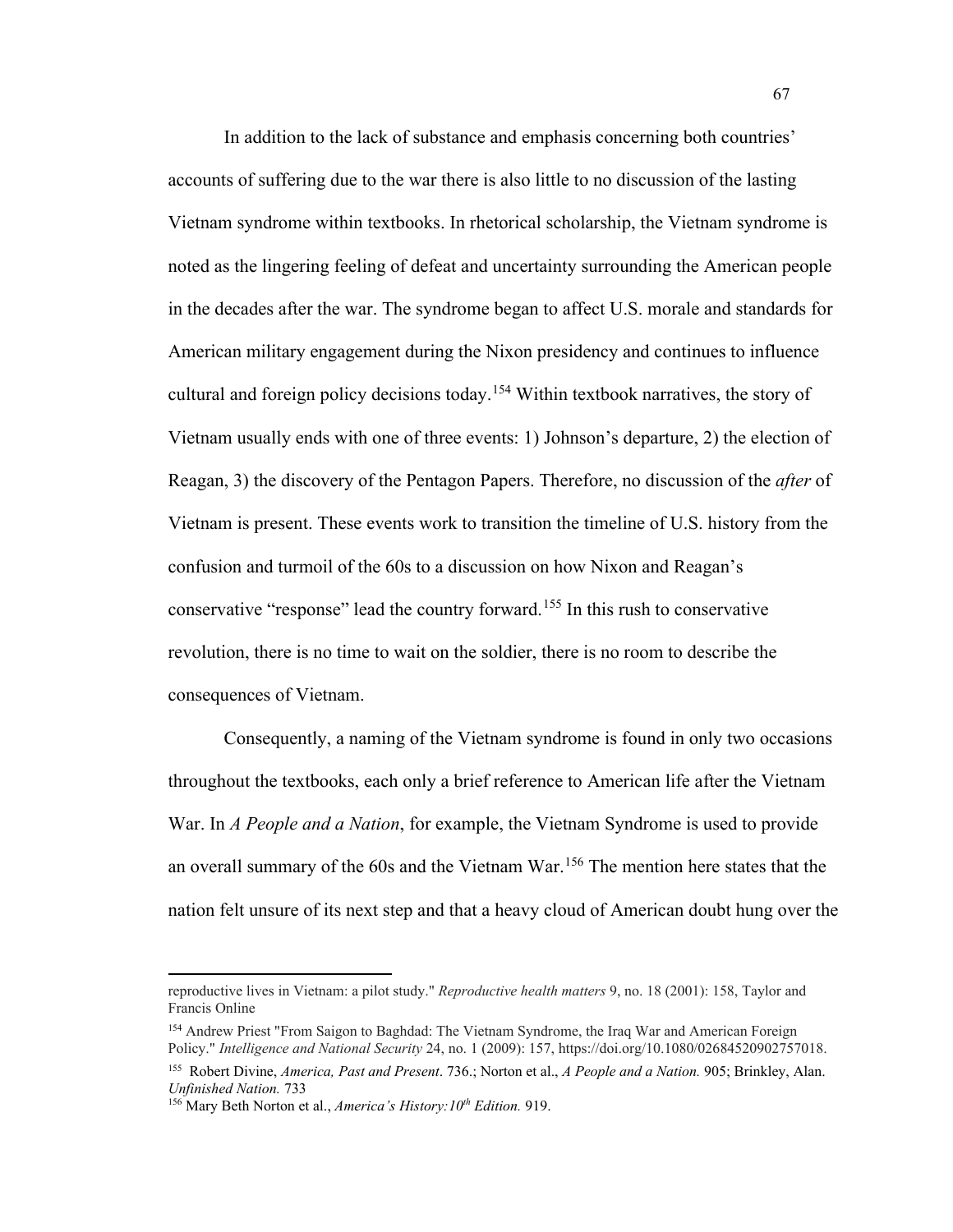In addition to the lack of substance and emphasis concerning both countries' accounts of suffering due to the war there is also little to no discussion of the lasting Vietnam syndrome within textbooks. In rhetorical scholarship, the Vietnam syndrome is noted as the lingering feeling of defeat and uncertainty surrounding the American people in the decades after the war. The syndrome began to affect U.S. morale and standards for American military engagement during the Nixon presidency and continues to influence cultural and foreign policy decisions today.[154] Within textbook narratives, the story of Vietnam usually ends with one of three events: 1) Johnson's departure, 2) the election of Reagan, 3) the discovery of the Pentagon Papers. Therefore, no discussion of the *after* of Vietnam is present. These events work to transition the timeline of U.S. history from the confusion and turmoil of the 60s to a discussion on how Nixon and Reagan's conservative "response" lead the country forward.[155] In this rush to conservative revolution, there is no time to wait on the soldier, there is no room to describe the consequences of Vietnam.

Consequently, a naming of the Vietnam syndrome is found in only two occasions throughout the textbooks, each only a brief reference to American life after the Vietnam War. In *A People and a Nation*, for example, the Vietnam Syndrome is used to provide an overall summary of the 60s and the Vietnam War.[156] The mention here states that the nation felt unsure of its next step and that a heavy cloud of American doubt hung over the

---

reproductive lives in Vietnam: a pilot study." *Reproductive health matters* 9, no. 18 (2001): 158, Taylor and Francis Online

[154] Andrew Priest "From Saigon to Baghdad: The Vietnam Syndrome, the Iraq War and American Foreign Policy." *Intelligence and National Security* 24, no. 1 (2009): 157, https://doi.org/10.1080/02684520902757018.

[155] Robert Divine, *America, Past and Present*. 736.; Norton et al., *A People and a Nation.* 905; Brinkley, Alan. *Unfinished Nation.* 733

[156] Mary Beth Norton et al., *America's History:10th Edition.* 919.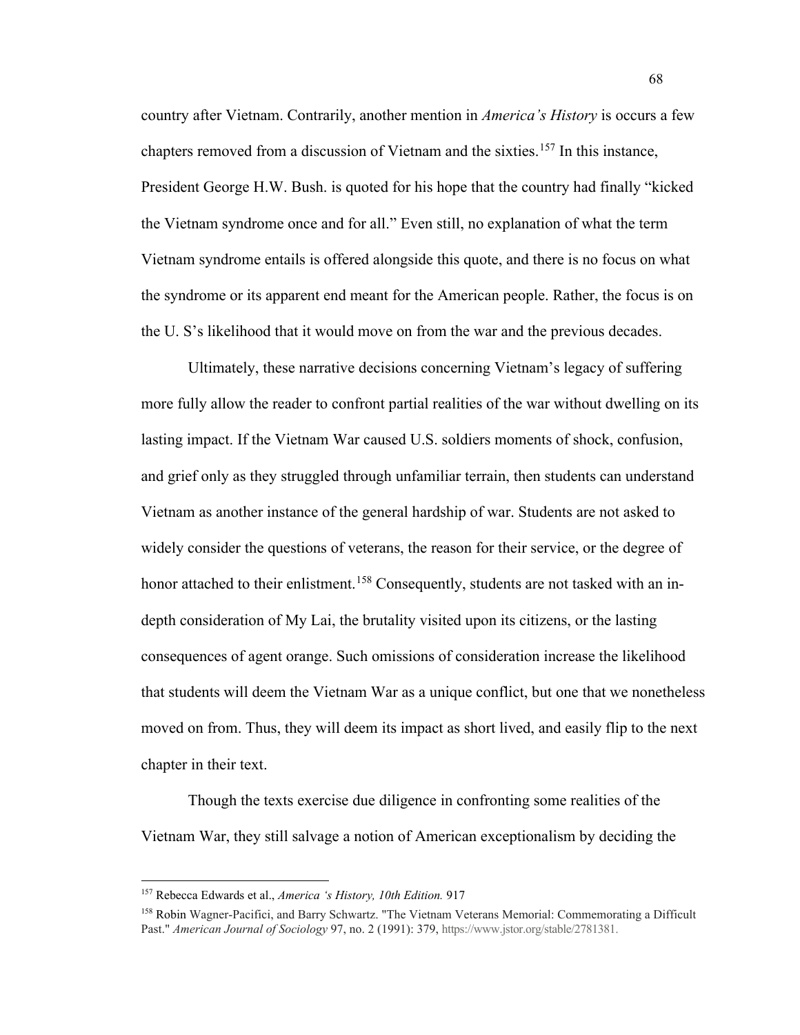country after Vietnam. Contrarily, another mention in *America's History* is occurs a few chapters removed from a discussion of Vietnam and the sixties.[157] In this instance, President George H.W. Bush. is quoted for his hope that the country had finally "kicked the Vietnam syndrome once and for all." Even still, no explanation of what the term Vietnam syndrome entails is offered alongside this quote, and there is no focus on what the syndrome or its apparent end meant for the American people. Rather, the focus is on the U. S's likelihood that it would move on from the war and the previous decades.

Ultimately, these narrative decisions concerning Vietnam's legacy of suffering more fully allow the reader to confront partial realities of the war without dwelling on its lasting impact. If the Vietnam War caused U.S. soldiers moments of shock, confusion, and grief only as they struggled through unfamiliar terrain, then students can understand Vietnam as another instance of the general hardship of war. Students are not asked to widely consider the questions of veterans, the reason for their service, or the degree of honor attached to their enlistment.[158] Consequently, students are not tasked with an in-depth consideration of My Lai, the brutality visited upon its citizens, or the lasting consequences of agent orange. Such omissions of consideration increase the likelihood that students will deem the Vietnam War as a unique conflict, but one that we nonetheless moved on from. Thus, they will deem its impact as short lived, and easily flip to the next chapter in their text.

Though the texts exercise due diligence in confronting some realities of the Vietnam War, they still salvage a notion of American exceptionalism by deciding the

---

[157] Rebecca Edwards et al., *America 's History, 10th Edition.* 917

[158] Robin Wagner-Pacifici, and Barry Schwartz. "The Vietnam Veterans Memorial: Commemorating a Difficult Past." *American Journal of Sociology* 97, no. 2 (1991): 379, https://www.jstor.org/stable/2781381.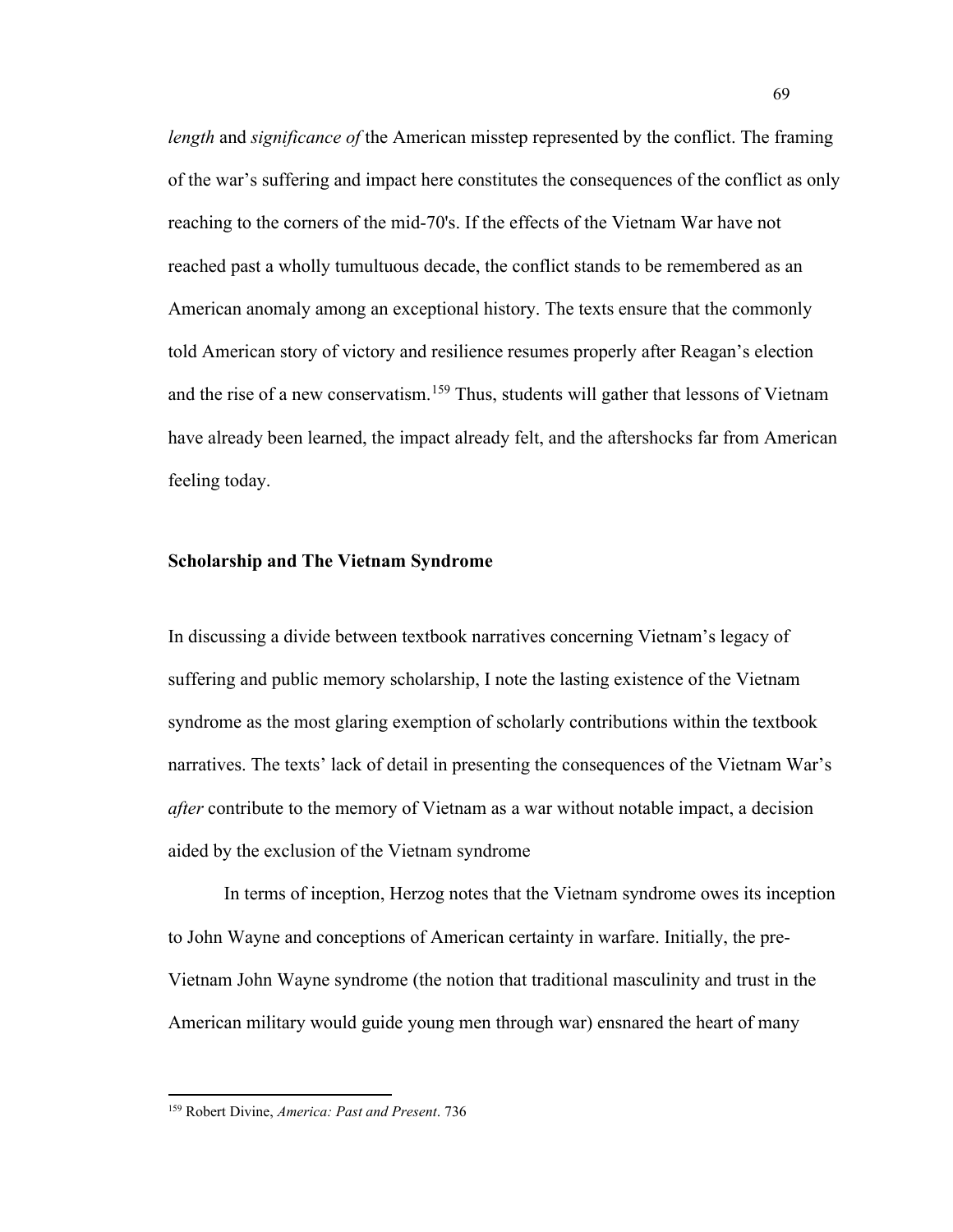*length* and *significance of* the American misstep represented by the conflict. The framing of the war's suffering and impact here constitutes the consequences of the conflict as only reaching to the corners of the mid-70's. If the effects of the Vietnam War have not reached past a wholly tumultuous decade, the conflict stands to be remembered as an American anomaly among an exceptional history. The texts ensure that the commonly told American story of victory and resilience resumes properly after Reagan's election and the rise of a new conservatism.[159] Thus, students will gather that lessons of Vietnam have already been learned, the impact already felt, and the aftershocks far from American feeling today.

**Scholarship and The Vietnam Syndrome**

In discussing a divide between textbook narratives concerning Vietnam's legacy of suffering and public memory scholarship, I note the lasting existence of the Vietnam syndrome as the most glaring exemption of scholarly contributions within the textbook narratives. The texts' lack of detail in presenting the consequences of the Vietnam War's *after* contribute to the memory of Vietnam as a war without notable impact, a decision aided by the exclusion of the Vietnam syndrome

In terms of inception, Herzog notes that the Vietnam syndrome owes its inception to John Wayne and conceptions of American certainty in warfare. Initially, the pre-Vietnam John Wayne syndrome (the notion that traditional masculinity and trust in the American military would guide young men through war) ensnared the heart of many

[159] Robert Divine, *America: Past and Present*. 736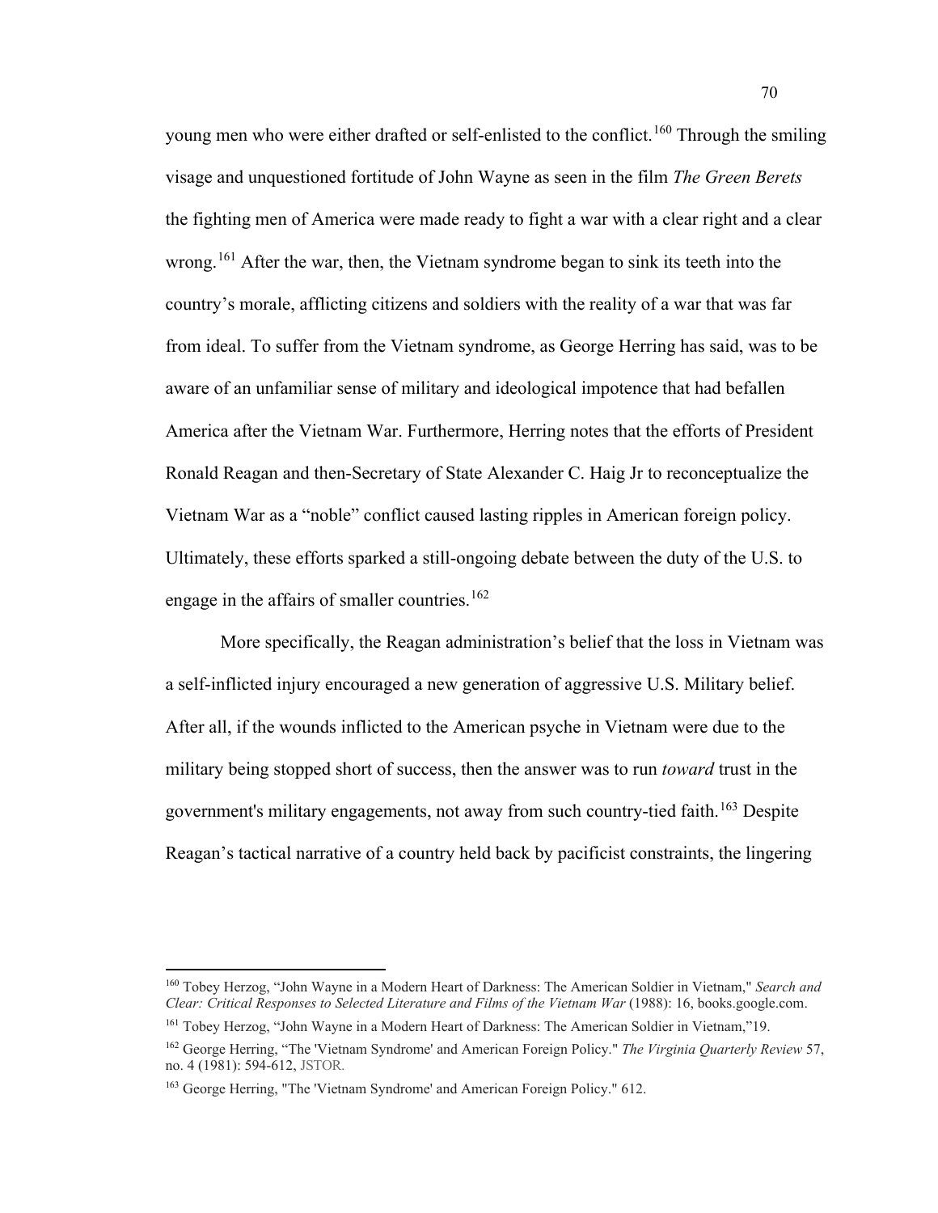young men who were either drafted or self-enlisted to the conflict.[160] Through the smiling visage and unquestioned fortitude of John Wayne as seen in the film *The Green Berets* the fighting men of America were made ready to fight a war with a clear right and a clear wrong.[161] After the war, then, the Vietnam syndrome began to sink its teeth into the country's morale, afflicting citizens and soldiers with the reality of a war that was far from ideal. To suffer from the Vietnam syndrome, as George Herring has said, was to be aware of an unfamiliar sense of military and ideological impotence that had befallen America after the Vietnam War. Furthermore, Herring notes that the efforts of President Ronald Reagan and then-Secretary of State Alexander C. Haig Jr to reconceptualize the Vietnam War as a "noble" conflict caused lasting ripples in American foreign policy. Ultimately, these efforts sparked a still-ongoing debate between the duty of the U.S. to engage in the affairs of smaller countries.[162]

More specifically, the Reagan administration's belief that the loss in Vietnam was a self-inflicted injury encouraged a new generation of aggressive U.S. Military belief. After all, if the wounds inflicted to the American psyche in Vietnam were due to the military being stopped short of success, then the answer was to run *toward* trust in the government's military engagements, not away from such country-tied faith.[163] Despite Reagan's tactical narrative of a country held back by pacificist constraints, the lingering

[160] Tobey Herzog, "John Wayne in a Modern Heart of Darkness: The American Soldier in Vietnam," *Search and Clear: Critical Responses to Selected Literature and Films of the Vietnam War* (1988): 16, books.google.com.

[161] Tobey Herzog, "John Wayne in a Modern Heart of Darkness: The American Soldier in Vietnam,"19.

[162] George Herring, "The 'Vietnam Syndrome' and American Foreign Policy." *The Virginia Quarterly Review* 57, no. 4 (1981): 594-612, JSTOR.

[163] George Herring, "The 'Vietnam Syndrome' and American Foreign Policy." 612.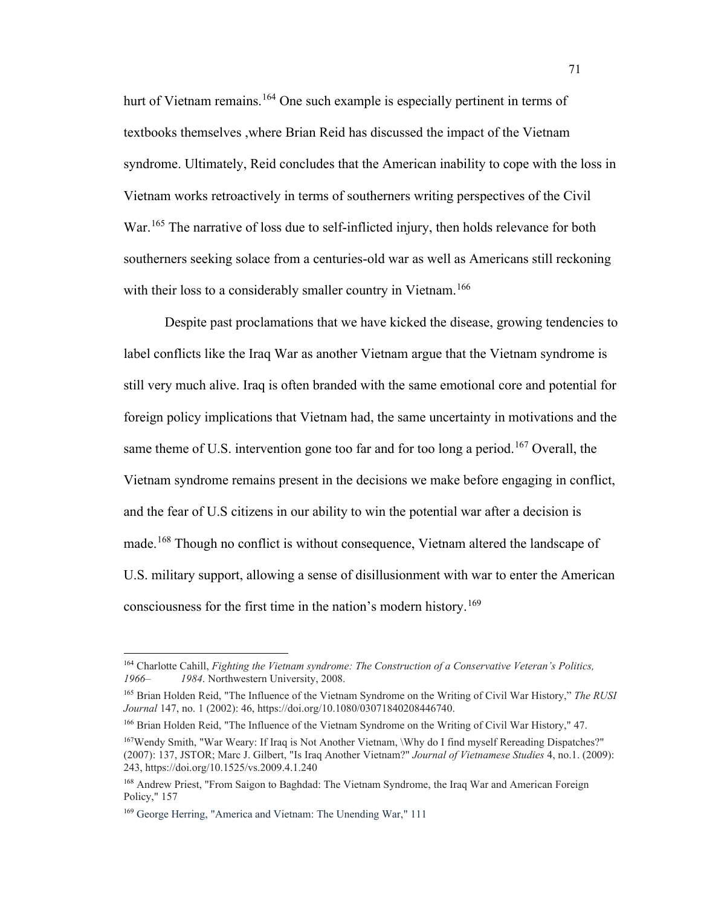hurt of Vietnam remains.[164] One such example is especially pertinent in terms of textbooks themselves ,where Brian Reid has discussed the impact of the Vietnam syndrome. Ultimately, Reid concludes that the American inability to cope with the loss in Vietnam works retroactively in terms of southerners writing perspectives of the Civil War.[165] The narrative of loss due to self-inflicted injury, then holds relevance for both southerners seeking solace from a centuries-old war as well as Americans still reckoning with their loss to a considerably smaller country in Vietnam.[166]

Despite past proclamations that we have kicked the disease, growing tendencies to label conflicts like the Iraq War as another Vietnam argue that the Vietnam syndrome is still very much alive. Iraq is often branded with the same emotional core and potential for foreign policy implications that Vietnam had, the same uncertainty in motivations and the same theme of U.S. intervention gone too far and for too long a period.[167] Overall, the Vietnam syndrome remains present in the decisions we make before engaging in conflict, and the fear of U.S citizens in our ability to win the potential war after a decision is made.[168] Though no conflict is without consequence, Vietnam altered the landscape of U.S. military support, allowing a sense of disillusionment with war to enter the American consciousness for the first time in the nation's modern history.[169]

---

[164] Charlotte Cahill, *Fighting the Vietnam syndrome: The Construction of a Conservative Veteran's Politics, 1966– 1984*. Northwestern University, 2008.

[165] Brian Holden Reid, "The Influence of the Vietnam Syndrome on the Writing of Civil War History," *The RUSI Journal* 147, no. 1 (2002): 46, https://doi.org/10.1080/03071840208446740.

[166] Brian Holden Reid, "The Influence of the Vietnam Syndrome on the Writing of Civil War History," 47.

[167] Wendy Smith, "War Weary: If Iraq is Not Another Vietnam, \Why do I find myself Rereading Dispatches?" (2007): 137, JSTOR; Marc J. Gilbert, "Is Iraq Another Vietnam?" *Journal of Vietnamese Studies* 4, no.1. (2009): 243, https://doi.org/10.1525/vs.2009.4.1.240

[168] Andrew Priest, "From Saigon to Baghdad: The Vietnam Syndrome, the Iraq War and American Foreign Policy," 157

[169] George Herring, "America and Vietnam: The Unending War," 111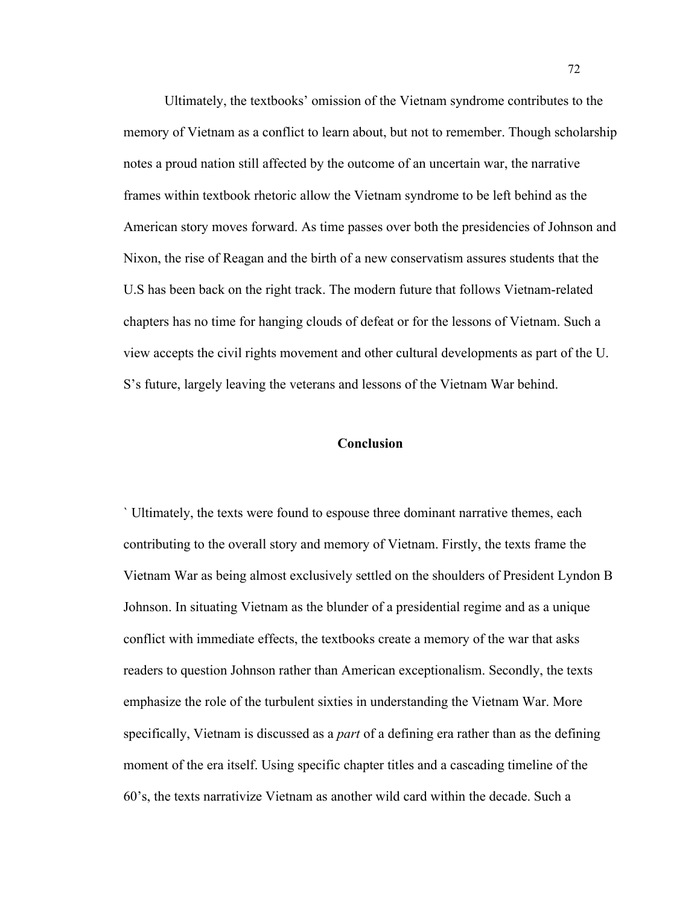Ultimately, the textbooks' omission of the Vietnam syndrome contributes to the memory of Vietnam as a conflict to learn about, but not to remember. Though scholarship notes a proud nation still affected by the outcome of an uncertain war, the narrative frames within textbook rhetoric allow the Vietnam syndrome to be left behind as the American story moves forward. As time passes over both the presidencies of Johnson and Nixon, the rise of Reagan and the birth of a new conservatism assures students that the U.S has been back on the right track. The modern future that follows Vietnam-related chapters has no time for hanging clouds of defeat or for the lessons of Vietnam. Such a view accepts the civil rights movement and other cultural developments as part of the U. S's future, largely leaving the veterans and lessons of the Vietnam War behind.

## Conclusion

` Ultimately, the texts were found to espouse three dominant narrative themes, each contributing to the overall story and memory of Vietnam. Firstly, the texts frame the Vietnam War as being almost exclusively settled on the shoulders of President Lyndon B Johnson. In situating Vietnam as the blunder of a presidential regime and as a unique conflict with immediate effects, the textbooks create a memory of the war that asks readers to question Johnson rather than American exceptionalism. Secondly, the texts emphasize the role of the turbulent sixties in understanding the Vietnam War. More specifically, Vietnam is discussed as a *part* of a defining era rather than as the defining moment of the era itself. Using specific chapter titles and a cascading timeline of the 60's, the texts narrativize Vietnam as another wild card within the decade. Such a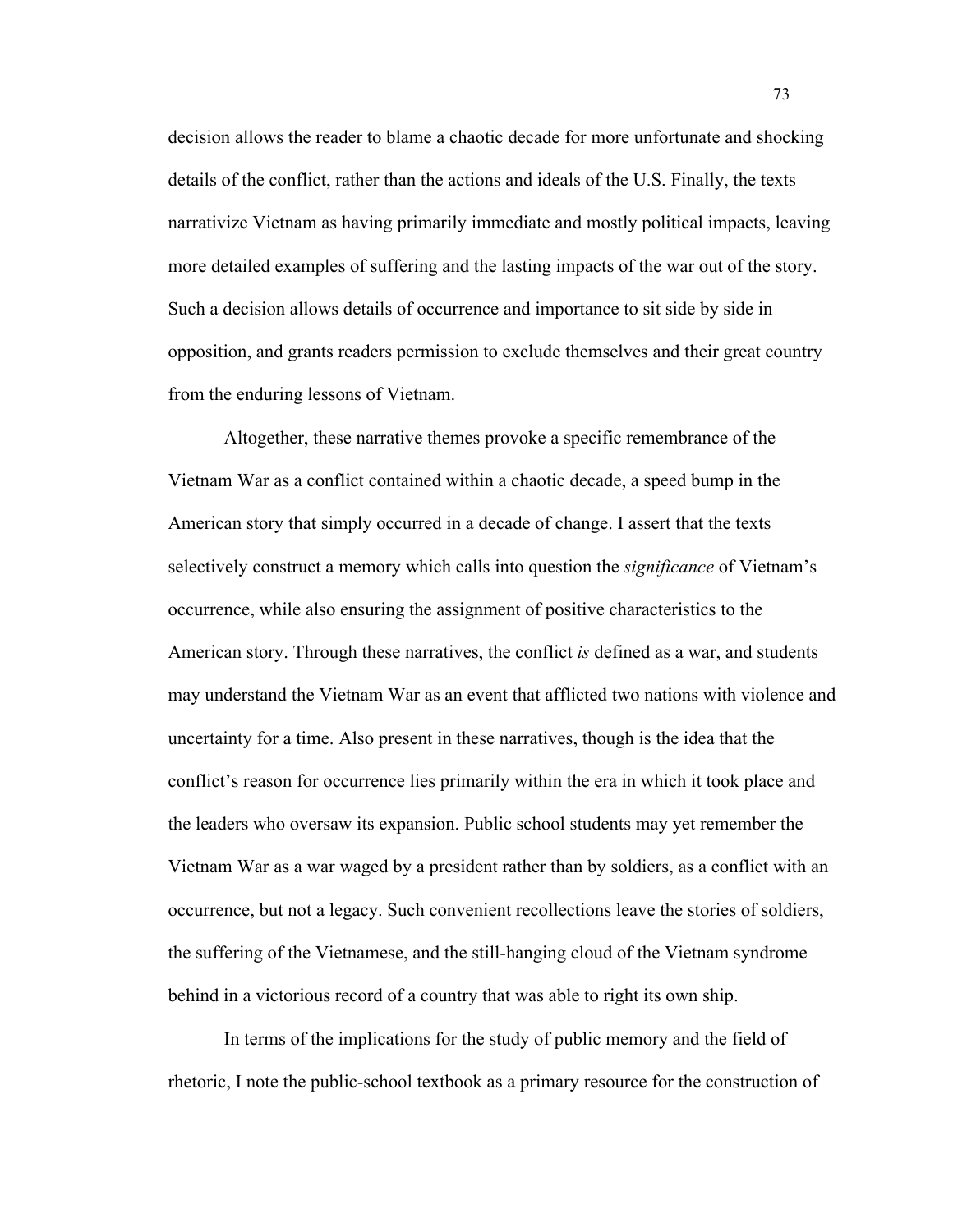decision allows the reader to blame a chaotic decade for more unfortunate and shocking details of the conflict, rather than the actions and ideals of the U.S. Finally, the texts narrativize Vietnam as having primarily immediate and mostly political impacts, leaving more detailed examples of suffering and the lasting impacts of the war out of the story. Such a decision allows details of occurrence and importance to sit side by side in opposition, and grants readers permission to exclude themselves and their great country from the enduring lessons of Vietnam.

Altogether, these narrative themes provoke a specific remembrance of the Vietnam War as a conflict contained within a chaotic decade, a speed bump in the American story that simply occurred in a decade of change. I assert that the texts selectively construct a memory which calls into question the *significance* of Vietnam's occurrence, while also ensuring the assignment of positive characteristics to the American story. Through these narratives, the conflict *is* defined as a war, and students may understand the Vietnam War as an event that afflicted two nations with violence and uncertainty for a time. Also present in these narratives, though is the idea that the conflict's reason for occurrence lies primarily within the era in which it took place and the leaders who oversaw its expansion. Public school students may yet remember the Vietnam War as a war waged by a president rather than by soldiers, as a conflict with an occurrence, but not a legacy. Such convenient recollections leave the stories of soldiers, the suffering of the Vietnamese, and the still-hanging cloud of the Vietnam syndrome behind in a victorious record of a country that was able to right its own ship.

In terms of the implications for the study of public memory and the field of rhetoric, I note the public-school textbook as a primary resource for the construction of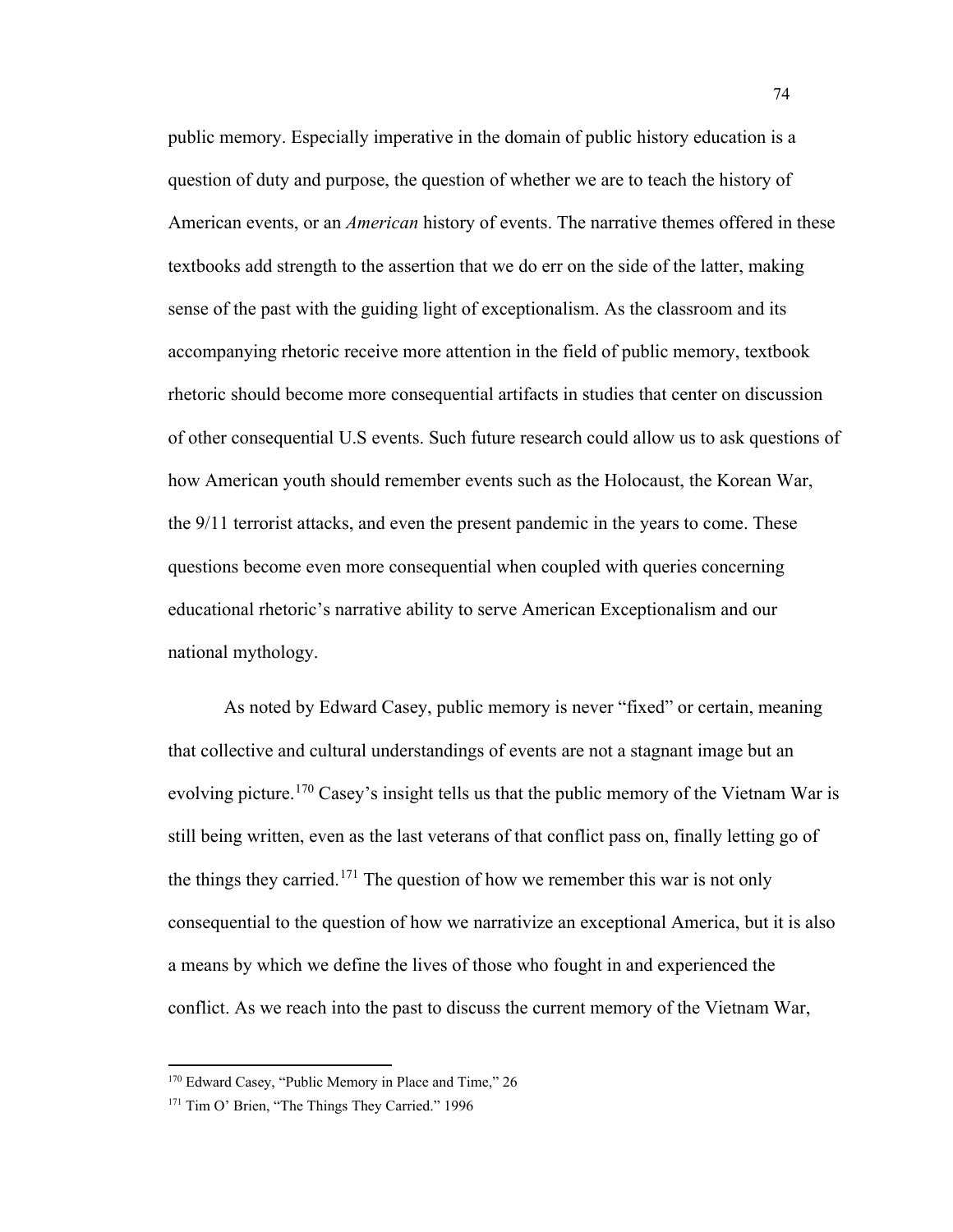public memory. Especially imperative in the domain of public history education is a question of duty and purpose, the question of whether we are to teach the history of American events, or an *American* history of events. The narrative themes offered in these textbooks add strength to the assertion that we do err on the side of the latter, making sense of the past with the guiding light of exceptionalism. As the classroom and its accompanying rhetoric receive more attention in the field of public memory, textbook rhetoric should become more consequential artifacts in studies that center on discussion of other consequential U.S events. Such future research could allow us to ask questions of how American youth should remember events such as the Holocaust, the Korean War, the 9/11 terrorist attacks, and even the present pandemic in the years to come. These questions become even more consequential when coupled with queries concerning educational rhetoric's narrative ability to serve American Exceptionalism and our national mythology.

As noted by Edward Casey, public memory is never "fixed" or certain, meaning that collective and cultural understandings of events are not a stagnant image but an evolving picture.[170] Casey's insight tells us that the public memory of the Vietnam War is still being written, even as the last veterans of that conflict pass on, finally letting go of the things they carried.[171] The question of how we remember this war is not only consequential to the question of how we narrativize an exceptional America, but it is also a means by which we define the lives of those who fought in and experienced the conflict. As we reach into the past to discuss the current memory of the Vietnam War,

[170] Edward Casey, "Public Memory in Place and Time," 26

[171] Tim O' Brien, "The Things They Carried." 1996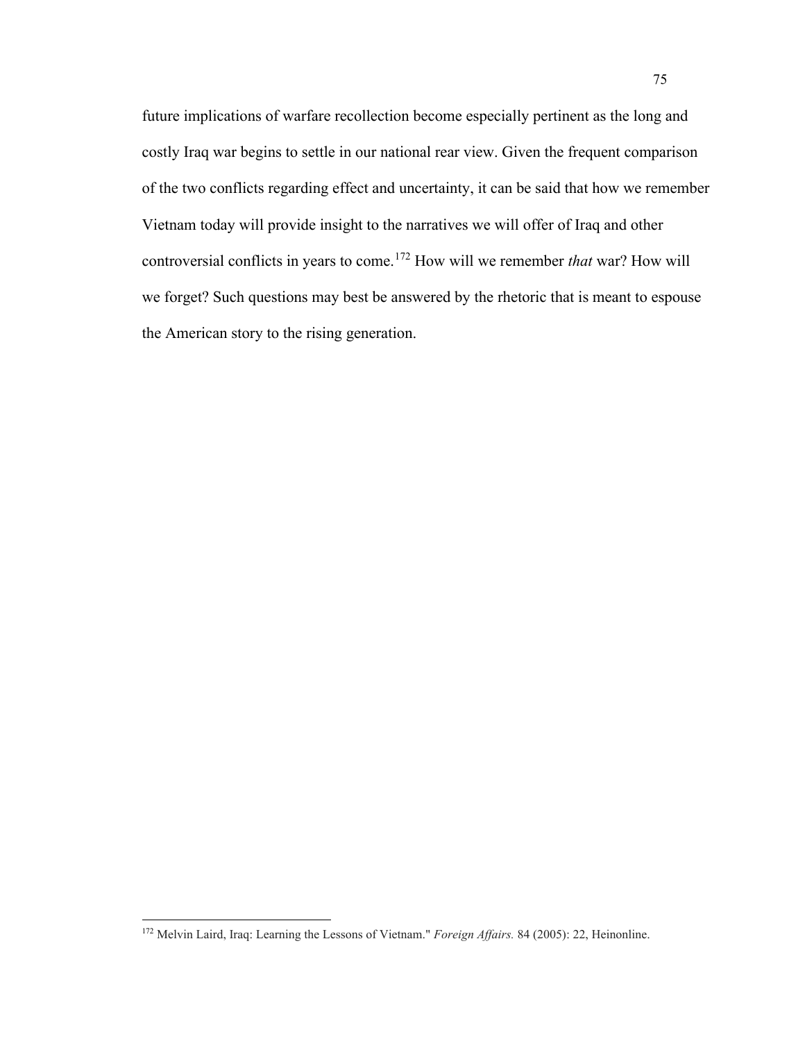future implications of warfare recollection become especially pertinent as the long and costly Iraq war begins to settle in our national rear view. Given the frequent comparison of the two conflicts regarding effect and uncertainty, it can be said that how we remember Vietnam today will provide insight to the narratives we will offer of Iraq and other controversial conflicts in years to come.[172] How will we remember *that* war? How will we forget? Such questions may best be answered by the rhetoric that is meant to espouse the American story to the rising generation.

---

[172] Melvin Laird, Iraq: Learning the Lessons of Vietnam." *Foreign Affairs.* 84 (2005): 22, Heinonline.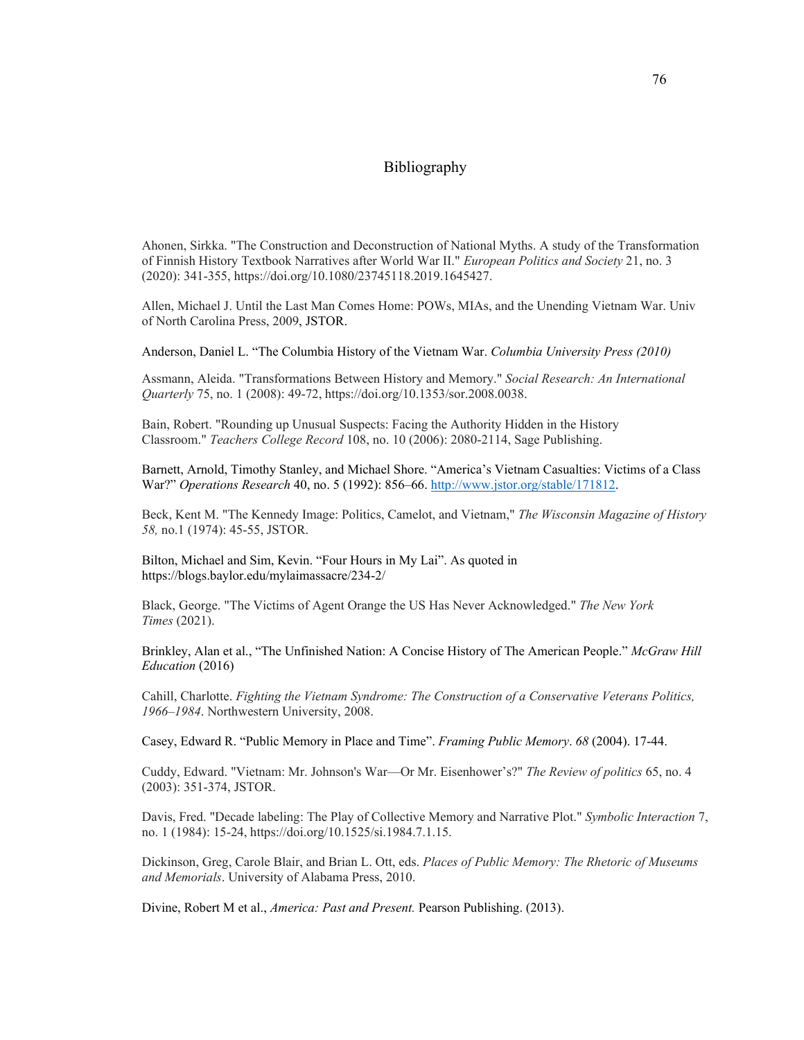# Bibliography

Ahonen, Sirkka. "The Construction and Deconstruction of National Myths. A study of the Transformation of Finnish History Textbook Narratives after World War II." *European Politics and Society* 21, no. 3 (2020): 341-355, https://doi.org/10.1080/23745118.2019.1645427.

Allen, Michael J. Until the Last Man Comes Home: POWs, MIAs, and the Unending Vietnam War. Univ of North Carolina Press, 2009, JSTOR.

Anderson, Daniel L. "The Columbia History of the Vietnam War. *Columbia University Press (2010)*

Assmann, Aleida. "Transformations Between History and Memory." *Social Research: An International Quarterly* 75, no. 1 (2008): 49-72, https://doi.org/10.1353/sor.2008.0038.

Bain, Robert. "Rounding up Unusual Suspects: Facing the Authority Hidden in the History Classroom." *Teachers College Record* 108, no. 10 (2006): 2080-2114, Sage Publishing.

Barnett, Arnold, Timothy Stanley, and Michael Shore. "America's Vietnam Casualties: Victims of a Class War?" *Operations Research* 40, no. 5 (1992): 856–66. http://www.jstor.org/stable/171812.

Beck, Kent M. "The Kennedy Image: Politics, Camelot, and Vietnam," *The Wisconsin Magazine of History 58,* no.1 (1974): 45-55, JSTOR.

Bilton, Michael and Sim, Kevin. "Four Hours in My Lai". As quoted in https://blogs.baylor.edu/mylaimassacre/234-2/

Black, George. "The Victims of Agent Orange the US Has Never Acknowledged." *The New York Times* (2021).

Brinkley, Alan et al., "The Unfinished Nation: A Concise History of The American People." *McGraw Hill Education* (2016)

Cahill, Charlotte. *Fighting the Vietnam Syndrome: The Construction of a Conservative Veterans Politics, 1966–1984*. Northwestern University, 2008.

Casey, Edward R. "Public Memory in Place and Time". *Framing Public Memory*. *68* (2004). 17-44.

Cuddy, Edward. "Vietnam: Mr. Johnson's War—Or Mr. Eisenhower's?" *The Review of politics* 65, no. 4 (2003): 351-374, JSTOR.

Davis, Fred. "Decade labeling: The Play of Collective Memory and Narrative Plot." *Symbolic Interaction* 7, no. 1 (1984): 15-24, https://doi.org/10.1525/si.1984.7.1.15.

Dickinson, Greg, Carole Blair, and Brian L. Ott, eds. *Places of Public Memory: The Rhetoric of Museums and Memorials*. University of Alabama Press, 2010.

Divine, Robert M et al., *America: Past and Present.* Pearson Publishing. (2013).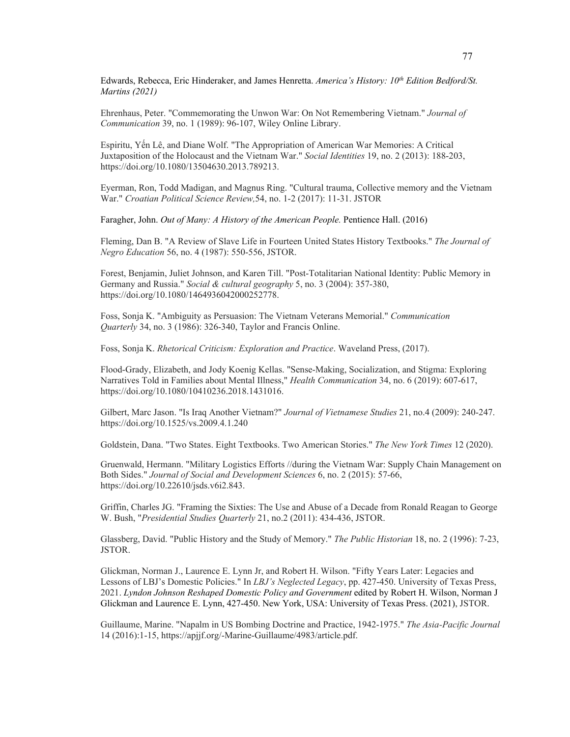Edwards, Rebecca, Eric Hinderaker, and James Henretta. *America's History: 10th Edition Bedford/St. Martins (2021)*

Ehrenhaus, Peter. "Commemorating the Unwon War: On Not Remembering Vietnam." *Journal of Communication* 39, no. 1 (1989): 96-107, Wiley Online Library.

Espiritu, Yến Lê, and Diane Wolf. "The Appropriation of American War Memories: A Critical Juxtaposition of the Holocaust and the Vietnam War." *Social Identities* 19, no. 2 (2013): 188-203, https://doi.org/10.1080/13504630.2013.789213.

Eyerman, Ron, Todd Madigan, and Magnus Ring. "Cultural trauma, Collective memory and the Vietnam War." *Croatian Political Science Review,*54, no. 1-2 (2017): 11-31. JSTOR

Faragher, John. *Out of Many: A History of the American People.* Pentience Hall. (2016)

Fleming, Dan B. "A Review of Slave Life in Fourteen United States History Textbooks." *The Journal of Negro Education* 56, no. 4 (1987): 550-556, JSTOR.

Forest, Benjamin, Juliet Johnson, and Karen Till. "Post-Totalitarian National Identity: Public Memory in Germany and Russia." *Social & cultural geography* 5, no. 3 (2004): 357-380, https://doi.org/10.1080/1464936042000252778.

Foss, Sonja K. "Ambiguity as Persuasion: The Vietnam Veterans Memorial." *Communication Quarterly* 34, no. 3 (1986): 326-340, Taylor and Francis Online.

Foss, Sonja K. *Rhetorical Criticism: Exploration and Practice*. Waveland Press, (2017).

Flood-Grady, Elizabeth, and Jody Koenig Kellas. "Sense-Making, Socialization, and Stigma: Exploring Narratives Told in Families about Mental Illness," *Health Communication* 34, no. 6 (2019): 607-617, https://doi.org/10.1080/10410236.2018.1431016.

Gilbert, Marc Jason. "Is Iraq Another Vietnam?" *Journal of Vietnamese Studies* 21, no.4 (2009): 240-247. https://doi.org/10.1525/vs.2009.4.1.240

Goldstein, Dana. "Two States. Eight Textbooks. Two American Stories." *The New York Times* 12 (2020).

Gruenwald, Hermann. "Military Logistics Efforts //during the Vietnam War: Supply Chain Management on Both Sides." *Journal of Social and Development Sciences* 6, no. 2 (2015): 57-66, https://doi.org/10.22610/jsds.v6i2.843.

Griffin, Charles JG. "Framing the Sixties: The Use and Abuse of a Decade from Ronald Reagan to George W. Bush, "*Presidential Studies Quarterly* 21, no.2 (2011): 434-436, JSTOR.

Glassberg, David. "Public History and the Study of Memory." *The Public Historian* 18, no. 2 (1996): 7-23, JSTOR.

Glickman, Norman J., Laurence E. Lynn Jr, and Robert H. Wilson. "Fifty Years Later: Legacies and Lessons of LBJ's Domestic Policies." In *LBJ's Neglected Legacy*, pp. 427-450. University of Texas Press, 2021. *Lyndon Johnson Reshaped Domestic Policy and Government* edited by Robert H. Wilson, Norman J Glickman and Laurence E. Lynn, 427-450. New York, USA: University of Texas Press. (2021), JSTOR.

Guillaume, Marine. "Napalm in US Bombing Doctrine and Practice, 1942-1975." *The Asia-Pacific Journal* 14 (2016):1-15, https://apjjf.org/-Marine-Guillaume/4983/article.pdf.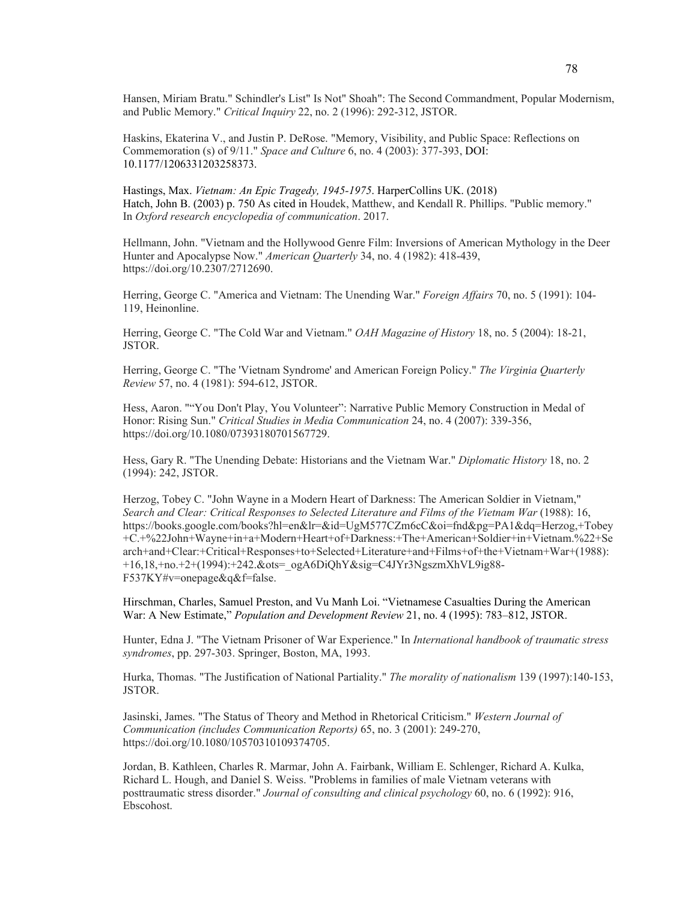Hansen, Miriam Bratu." Schindler's List" Is Not" Shoah": The Second Commandment, Popular Modernism, and Public Memory." *Critical Inquiry* 22, no. 2 (1996): 292-312, JSTOR.

Haskins, Ekaterina V., and Justin P. DeRose. "Memory, Visibility, and Public Space: Reflections on Commemoration (s) of 9/11." *Space and Culture* 6, no. 4 (2003): 377-393, DOI: 10.1177/1206331203258373.

Hastings, Max. *Vietnam: An Epic Tragedy, 1945-1975*. HarperCollins UK. (2018)
Hatch, John B. (2003) p. 750 As cited in Houdek, Matthew, and Kendall R. Phillips. "Public memory." In *Oxford research encyclopedia of communication*. 2017.

Hellmann, John. "Vietnam and the Hollywood Genre Film: Inversions of American Mythology in the Deer Hunter and Apocalypse Now." *American Quarterly* 34, no. 4 (1982): 418-439, https://doi.org/10.2307/2712690.

Herring, George C. "America and Vietnam: The Unending War." *Foreign Affairs* 70, no. 5 (1991): 104-119, Heinonline.

Herring, George C. "The Cold War and Vietnam." *OAH Magazine of History* 18, no. 5 (2004): 18-21, JSTOR.

Herring, George C. "The 'Vietnam Syndrome' and American Foreign Policy." *The Virginia Quarterly Review* 57, no. 4 (1981): 594-612, JSTOR.

Hess, Aaron. "“You Don't Play, You Volunteer”: Narrative Public Memory Construction in Medal of Honor: Rising Sun." *Critical Studies in Media Communication* 24, no. 4 (2007): 339-356, https://doi.org/10.1080/07393180701567729.

Hess, Gary R. "The Unending Debate: Historians and the Vietnam War." *Diplomatic History* 18, no. 2 (1994): 242, JSTOR.

Herzog, Tobey C. "John Wayne in a Modern Heart of Darkness: The American Soldier in Vietnam," *Search and Clear: Critical Responses to Selected Literature and Films of the Vietnam War* (1988): 16, https://books.google.com/books?hl=en&lr=&id=UgM577CZm6cC&oi=fnd&pg=PA1&dq=Herzog,+Tobey+C.+%22John+Wayne+in+a+Modern+Heart+of+Darkness:+The+American+Soldier+in+Vietnam.%22+Search+and+Clear:+Critical+Responses+to+Selected+Literature+and+Films+of+the+Vietnam+War+(1988):+16,18,+no.+2+(1994):+242.&ots=_ogA6DiQhY&sig=C4JYr3NgszmXhVL9ig88-F537KY#v=onepage&q&f=false.

Hirschman, Charles, Samuel Preston, and Vu Manh Loi. “Vietnamese Casualties During the American War: A New Estimate,” *Population and Development Review* 21, no. 4 (1995): 783–812, JSTOR.

Hunter, Edna J. "The Vietnam Prisoner of War Experience." In *International handbook of traumatic stress syndromes*, pp. 297-303. Springer, Boston, MA, 1993.

Hurka, Thomas. "The Justification of National Partiality." *The morality of nationalism* 139 (1997):140-153, JSTOR.

Jasinski, James. "The Status of Theory and Method in Rhetorical Criticism." *Western Journal of Communication (includes Communication Reports)* 65, no. 3 (2001): 249-270, https://doi.org/10.1080/10570310109374705.

Jordan, B. Kathleen, Charles R. Marmar, John A. Fairbank, William E. Schlenger, Richard A. Kulka, Richard L. Hough, and Daniel S. Weiss. "Problems in families of male Vietnam veterans with posttraumatic stress disorder." *Journal of consulting and clinical psychology* 60, no. 6 (1992): 916, Ebscohost.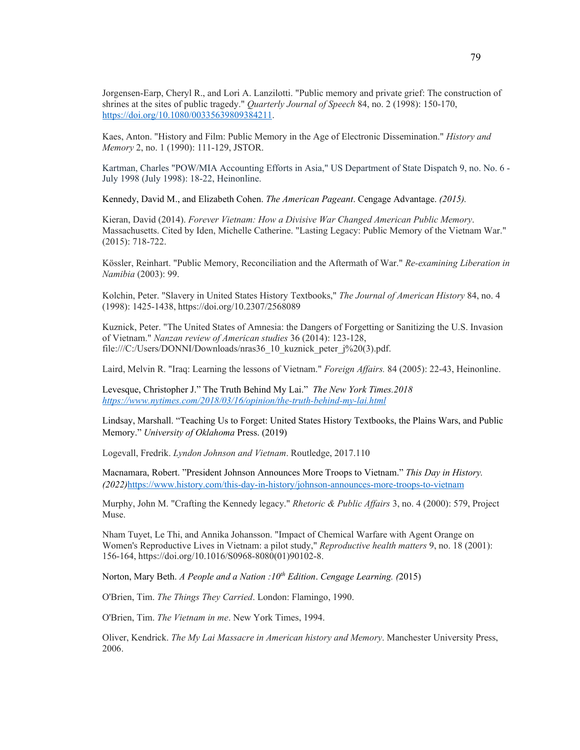Jorgensen-Earp, Cheryl R., and Lori A. Lanzilotti. "Public memory and private grief: The construction of shrines at the sites of public tragedy." *Quarterly Journal of Speech* 84, no. 2 (1998): 150-170, https://doi.org/10.1080/00335639809384211.

Kaes, Anton. "History and Film: Public Memory in the Age of Electronic Dissemination." *History and Memory* 2, no. 1 (1990): 111-129, JSTOR.

Kartman, Charles "POW/MIA Accounting Efforts in Asia," US Department of State Dispatch 9, no. No. 6 - July 1998 (July 1998): 18-22, Heinonline.

Kennedy, David M., and Elizabeth Cohen. *The American Pageant*. Cengage Advantage. *(2015).*

Kieran, David (2014). *Forever Vietnam: How a Divisive War Changed American Public Memory*. Massachusetts. Cited by Iden, Michelle Catherine. "Lasting Legacy: Public Memory of the Vietnam War." (2015): 718-722.

Kössler, Reinhart. "Public Memory, Reconciliation and the Aftermath of War." *Re-examining Liberation in Namibia* (2003): 99.

Kolchin, Peter. "Slavery in United States History Textbooks," *The Journal of American History* 84, no. 4 (1998): 1425-1438, https://doi.org/10.2307/2568089

Kuznick, Peter. "The United States of Amnesia: the Dangers of Forgetting or Sanitizing the U.S. Invasion of Vietnam." *Nanzan review of American studies* 36 (2014): 123-128, file:///C:/Users/DONNI/Downloads/nras36_10_kuznick_peter_j%20(3).pdf.

Laird, Melvin R. "Iraq: Learning the lessons of Vietnam." *Foreign Affairs.* 84 (2005): 22-43, Heinonline.

Levesque, Christopher J." The Truth Behind My Lai." *The New York Times.2018* *https://www.nytimes.com/2018/03/16/opinion/the-truth-behind-my-lai.html*

Lindsay, Marshall. "Teaching Us to Forget: United States History Textbooks, the Plains Wars, and Public Memory." *University of Oklahoma* Press. (2019)

Logevall, Fredrik. *Lyndon Johnson and Vietnam*. Routledge, 2017.110

Macnamara, Robert. "President Johnson Announces More Troops to Vietnam." *This Day in History. (2022)*https://www.history.com/this-day-in-history/johnson-announces-more-troops-to-vietnam

Murphy, John M. "Crafting the Kennedy legacy." *Rhetoric & Public Affairs* 3, no. 4 (2000): 579, Project Muse.

Nham Tuyet, Le Thi, and Annika Johansson. "Impact of Chemical Warfare with Agent Orange on Women's Reproductive Lives in Vietnam: a pilot study," *Reproductive health matters* 9, no. 18 (2001): 156-164, https://doi.org/10.1016/S0968-8080(01)90102-8.

Norton, Mary Beth. *A People and a Nation :10th Edition*. *Cengage Learning. (*2015)

O'Brien, Tim. *The Things They Carried*. London: Flamingo, 1990.

O'Brien, Tim. *The Vietnam in me*. New York Times, 1994.

Oliver, Kendrick. *The My Lai Massacre in American history and Memory*. Manchester University Press, 2006.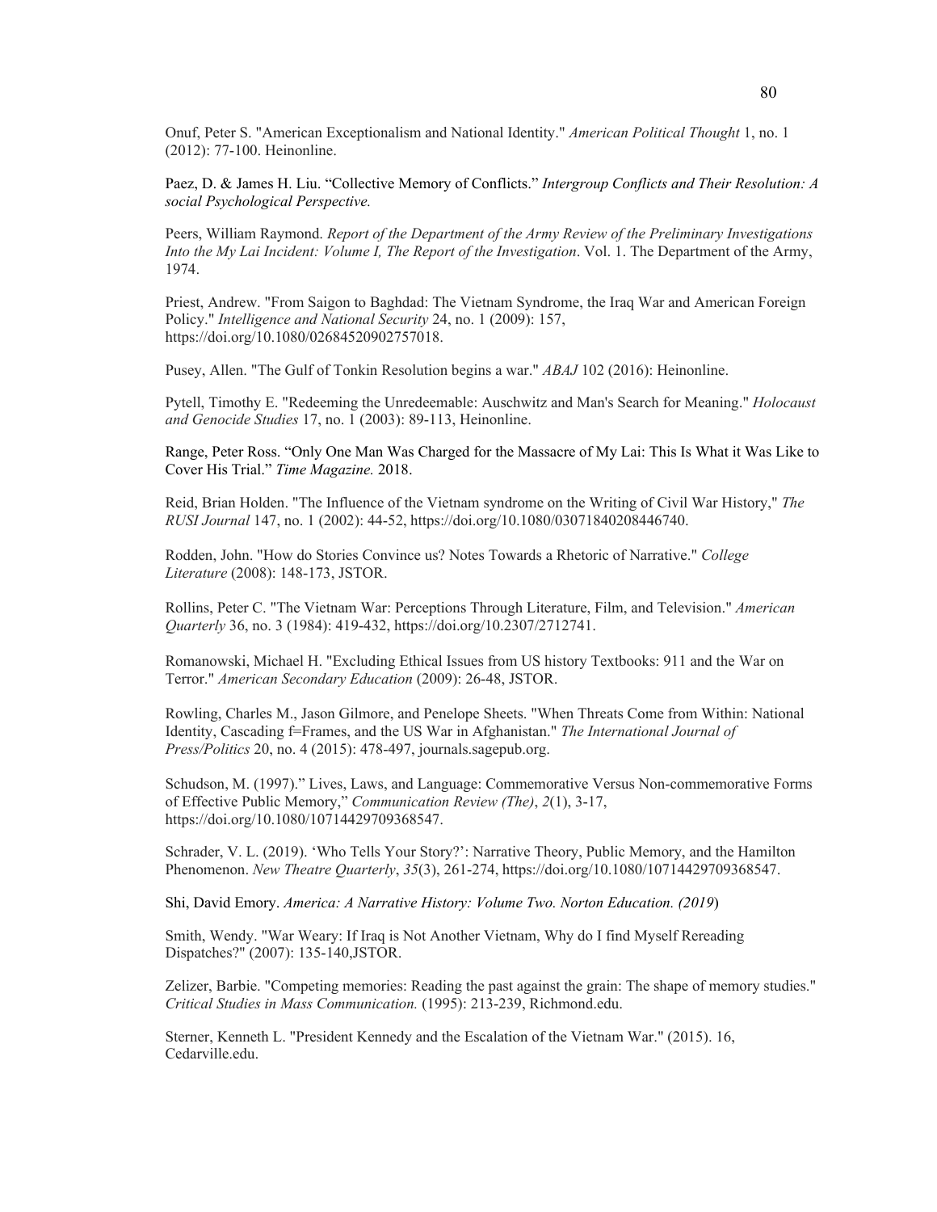Onuf, Peter S. "American Exceptionalism and National Identity." *American Political Thought* 1, no. 1 (2012): 77-100. Heinonline.

Paez, D. & James H. Liu. "Collective Memory of Conflicts." *Intergroup Conflicts and Their Resolution: A social Psychological Perspective.*

Peers, William Raymond. *Report of the Department of the Army Review of the Preliminary Investigations Into the My Lai Incident: Volume I, The Report of the Investigation*. Vol. 1. The Department of the Army, 1974.

Priest, Andrew. "From Saigon to Baghdad: The Vietnam Syndrome, the Iraq War and American Foreign Policy." *Intelligence and National Security* 24, no. 1 (2009): 157, https://doi.org/10.1080/02684520902757018.

Pusey, Allen. "The Gulf of Tonkin Resolution begins a war." *ABAJ* 102 (2016): Heinonline.

Pytell, Timothy E. "Redeeming the Unredeemable: Auschwitz and Man's Search for Meaning." *Holocaust and Genocide Studies* 17, no. 1 (2003): 89-113, Heinonline.

Range, Peter Ross. "Only One Man Was Charged for the Massacre of My Lai: This Is What it Was Like to Cover His Trial." *Time Magazine.* 2018.

Reid, Brian Holden. "The Influence of the Vietnam syndrome on the Writing of Civil War History," *The RUSI Journal* 147, no. 1 (2002): 44-52, https://doi.org/10.1080/03071840208446740.

Rodden, John. "How do Stories Convince us? Notes Towards a Rhetoric of Narrative." *College Literature* (2008): 148-173, JSTOR.

Rollins, Peter C. "The Vietnam War: Perceptions Through Literature, Film, and Television." *American Quarterly* 36, no. 3 (1984): 419-432, https://doi.org/10.2307/2712741.

Romanowski, Michael H. "Excluding Ethical Issues from US history Textbooks: 911 and the War on Terror." *American Secondary Education* (2009): 26-48, JSTOR.

Rowling, Charles M., Jason Gilmore, and Penelope Sheets. "When Threats Come from Within: National Identity, Cascading f=Frames, and the US War in Afghanistan." *The International Journal of Press/Politics* 20, no. 4 (2015): 478-497, journals.sagepub.org.

Schudson, M. (1997)." Lives, Laws, and Language: Commemorative Versus Non-commemorative Forms of Effective Public Memory," *Communication Review (The)*, *2*(1), 3-17, https://doi.org/10.1080/10714429709368547.

Schrader, V. L. (2019). 'Who Tells Your Story?': Narrative Theory, Public Memory, and the Hamilton Phenomenon. *New Theatre Quarterly*, *35*(3), 261-274, https://doi.org/10.1080/10714429709368547.

Shi, David Emory. *America: A Narrative History: Volume Two. Norton Education. (2019*)

Smith, Wendy. "War Weary: If Iraq is Not Another Vietnam, Why do I find Myself Rereading Dispatches?" (2007): 135-140,JSTOR.

Zelizer, Barbie. "Competing memories: Reading the past against the grain: The shape of memory studies." *Critical Studies in Mass Communication.* (1995): 213-239, Richmond.edu.

Sterner, Kenneth L. "President Kennedy and the Escalation of the Vietnam War." (2015). 16, Cedarville.edu.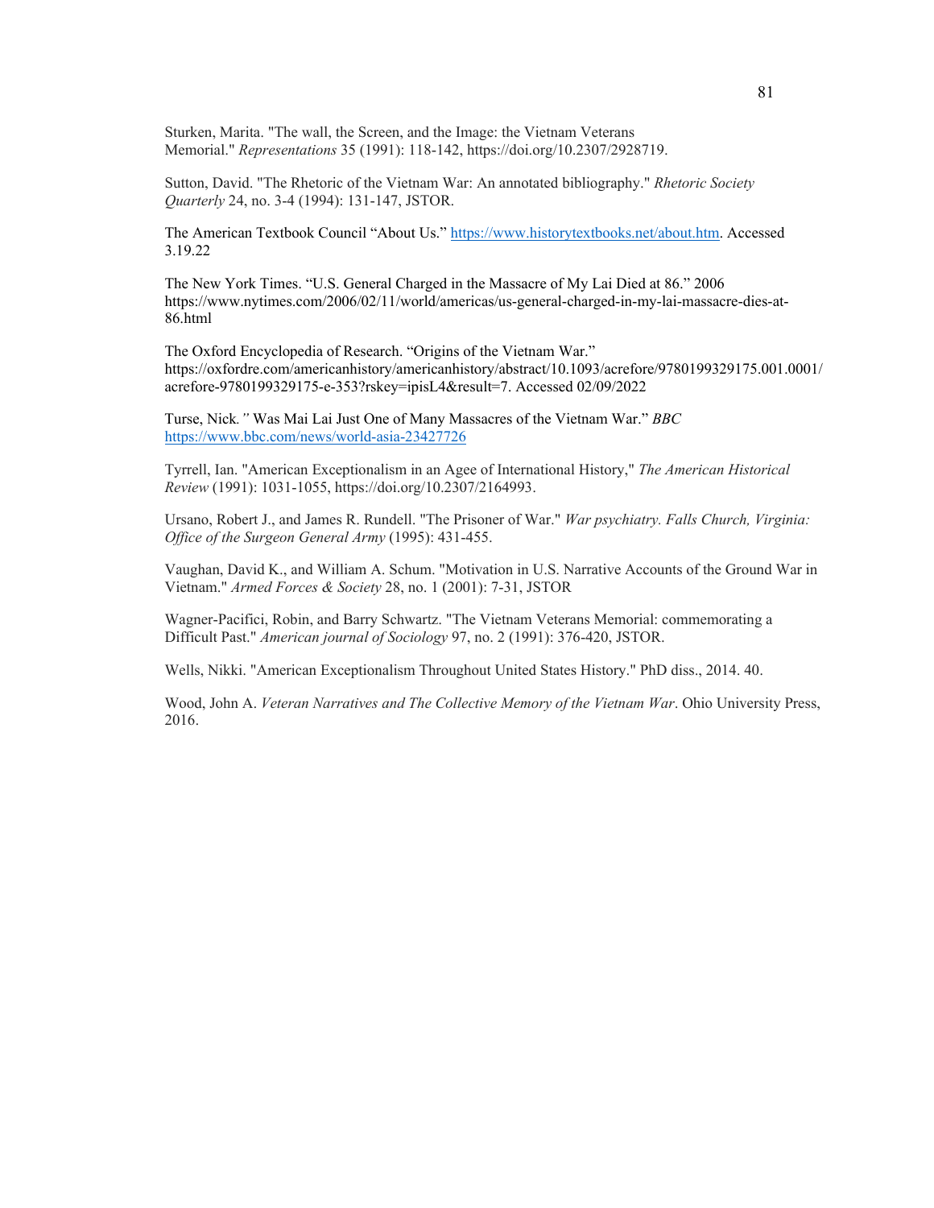Sturken, Marita. "The wall, the Screen, and the Image: the Vietnam Veterans Memorial." *Representations* 35 (1991): 118-142, https://doi.org/10.2307/2928719.

Sutton, David. "The Rhetoric of the Vietnam War: An annotated bibliography." *Rhetoric Society Quarterly* 24, no. 3-4 (1994): 131-147, JSTOR.

The American Textbook Council "About Us." https://www.historytextbooks.net/about.htm. Accessed 3.19.22

The New York Times. "U.S. General Charged in the Massacre of My Lai Died at 86." 2006 https://www.nytimes.com/2006/02/11/world/americas/us-general-charged-in-my-lai-massacre-dies-at-86.html

The Oxford Encyclopedia of Research. "Origins of the Vietnam War." https://oxfordre.com/americanhistory/americanhistory/abstract/10.1093/acrefore/9780199329175.001.0001/acrefore-9780199329175-e-353?rskey=ipisL4&result=7. Accessed 02/09/2022

Turse, Nick*."* Was Mai Lai Just One of Many Massacres of the Vietnam War." *BBC* https://www.bbc.com/news/world-asia-23427726

Tyrrell, Ian. "American Exceptionalism in an Agee of International History," *The American Historical Review* (1991): 1031-1055, https://doi.org/10.2307/2164993.

Ursano, Robert J., and James R. Rundell. "The Prisoner of War." *War psychiatry. Falls Church, Virginia: Office of the Surgeon General Army* (1995): 431-455.

Vaughan, David K., and William A. Schum. "Motivation in U.S. Narrative Accounts of the Ground War in Vietnam." *Armed Forces & Society* 28, no. 1 (2001): 7-31, JSTOR

Wagner-Pacifici, Robin, and Barry Schwartz. "The Vietnam Veterans Memorial: commemorating a Difficult Past." *American journal of Sociology* 97, no. 2 (1991): 376-420, JSTOR.

Wells, Nikki. "American Exceptionalism Throughout United States History." PhD diss., 2014. 40.

Wood, John A. *Veteran Narratives and The Collective Memory of the Vietnam War*. Ohio University Press, 2016.